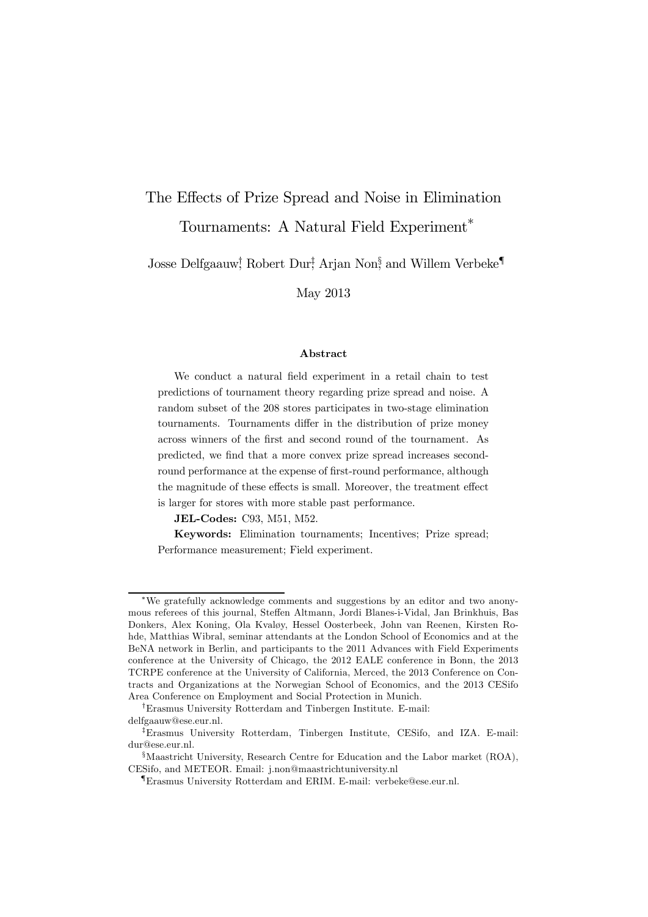# The Effects of Prize Spread and Noise in Elimination Tournaments: A Natural Field Experiment[*]

Josse Delfgaauw[†], Robert Dur[‡], Arjan Non[§], and Willem Verbeke[¶]

May 2013

## Abstract

We conduct a natural field experiment in a retail chain to test predictions of tournament theory regarding prize spread and noise. A random subset of the 208 stores participates in two-stage elimination tournaments. Tournaments differ in the distribution of prize money across winners of the first and second round of the tournament. As predicted, we find that a more convex prize spread increases second-round performance at the expense of first-round performance, although the magnitude of these effects is small. Moreover, the treatment effect is larger for stores with more stable past performance.

**JEL-Codes:** C93, M51, M52.

**Keywords:** Elimination tournaments; Incentives; Prize spread; Performance measurement; Field experiment.

---

[*] We gratefully acknowledge comments and suggestions by an editor and two anonymous referees of this journal, Steffen Altmann, Jordi Blanes-i-Vidal, Jan Brinkhuis, Bas Donkers, Alex Koning, Ola Kvaløy, Hessel Oosterbeek, John van Reenen, Kirsten Rohde, Matthias Wibral, seminar attendants at the London School of Economics and at the BeNA network in Berlin, and participants to the 2011 Advances with Field Experiments conference at the University of Chicago, the 2012 EALE conference in Bonn, the 2013 TCRPE conference at the University of California, Merced, the 2013 Conference on Contracts and Organizations at the Norwegian School of Economics, and the 2013 CESifo Area Conference on Employment and Social Protection in Munich.

[†] Erasmus University Rotterdam and Tinbergen Institute. E-mail: delfgaauw@ese.eur.nl.

[‡] Erasmus University Rotterdam, Tinbergen Institute, CESifo, and IZA. E-mail: dur@ese.eur.nl.

[§] Maastricht University, Research Centre for Education and the Labor market (ROA), CESifo, and METEOR. Email: j.non@maastrichtuniversity.nl

[¶] Erasmus University Rotterdam and ERIM. E-mail: verbeke@ese.eur.nl.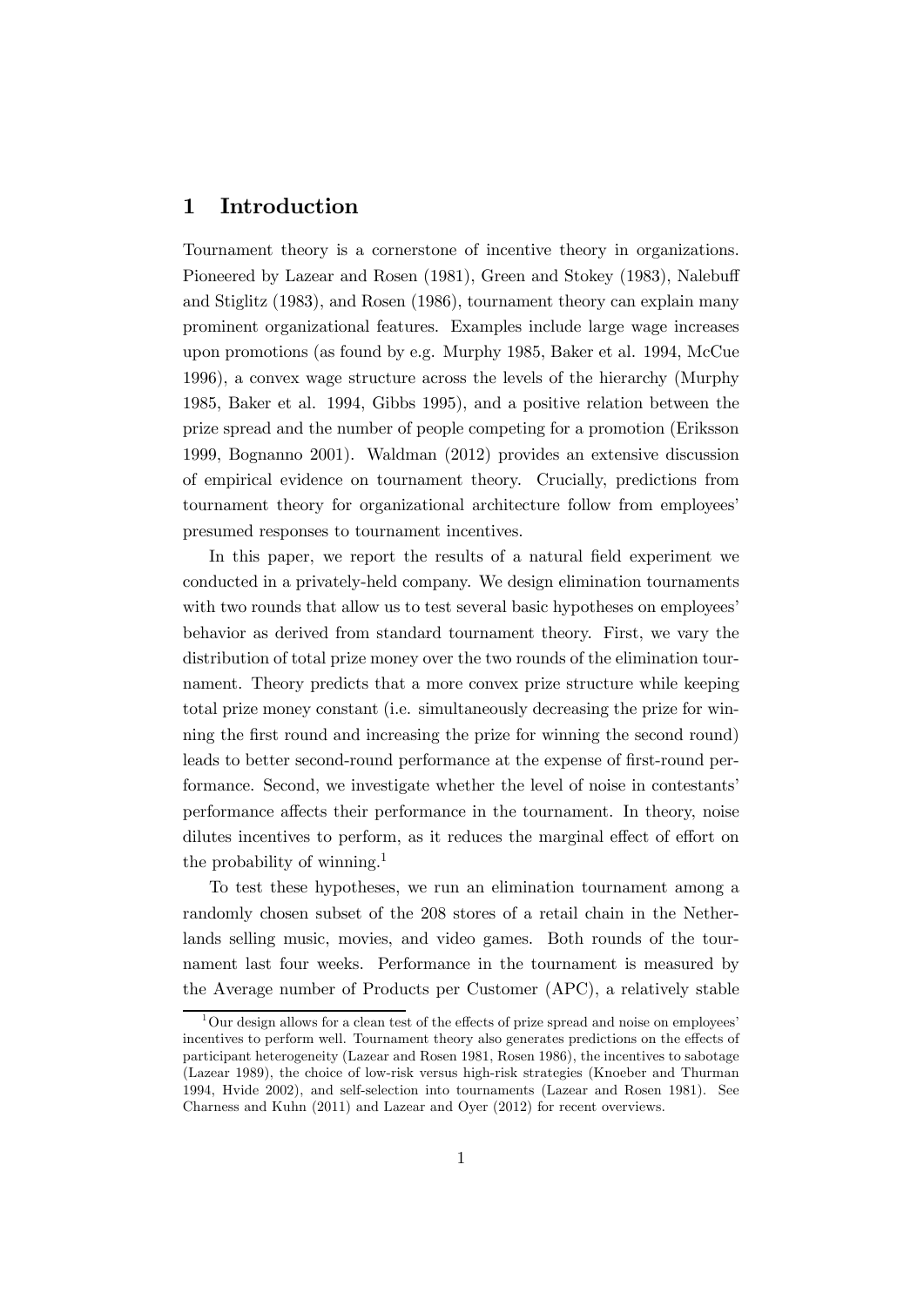# 1 Introduction

Tournament theory is a cornerstone of incentive theory in organizations. Pioneered by Lazear and Rosen (1981), Green and Stokey (1983), Nalebuff and Stiglitz (1983), and Rosen (1986), tournament theory can explain many prominent organizational features. Examples include large wage increases upon promotions (as found by e.g. Murphy 1985, Baker et al. 1994, McCue 1996), a convex wage structure across the levels of the hierarchy (Murphy 1985, Baker et al. 1994, Gibbs 1995), and a positive relation between the prize spread and the number of people competing for a promotion (Eriksson 1999, Bognanno 2001). Waldman (2012) provides an extensive discussion of empirical evidence on tournament theory. Crucially, predictions from tournament theory for organizational architecture follow from employees' presumed responses to tournament incentives.

In this paper, we report the results of a natural field experiment we conducted in a privately-held company. We design elimination tournaments with two rounds that allow us to test several basic hypotheses on employees' behavior as derived from standard tournament theory. First, we vary the distribution of total prize money over the two rounds of the elimination tournament. Theory predicts that a more convex prize structure while keeping total prize money constant (i.e. simultaneously decreasing the prize for winning the first round and increasing the prize for winning the second round) leads to better second-round performance at the expense of first-round performance. Second, we investigate whether the level of noise in contestants' performance affects their performance in the tournament. In theory, noise dilutes incentives to perform, as it reduces the marginal effect of effort on the probability of winning.[1]

To test these hypotheses, we run an elimination tournament among a randomly chosen subset of the 208 stores of a retail chain in the Netherlands selling music, movies, and video games. Both rounds of the tournament last four weeks. Performance in the tournament is measured by the Average number of Products per Customer (APC), a relatively stable

[1] Our design allows for a clean test of the effects of prize spread and noise on employees' incentives to perform well. Tournament theory also generates predictions on the effects of participant heterogeneity (Lazear and Rosen 1981, Rosen 1986), the incentives to sabotage (Lazear 1989), the choice of low-risk versus high-risk strategies (Knoeber and Thurman 1994, Hvide 2002), and self-selection into tournaments (Lazear and Rosen 1981). See Charness and Kuhn (2011) and Lazear and Oyer (2012) for recent overviews.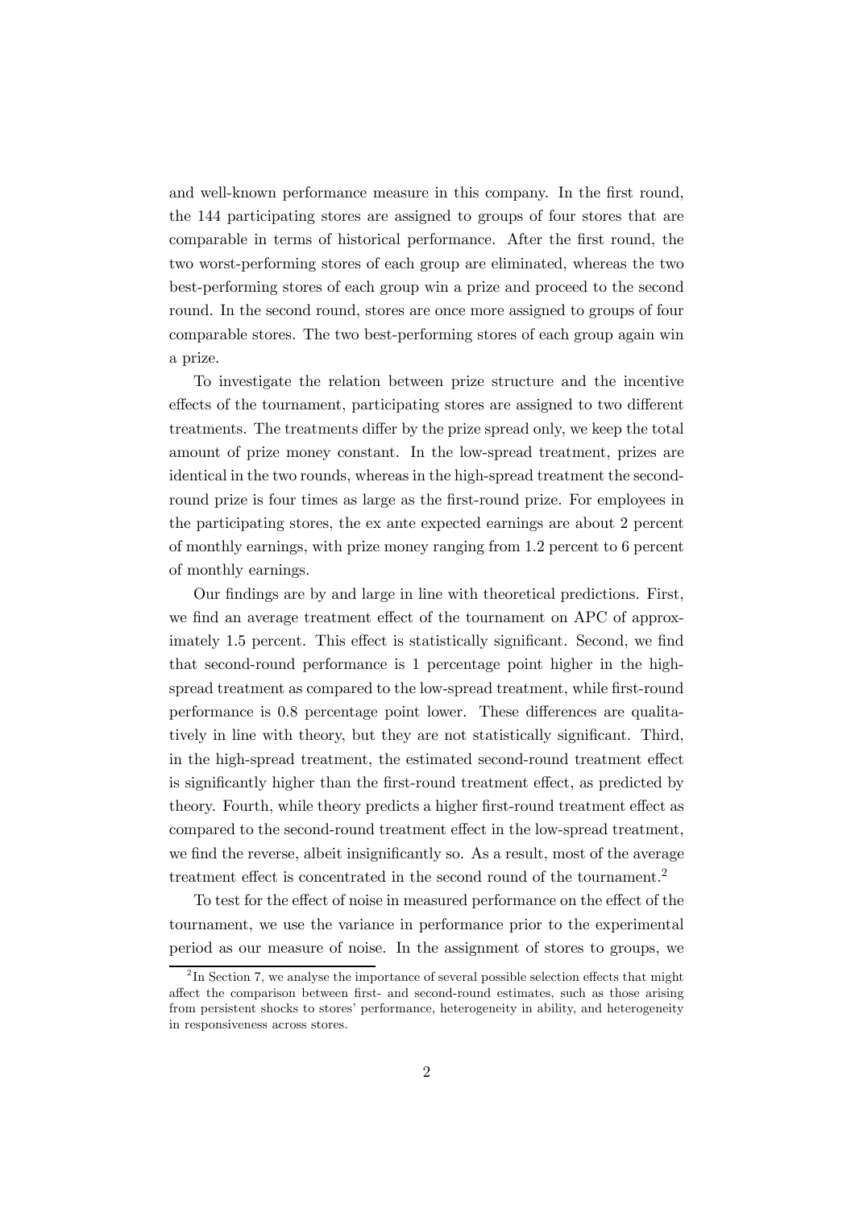and well-known performance measure in this company. In the first round, the 144 participating stores are assigned to groups of four stores that are comparable in terms of historical performance. After the first round, the two worst-performing stores of each group are eliminated, whereas the two best-performing stores of each group win a prize and proceed to the second round. In the second round, stores are once more assigned to groups of four comparable stores. The two best-performing stores of each group again win a prize.

To investigate the relation between prize structure and the incentive effects of the tournament, participating stores are assigned to two different treatments. The treatments differ by the prize spread only, we keep the total amount of prize money constant. In the low-spread treatment, prizes are identical in the two rounds, whereas in the high-spread treatment the second-round prize is four times as large as the first-round prize. For employees in the participating stores, the ex ante expected earnings are about 2 percent of monthly earnings, with prize money ranging from 1.2 percent to 6 percent of monthly earnings.

Our findings are by and large in line with theoretical predictions. First, we find an average treatment effect of the tournament on APC of approximately 1.5 percent. This effect is statistically significant. Second, we find that second-round performance is 1 percentage point higher in the high-spread treatment as compared to the low-spread treatment, while first-round performance is 0.8 percentage point lower. These differences are qualitatively in line with theory, but they are not statistically significant. Third, in the high-spread treatment, the estimated second-round treatment effect is significantly higher than the first-round treatment effect, as predicted by theory. Fourth, while theory predicts a higher first-round treatment effect as compared to the second-round treatment effect in the low-spread treatment, we find the reverse, albeit insignificantly so. As a result, most of the average treatment effect is concentrated in the second round of the tournament.[2]

To test for the effect of noise in measured performance on the effect of the tournament, we use the variance in performance prior to the experimental period as our measure of noise. In the assignment of stores to groups, we

[2] In Section 7, we analyse the importance of several possible selection effects that might affect the comparison between first- and second-round estimates, such as those arising from persistent shocks to stores' performance, heterogeneity in ability, and heterogeneity in responsiveness across stores.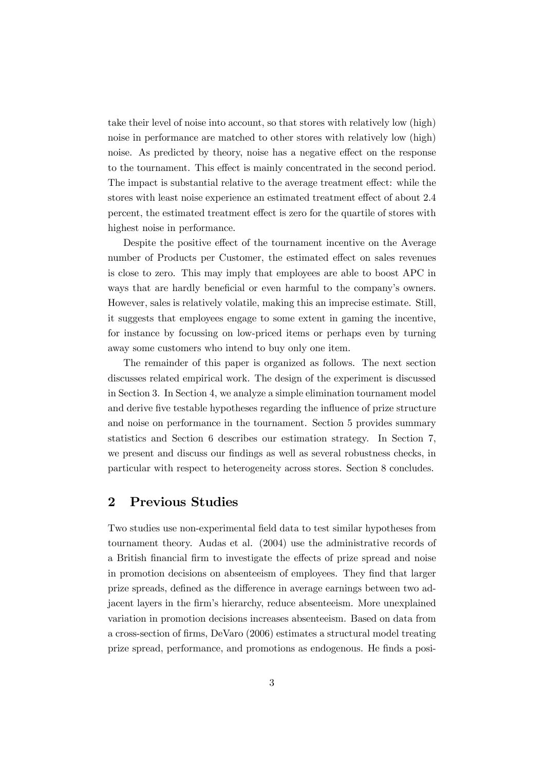take their level of noise into account, so that stores with relatively low (high) noise in performance are matched to other stores with relatively low (high) noise. As predicted by theory, noise has a negative effect on the response to the tournament. This effect is mainly concentrated in the second period. The impact is substantial relative to the average treatment effect: while the stores with least noise experience an estimated treatment effect of about 2.4 percent, the estimated treatment effect is zero for the quartile of stores with highest noise in performance.

Despite the positive effect of the tournament incentive on the Average number of Products per Customer, the estimated effect on sales revenues is close to zero. This may imply that employees are able to boost APC in ways that are hardly beneficial or even harmful to the company's owners. However, sales is relatively volatile, making this an imprecise estimate. Still, it suggests that employees engage to some extent in gaming the incentive, for instance by focussing on low-priced items or perhaps even by turning away some customers who intend to buy only one item.

The remainder of this paper is organized as follows. The next section discusses related empirical work. The design of the experiment is discussed in Section 3. In Section 4, we analyze a simple elimination tournament model and derive five testable hypotheses regarding the influence of prize structure and noise on performance in the tournament. Section 5 provides summary statistics and Section 6 describes our estimation strategy. In Section 7, we present and discuss our findings as well as several robustness checks, in particular with respect to heterogeneity across stores. Section 8 concludes.

## 2 Previous Studies

Two studies use non-experimental field data to test similar hypotheses from tournament theory. Audas et al. (2004) use the administrative records of a British financial firm to investigate the effects of prize spread and noise in promotion decisions on absenteeism of employees. They find that larger prize spreads, defined as the difference in average earnings between two adjacent layers in the firm's hierarchy, reduce absenteeism. More unexplained variation in promotion decisions increases absenteeism. Based on data from a cross-section of firms, DeVaro (2006) estimates a structural model treating prize spread, performance, and promotions as endogenous. He finds a posi-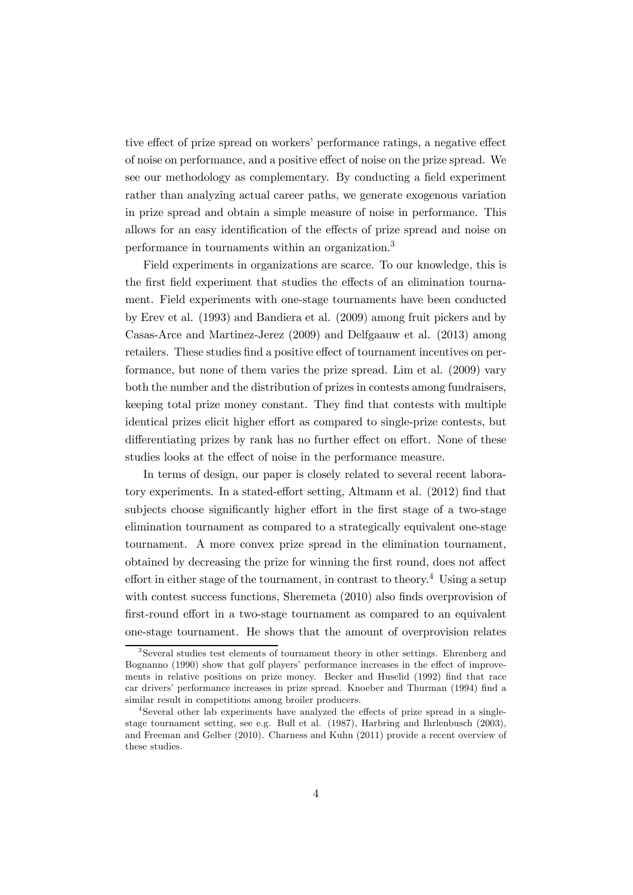tive effect of prize spread on workers' performance ratings, a negative effect of noise on performance, and a positive effect of noise on the prize spread. We see our methodology as complementary. By conducting a field experiment rather than analyzing actual career paths, we generate exogenous variation in prize spread and obtain a simple measure of noise in performance. This allows for an easy identification of the effects of prize spread and noise on performance in tournaments within an organization.[3]

Field experiments in organizations are scarce. To our knowledge, this is the first field experiment that studies the effects of an elimination tournament. Field experiments with one-stage tournaments have been conducted by Erev et al. (1993) and Bandiera et al. (2009) among fruit pickers and by Casas-Arce and Martinez-Jerez (2009) and Delfgaauw et al. (2013) among retailers. These studies find a positive effect of tournament incentives on performance, but none of them varies the prize spread. Lim et al. (2009) vary both the number and the distribution of prizes in contests among fundraisers, keeping total prize money constant. They find that contests with multiple identical prizes elicit higher effort as compared to single-prize contests, but differentiating prizes by rank has no further effect on effort. None of these studies looks at the effect of noise in the performance measure.

In terms of design, our paper is closely related to several recent laboratory experiments. In a stated-effort setting, Altmann et al. (2012) find that subjects choose significantly higher effort in the first stage of a two-stage elimination tournament as compared to a strategically equivalent one-stage tournament. A more convex prize spread in the elimination tournament, obtained by decreasing the prize for winning the first round, does not affect effort in either stage of the tournament, in contrast to theory.[4] Using a setup with contest success functions, Sheremeta (2010) also finds overprovision of first-round effort in a two-stage tournament as compared to an equivalent one-stage tournament. He shows that the amount of overprovision relates

[3]Several studies test elements of tournament theory in other settings. Ehrenberg and Bognanno (1990) show that golf players' performance increases in the effect of improvements in relative positions on prize money. Becker and Huselid (1992) find that race car drivers' performance increases in prize spread. Knoeber and Thurman (1994) find a similar result in competitions among broiler producers.

[4]Several other lab experiments have analyzed the effects of prize spread in a single-stage tournament setting, see e.g. Bull et al. (1987), Harbring and Ihrlenbusch (2003), and Freeman and Gelber (2010). Charness and Kuhn (2011) provide a recent overview of these studies.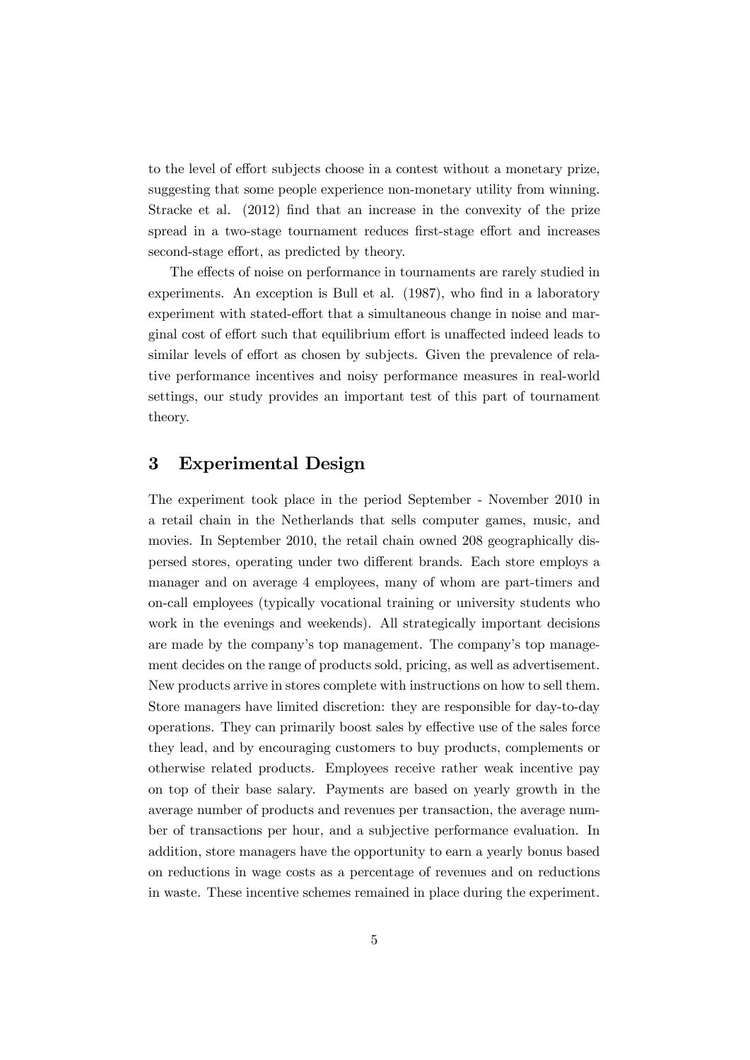to the level of effort subjects choose in a contest without a monetary prize, suggesting that some people experience non-monetary utility from winning. Stracke et al. (2012) find that an increase in the convexity of the prize spread in a two-stage tournament reduces first-stage effort and increases second-stage effort, as predicted by theory.

The effects of noise on performance in tournaments are rarely studied in experiments. An exception is Bull et al. (1987), who find in a laboratory experiment with stated-effort that a simultaneous change in noise and marginal cost of effort such that equilibrium effort is unaffected indeed leads to similar levels of effort as chosen by subjects. Given the prevalence of relative performance incentives and noisy performance measures in real-world settings, our study provides an important test of this part of tournament theory.

## 3 Experimental Design

The experiment took place in the period September - November 2010 in a retail chain in the Netherlands that sells computer games, music, and movies. In September 2010, the retail chain owned 208 geographically dispersed stores, operating under two different brands. Each store employs a manager and on average 4 employees, many of whom are part-timers and on-call employees (typically vocational training or university students who work in the evenings and weekends). All strategically important decisions are made by the company's top management. The company's top management decides on the range of products sold, pricing, as well as advertisement. New products arrive in stores complete with instructions on how to sell them. Store managers have limited discretion: they are responsible for day-to-day operations. They can primarily boost sales by effective use of the sales force they lead, and by encouraging customers to buy products, complements or otherwise related products. Employees receive rather weak incentive pay on top of their base salary. Payments are based on yearly growth in the average number of products and revenues per transaction, the average number of transactions per hour, and a subjective performance evaluation. In addition, store managers have the opportunity to earn a yearly bonus based on reductions in wage costs as a percentage of revenues and on reductions in waste. These incentive schemes remained in place during the experiment.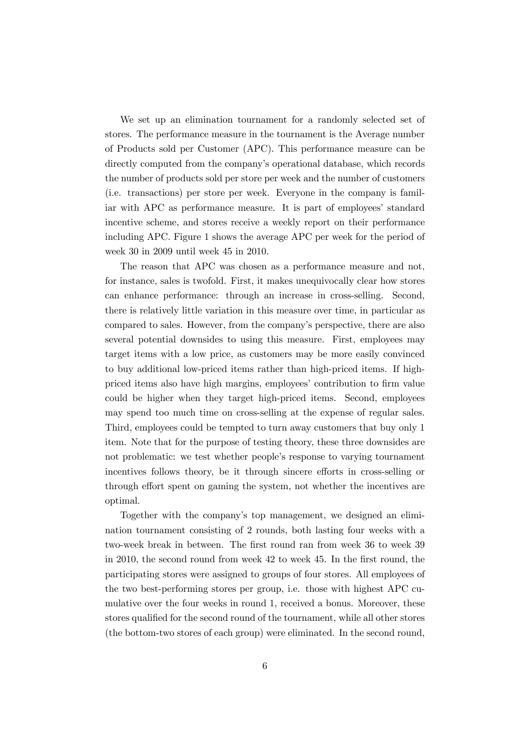We set up an elimination tournament for a randomly selected set of stores. The performance measure in the tournament is the Average number of Products sold per Customer (APC). This performance measure can be directly computed from the company's operational database, which records the number of products sold per store per week and the number of customers (i.e. transactions) per store per week. Everyone in the company is familiar with APC as performance measure. It is part of employees' standard incentive scheme, and stores receive a weekly report on their performance including APC. Figure 1 shows the average APC per week for the period of week 30 in 2009 until week 45 in 2010.

The reason that APC was chosen as a performance measure and not, for instance, sales is twofold. First, it makes unequivocally clear how stores can enhance performance: through an increase in cross-selling. Second, there is relatively little variation in this measure over time, in particular as compared to sales. However, from the company's perspective, there are also several potential downsides to using this measure. First, employees may target items with a low price, as customers may be more easily convinced to buy additional low-priced items rather than high-priced items. If high-priced items also have high margins, employees' contribution to firm value could be higher when they target high-priced items. Second, employees may spend too much time on cross-selling at the expense of regular sales. Third, employees could be tempted to turn away customers that buy only 1 item. Note that for the purpose of testing theory, these three downsides are not problematic: we test whether people's response to varying tournament incentives follows theory, be it through sincere efforts in cross-selling or through effort spent on gaming the system, not whether the incentives are optimal.

Together with the company's top management, we designed an elimination tournament consisting of 2 rounds, both lasting four weeks with a two-week break in between. The first round ran from week 36 to week 39 in 2010, the second round from week 42 to week 45. In the first round, the participating stores were assigned to groups of four stores. All employees of the two best-performing stores per group, i.e. those with highest APC cumulative over the four weeks in round 1, received a bonus. Moreover, these stores qualified for the second round of the tournament, while all other stores (the bottom-two stores of each group) were eliminated. In the second round,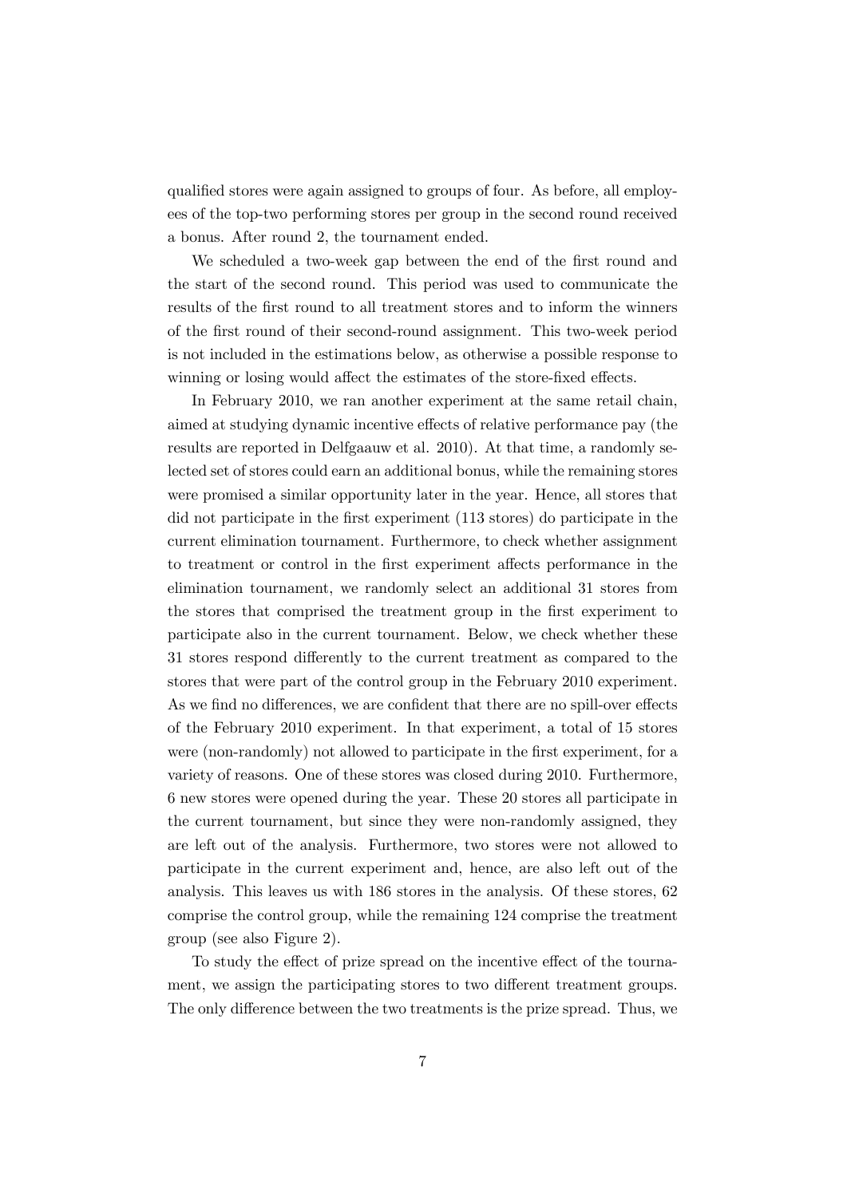qualified stores were again assigned to groups of four. As before, all employees of the top-two performing stores per group in the second round received a bonus. After round 2, the tournament ended.

We scheduled a two-week gap between the end of the first round and the start of the second round. This period was used to communicate the results of the first round to all treatment stores and to inform the winners of the first round of their second-round assignment. This two-week period is not included in the estimations below, as otherwise a possible response to winning or losing would affect the estimates of the store-fixed effects.

In February 2010, we ran another experiment at the same retail chain, aimed at studying dynamic incentive effects of relative performance pay (the results are reported in Delfgaauw et al. 2010). At that time, a randomly selected set of stores could earn an additional bonus, while the remaining stores were promised a similar opportunity later in the year. Hence, all stores that did not participate in the first experiment (113 stores) do participate in the current elimination tournament. Furthermore, to check whether assignment to treatment or control in the first experiment affects performance in the elimination tournament, we randomly select an additional 31 stores from the stores that comprised the treatment group in the first experiment to participate also in the current tournament. Below, we check whether these 31 stores respond differently to the current treatment as compared to the stores that were part of the control group in the February 2010 experiment. As we find no differences, we are confident that there are no spill-over effects of the February 2010 experiment. In that experiment, a total of 15 stores were (non-randomly) not allowed to participate in the first experiment, for a variety of reasons. One of these stores was closed during 2010. Furthermore, 6 new stores were opened during the year. These 20 stores all participate in the current tournament, but since they were non-randomly assigned, they are left out of the analysis. Furthermore, two stores were not allowed to participate in the current experiment and, hence, are also left out of the analysis. This leaves us with 186 stores in the analysis. Of these stores, 62 comprise the control group, while the remaining 124 comprise the treatment group (see also Figure 2).

To study the effect of prize spread on the incentive effect of the tournament, we assign the participating stores to two different treatment groups. The only difference between the two treatments is the prize spread. Thus, we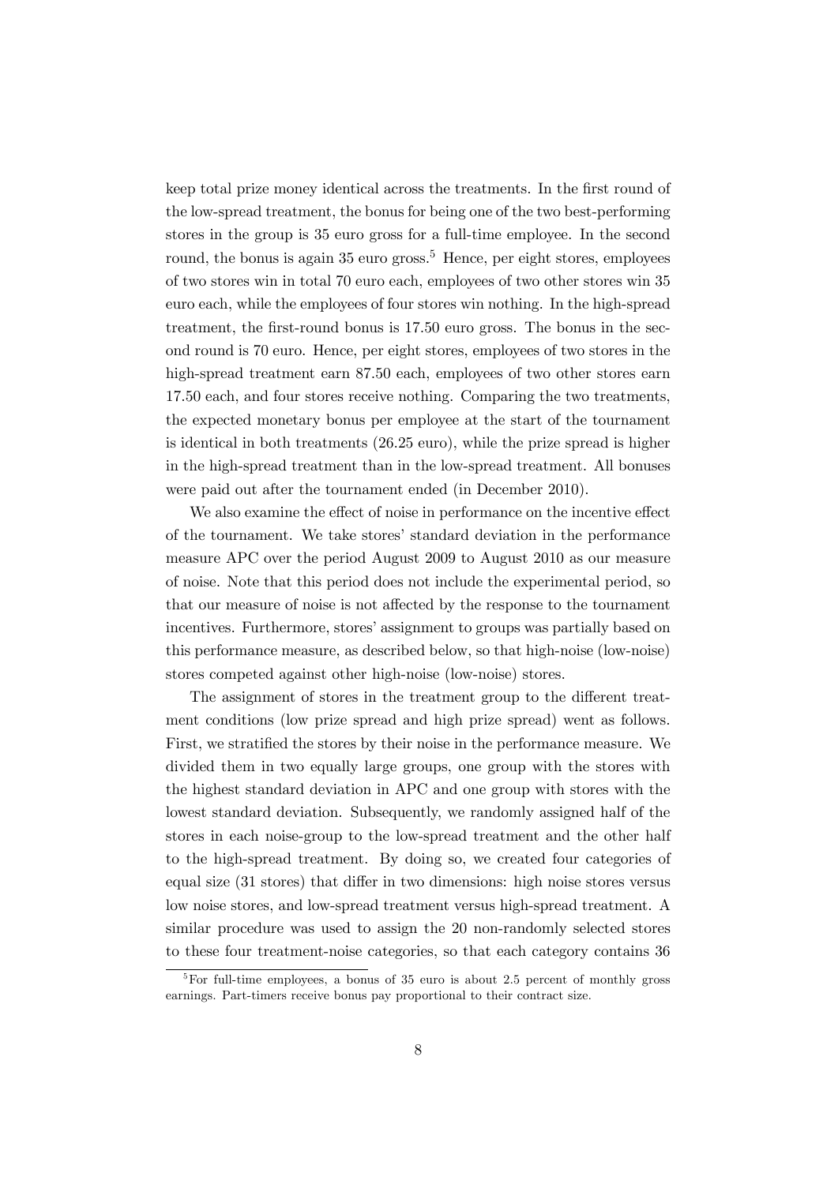keep total prize money identical across the treatments. In the first round of the low-spread treatment, the bonus for being one of the two best-performing stores in the group is 35 euro gross for a full-time employee. In the second round, the bonus is again 35 euro gross.[5] Hence, per eight stores, employees of two stores win in total 70 euro each, employees of two other stores win 35 euro each, while the employees of four stores win nothing. In the high-spread treatment, the first-round bonus is 17.50 euro gross. The bonus in the second round is 70 euro. Hence, per eight stores, employees of two stores in the high-spread treatment earn 87.50 each, employees of two other stores earn 17.50 each, and four stores receive nothing. Comparing the two treatments, the expected monetary bonus per employee at the start of the tournament is identical in both treatments (26.25 euro), while the prize spread is higher in the high-spread treatment than in the low-spread treatment. All bonuses were paid out after the tournament ended (in December 2010).

We also examine the effect of noise in performance on the incentive effect of the tournament. We take stores' standard deviation in the performance measure APC over the period August 2009 to August 2010 as our measure of noise. Note that this period does not include the experimental period, so that our measure of noise is not affected by the response to the tournament incentives. Furthermore, stores' assignment to groups was partially based on this performance measure, as described below, so that high-noise (low-noise) stores competed against other high-noise (low-noise) stores.

The assignment of stores in the treatment group to the different treatment conditions (low prize spread and high prize spread) went as follows. First, we stratified the stores by their noise in the performance measure. We divided them in two equally large groups, one group with the stores with the highest standard deviation in APC and one group with stores with the lowest standard deviation. Subsequently, we randomly assigned half of the stores in each noise-group to the low-spread treatment and the other half to the high-spread treatment. By doing so, we created four categories of equal size (31 stores) that differ in two dimensions: high noise stores versus low noise stores, and low-spread treatment versus high-spread treatment. A similar procedure was used to assign the 20 non-randomly selected stores to these four treatment-noise categories, so that each category contains 36

[5] For full-time employees, a bonus of 35 euro is about 2.5 percent of monthly gross earnings. Part-timers receive bonus pay proportional to their contract size.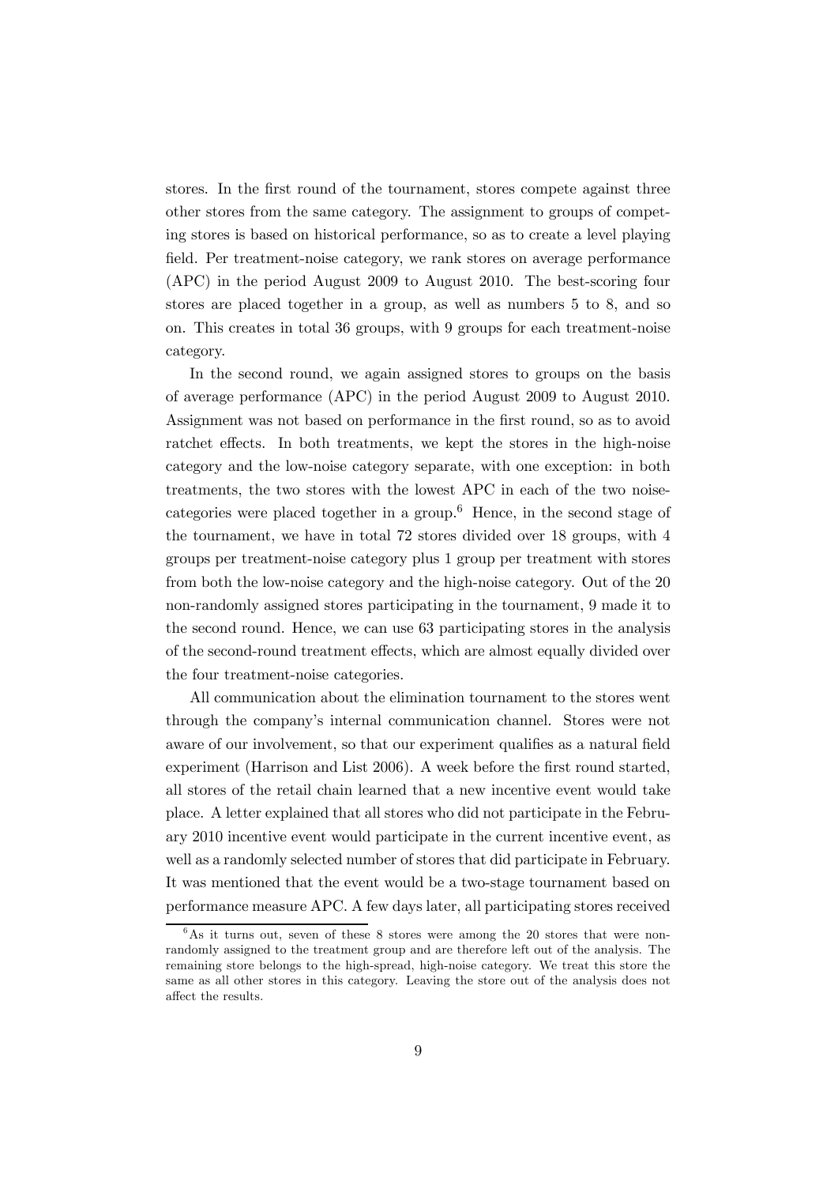stores. In the first round of the tournament, stores compete against three other stores from the same category. The assignment to groups of competing stores is based on historical performance, so as to create a level playing field. Per treatment-noise category, we rank stores on average performance (APC) in the period August 2009 to August 2010. The best-scoring four stores are placed together in a group, as well as numbers 5 to 8, and so on. This creates in total 36 groups, with 9 groups for each treatment-noise category.

In the second round, we again assigned stores to groups on the basis of average performance (APC) in the period August 2009 to August 2010. Assignment was not based on performance in the first round, so as to avoid ratchet effects. In both treatments, we kept the stores in the high-noise category and the low-noise category separate, with one exception: in both treatments, the two stores with the lowest APC in each of the two noise-categories were placed together in a group.[6] Hence, in the second stage of the tournament, we have in total 72 stores divided over 18 groups, with 4 groups per treatment-noise category plus 1 group per treatment with stores from both the low-noise category and the high-noise category. Out of the 20 non-randomly assigned stores participating in the tournament, 9 made it to the second round. Hence, we can use 63 participating stores in the analysis of the second-round treatment effects, which are almost equally divided over the four treatment-noise categories.

All communication about the elimination tournament to the stores went through the company's internal communication channel. Stores were not aware of our involvement, so that our experiment qualifies as a natural field experiment (Harrison and List 2006). A week before the first round started, all stores of the retail chain learned that a new incentive event would take place. A letter explained that all stores who did not participate in the February 2010 incentive event would participate in the current incentive event, as well as a randomly selected number of stores that did participate in February. It was mentioned that the event would be a two-stage tournament based on performance measure APC. A few days later, all participating stores received

[6] As it turns out, seven of these 8 stores were among the 20 stores that were non-randomly assigned to the treatment group and are therefore left out of the analysis. The remaining store belongs to the high-spread, high-noise category. We treat this store the same as all other stores in this category. Leaving the store out of the analysis does not affect the results.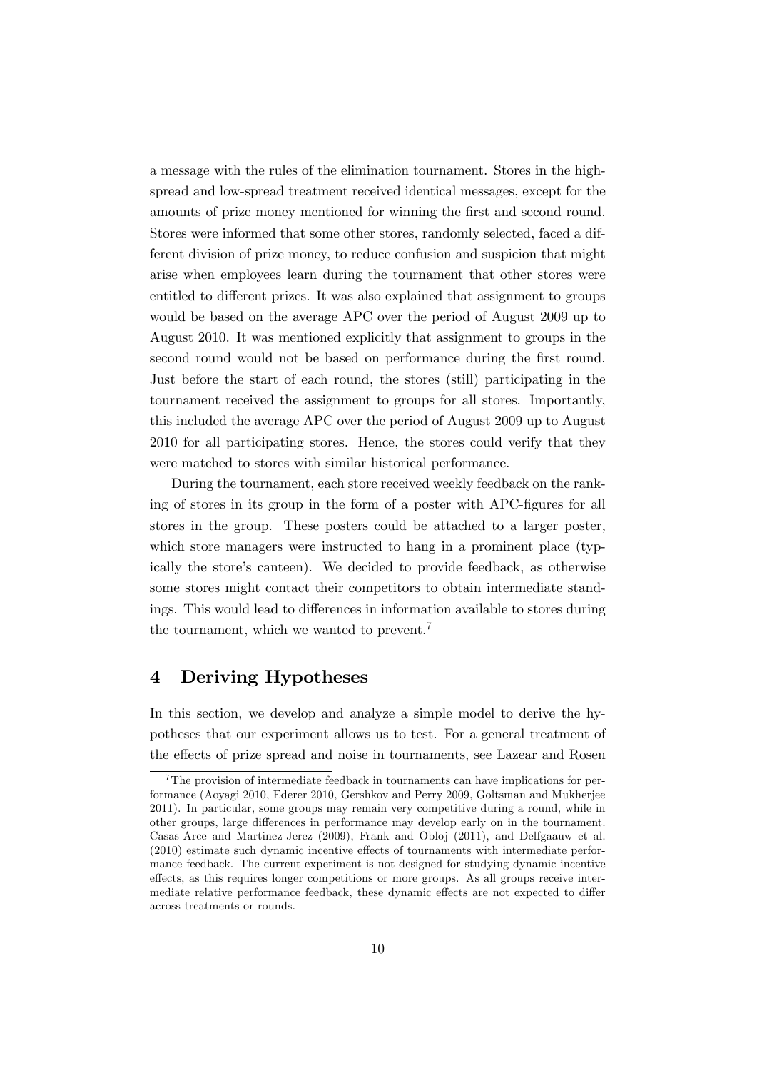a message with the rules of the elimination tournament. Stores in the high-spread and low-spread treatment received identical messages, except for the amounts of prize money mentioned for winning the first and second round. Stores were informed that some other stores, randomly selected, faced a different division of prize money, to reduce confusion and suspicion that might arise when employees learn during the tournament that other stores were entitled to different prizes. It was also explained that assignment to groups would be based on the average APC over the period of August 2009 up to August 2010. It was mentioned explicitly that assignment to groups in the second round would not be based on performance during the first round. Just before the start of each round, the stores (still) participating in the tournament received the assignment to groups for all stores. Importantly, this included the average APC over the period of August 2009 up to August 2010 for all participating stores. Hence, the stores could verify that they were matched to stores with similar historical performance.

During the tournament, each store received weekly feedback on the ranking of stores in its group in the form of a poster with APC-figures for all stores in the group. These posters could be attached to a larger poster, which store managers were instructed to hang in a prominent place (typically the store's canteen). We decided to provide feedback, as otherwise some stores might contact their competitors to obtain intermediate standings. This would lead to differences in information available to stores during the tournament, which we wanted to prevent.[7]

## 4 Deriving Hypotheses

In this section, we develop and analyze a simple model to derive the hypotheses that our experiment allows us to test. For a general treatment of the effects of prize spread and noise in tournaments, see Lazear and Rosen

[7] The provision of intermediate feedback in tournaments can have implications for performance (Aoyagi 2010, Ederer 2010, Gershkov and Perry 2009, Goltsman and Mukherjee 2011). In particular, some groups may remain very competitive during a round, while in other groups, large differences in performance may develop early on in the tournament. Casas-Arce and Martinez-Jerez (2009), Frank and Obloj (2011), and Delfgaauw et al. (2010) estimate such dynamic incentive effects of tournaments with intermediate performance feedback. The current experiment is not designed for studying dynamic incentive effects, as this requires longer competitions or more groups. As all groups receive intermediate relative performance feedback, these dynamic effects are not expected to differ across treatments or rounds.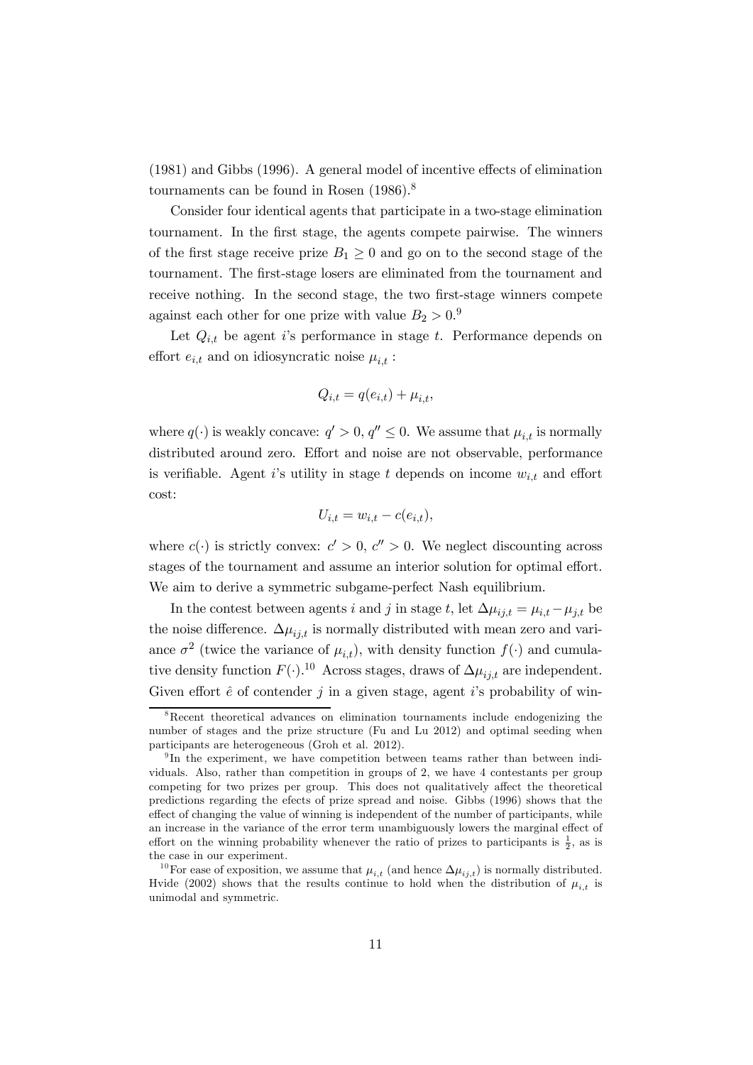(1981) and Gibbs (1996). A general model of incentive effects of elimination tournaments can be found in Rosen (1986).[8]

Consider four identical agents that participate in a two-stage elimination tournament. In the first stage, the agents compete pairwise. The winners of the first stage receive prize $B_1 \geq 0$ and go on to the second stage of the tournament. The first-stage losers are eliminated from the tournament and receive nothing. In the second stage, the two first-stage winners compete against each other for one prize with value $B_2 > 0$.[9]

Let $Q_{i,t}$ be agent $i$'s performance in stage $t$. Performance depends on effort $e_{i,t}$ and on idiosyncratic noise $\mu_{i,t}$ :

$$Q_{i,t} = q(e_{i,t}) + \mu_{i,t},$$

where $q(\cdot)$ is weakly concave: $q' > 0$, $q'' \leq 0$. We assume that $\mu_{i,t}$ is normally distributed around zero. Effort and noise are not observable, performance is verifiable. Agent $i$'s utility in stage $t$ depends on income $w_{i,t}$ and effort cost:

$$U_{i,t} = w_{i,t} - c(e_{i,t}),$$

where $c(\cdot)$ is strictly convex: $c' > 0$, $c'' > 0$. We neglect discounting across stages of the tournament and assume an interior solution for optimal effort. We aim to derive a symmetric subgame-perfect Nash equilibrium.

In the contest between agents $i$ and $j$ in stage $t$, let $\Delta\mu_{ij,t} = \mu_{i,t} - \mu_{j,t}$ be the noise difference. $\Delta\mu_{ij,t}$ is normally distributed with mean zero and variance $\sigma^2$ (twice the variance of $\mu_{i,t}$), with density function $f(\cdot)$ and cumulative density function $F(\cdot)$.[10] Across stages, draws of $\Delta\mu_{ij,t}$ are independent. Given effort $\hat{e}$ of contender $j$ in a given stage, agent $i$'s probability of win-

---

[8] Recent theoretical advances on elimination tournaments include endogenizing the number of stages and the prize structure (Fu and Lu 2012) and optimal seeding when participants are heterogeneous (Groh et al. 2012).

[9] In the experiment, we have competition between teams rather than between individuals. Also, rather than competition in groups of 2, we have 4 contestants per group competing for two prizes per group. This does not qualitatively affect the theoretical predictions regarding the efects of prize spread and noise. Gibbs (1996) shows that the effect of changing the value of winning is independent of the number of participants, while an increase in the variance of the error term unambiguously lowers the marginal effect of effort on the winning probability whenever the ratio of prizes to participants is $\frac{1}{2}$, as is the case in our experiment.

[10] For ease of exposition, we assume that $\mu_{i,t}$ (and hence $\Delta\mu_{ij,t}$) is normally distributed. Hvide (2002) shows that the results continue to hold when the distribution of $\mu_{i,t}$ is unimodal and symmetric.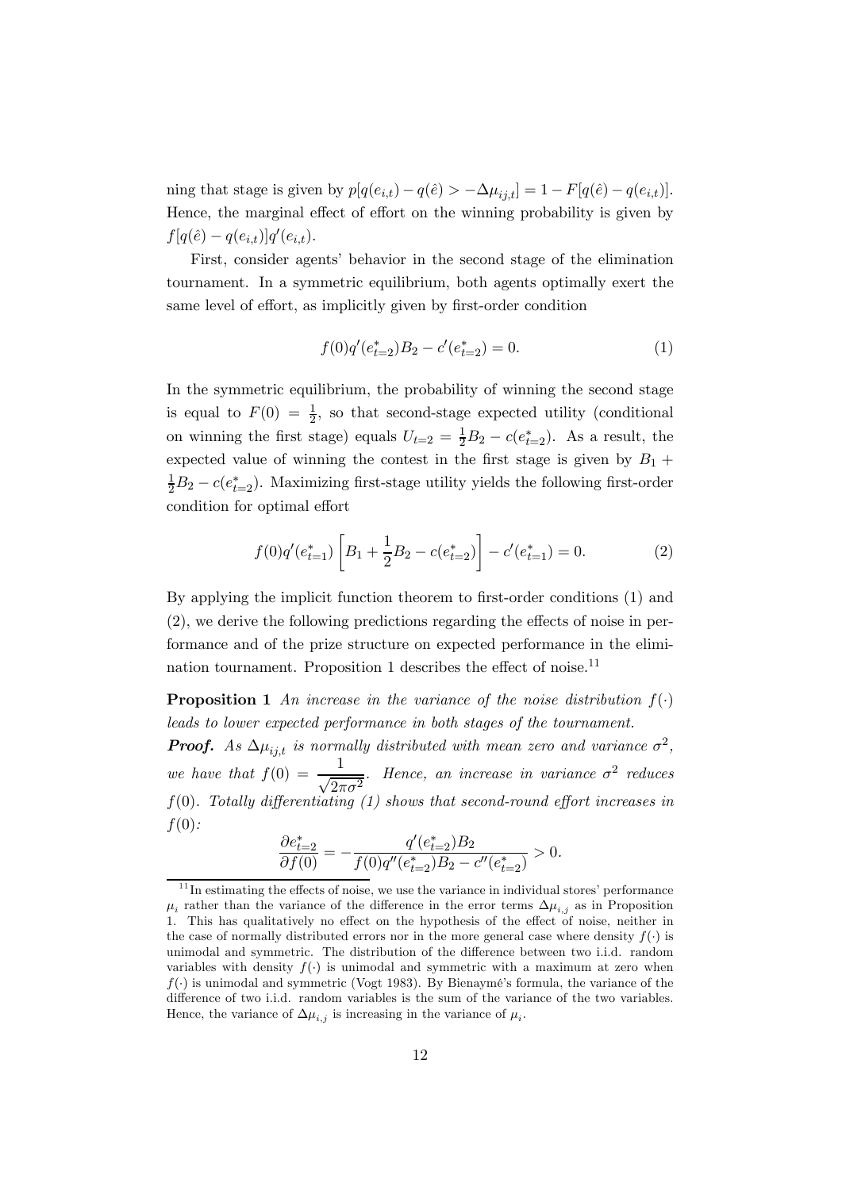ning that stage is given by $p[q(e_{i,t}) - q(\hat{e}) > -\Delta\mu_{ij,t}] = 1 - F[q(\hat{e}) - q(e_{i,t})]$. Hence, the marginal effect of effort on the winning probability is given by $f[q(\hat{e}) - q(e_{i,t})]q'(e_{i,t})$.

First, consider agents' behavior in the second stage of the elimination tournament. In a symmetric equilibrium, both agents optimally exert the same level of effort, as implicitly given by first-order condition

$$f(0)q'(e^*_{t=2})B_2 - c'(e^*_{t=2}) = 0. \tag{1}$$

In the symmetric equilibrium, the probability of winning the second stage is equal to $F(0) = \frac{1}{2}$, so that second-stage expected utility (conditional on winning the first stage) equals $U_{t=2} = \frac{1}{2}B_2 - c(e^*_{t=2})$. As a result, the expected value of winning the contest in the first stage is given by $B_1 + \frac{1}{2}B_2 - c(e^*_{t=2})$. Maximizing first-stage utility yields the following first-order condition for optimal effort

$$f(0)q'(e^*_{t=1})\left[B_1 + \frac{1}{2}B_2 - c(e^*_{t=2})\right] - c'(e^*_{t=1}) = 0. \tag{2}$$

By applying the implicit function theorem to first-order conditions (1) and (2), we derive the following predictions regarding the effects of noise in performance and of the prize structure on expected performance in the elimination tournament. Proposition 1 describes the effect of noise.[11]

**Proposition 1** *An increase in the variance of the noise distribution $f(\cdot)$ leads to lower expected performance in both stages of the tournament.*

***Proof.*** *As $\Delta\mu_{ij,t}$ is normally distributed with mean zero and variance $\sigma^2$, we have that $f(0) = \dfrac{1}{\sqrt{2\pi\sigma^2}}$. Hence, an increase in variance $\sigma^2$ reduces $f(0)$. Totally differentiating (1) shows that second-round effort increases in $f(0)$:*

$$\frac{\partial e^*_{t=2}}{\partial f(0)} = -\frac{q'(e^*_{t=2})B_2}{f(0)q''(e^*_{t=2})B_2 - c''(e^*_{t=2})} > 0.$$

[11] In estimating the effects of noise, we use the variance in individual stores' performance $\mu_i$ rather than the variance of the difference in the error terms $\Delta\mu_{i,j}$ as in Proposition 1. This has qualitatively no effect on the hypothesis of the effect of noise, neither in the case of normally distributed errors nor in the more general case where density $f(\cdot)$ is unimodal and symmetric. The distribution of the difference between two i.i.d. random variables with density $f(\cdot)$ is unimodal and symmetric with a maximum at zero when $f(\cdot)$ is unimodal and symmetric (Vogt 1983). By Bienaymé's formula, the variance of the difference of two i.i.d. random variables is the sum of the variance of the two variables. Hence, the variance of $\Delta\mu_{i,j}$ is increasing in the variance of $\mu_i$.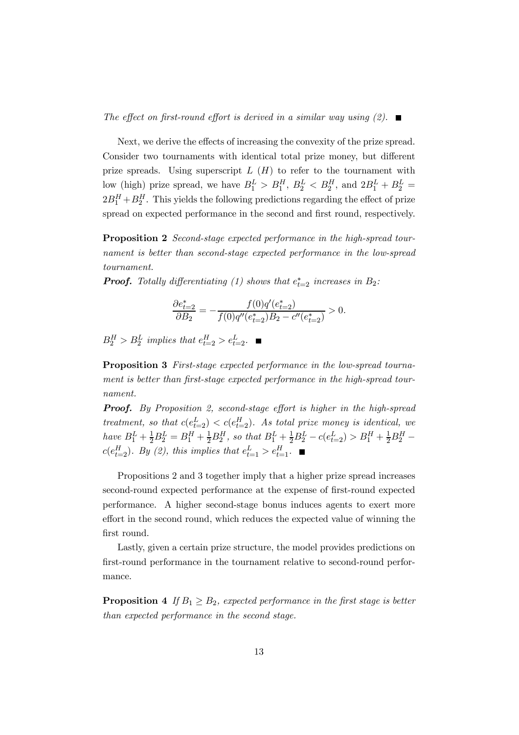*The effect on first-round effort is derived in a similar way using (2).* ■

Next, we derive the effects of increasing the convexity of the prize spread. Consider two tournaments with identical total prize money, but different prize spreads. Using superscript $L$ ($H$) to refer to the tournament with low (high) prize spread, we have $B_1^L > B_1^H$, $B_2^L < B_2^H$, and $2B_1^L + B_2^L = 2B_1^H + B_2^H$. This yields the following predictions regarding the effect of prize spread on expected performance in the second and first round, respectively.

**Proposition 2** *Second-stage expected performance in the high-spread tournament is better than second-stage expected performance in the low-spread tournament.*

***Proof.*** *Totally differentiating (1) shows that $e^*_{t=2}$ increases in $B_2$:*

$$\frac{\partial e^*_{t=2}}{\partial B_2} = -\frac{f(0)q'(e^*_{t=2})}{f(0)q''(e^*_{t=2})B_2 - c''(e^*_{t=2})} > 0.$$

*$B_2^H > B_2^L$ implies that $e^H_{t=2} > e^L_{t=2}$.* ■

**Proposition 3** *First-stage expected performance in the low-spread tournament is better than first-stage expected performance in the high-spread tournament.*

***Proof.*** *By Proposition 2, second-stage effort is higher in the high-spread treatment, so that $c(e^L_{t=2}) < c(e^H_{t=2})$. As total prize money is identical, we have $B_1^L + \frac{1}{2}B_2^L = B_1^H + \frac{1}{2}B_2^H$, so that $B_1^L + \frac{1}{2}B_2^L - c(e^L_{t=2}) > B_1^H + \frac{1}{2}B_2^H - c(e^H_{t=2})$. By (2), this implies that $e^L_{t=1} > e^H_{t=1}$.* ■

Propositions 2 and 3 together imply that a higher prize spread increases second-round expected performance at the expense of first-round expected performance. A higher second-stage bonus induces agents to exert more effort in the second round, which reduces the expected value of winning the first round.

Lastly, given a certain prize structure, the model provides predictions on first-round performance in the tournament relative to second-round performance.

**Proposition 4** *If $B_1 \geq B_2$, expected performance in the first stage is better than expected performance in the second stage.*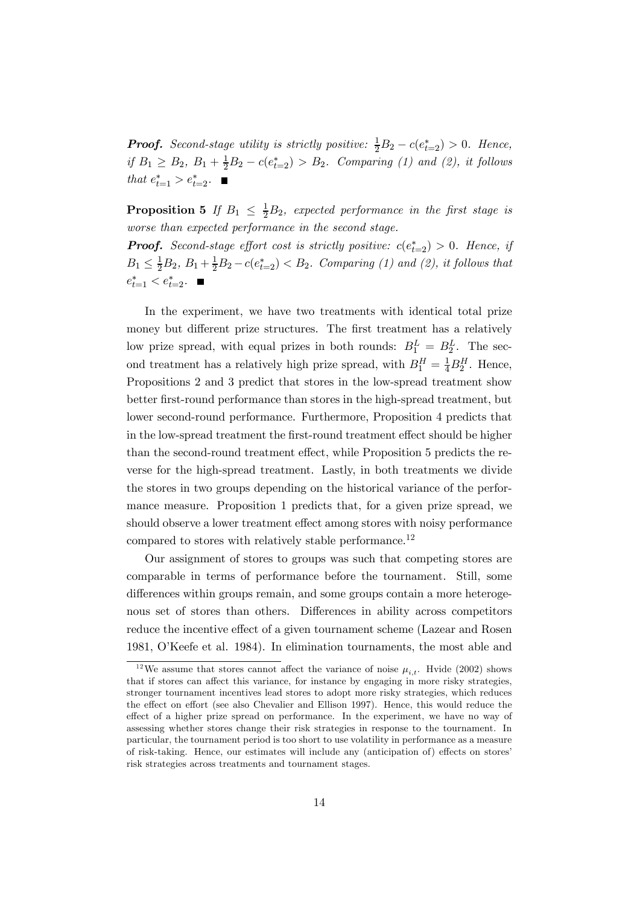***Proof.*** *Second-stage utility is strictly positive: $\frac{1}{2}B_2 - c(e^*_{t=2}) > 0$. Hence, if $B_1 \geq B_2$, $B_1 + \frac{1}{2}B_2 - c(e^*_{t=2}) > B_2$. Comparing (1) and (2), it follows that $e^*_{t=1} > e^*_{t=2}$.* ■

**Proposition 5** *If $B_1 \leq \frac{1}{2}B_2$, expected performance in the first stage is worse than expected performance in the second stage.*

***Proof.*** *Second-stage effort cost is strictly positive: $c(e^*_{t=2}) > 0$. Hence, if $B_1 \leq \frac{1}{2}B_2$, $B_1 + \frac{1}{2}B_2 - c(e^*_{t=2}) < B_2$. Comparing (1) and (2), it follows that $e^*_{t=1} < e^*_{t=2}$.* ■

In the experiment, we have two treatments with identical total prize money but different prize structures. The first treatment has a relatively low prize spread, with equal prizes in both rounds: $B^L_1 = B^L_2$. The second treatment has a relatively high prize spread, with $B^H_1 = \frac{1}{4}B^H_2$. Hence, Propositions 2 and 3 predict that stores in the low-spread treatment show better first-round performance than stores in the high-spread treatment, but lower second-round performance. Furthermore, Proposition 4 predicts that in the low-spread treatment the first-round treatment effect should be higher than the second-round treatment effect, while Proposition 5 predicts the reverse for the high-spread treatment. Lastly, in both treatments we divide the stores in two groups depending on the historical variance of the performance measure. Proposition 1 predicts that, for a given prize spread, we should observe a lower treatment effect among stores with noisy performance compared to stores with relatively stable performance.[12]

Our assignment of stores to groups was such that competing stores are comparable in terms of performance before the tournament. Still, some differences within groups remain, and some groups contain a more heterogenous set of stores than others. Differences in ability across competitors reduce the incentive effect of a given tournament scheme (Lazear and Rosen 1981, O'Keefe et al. 1984). In elimination tournaments, the most able and

[12] We assume that stores cannot affect the variance of noise $\mu_{i,t}$. Hvide (2002) shows that if stores can affect this variance, for instance by engaging in more risky strategies, stronger tournament incentives lead stores to adopt more risky strategies, which reduces the effect on effort (see also Chevalier and Ellison 1997). Hence, this would reduce the effect of a higher prize spread on performance. In the experiment, we have no way of assessing whether stores change their risk strategies in response to the tournament. In particular, the tournament period is too short to use volatility in performance as a measure of risk-taking. Hence, our estimates will include any (anticipation of) effects on stores' risk strategies across treatments and tournament stages.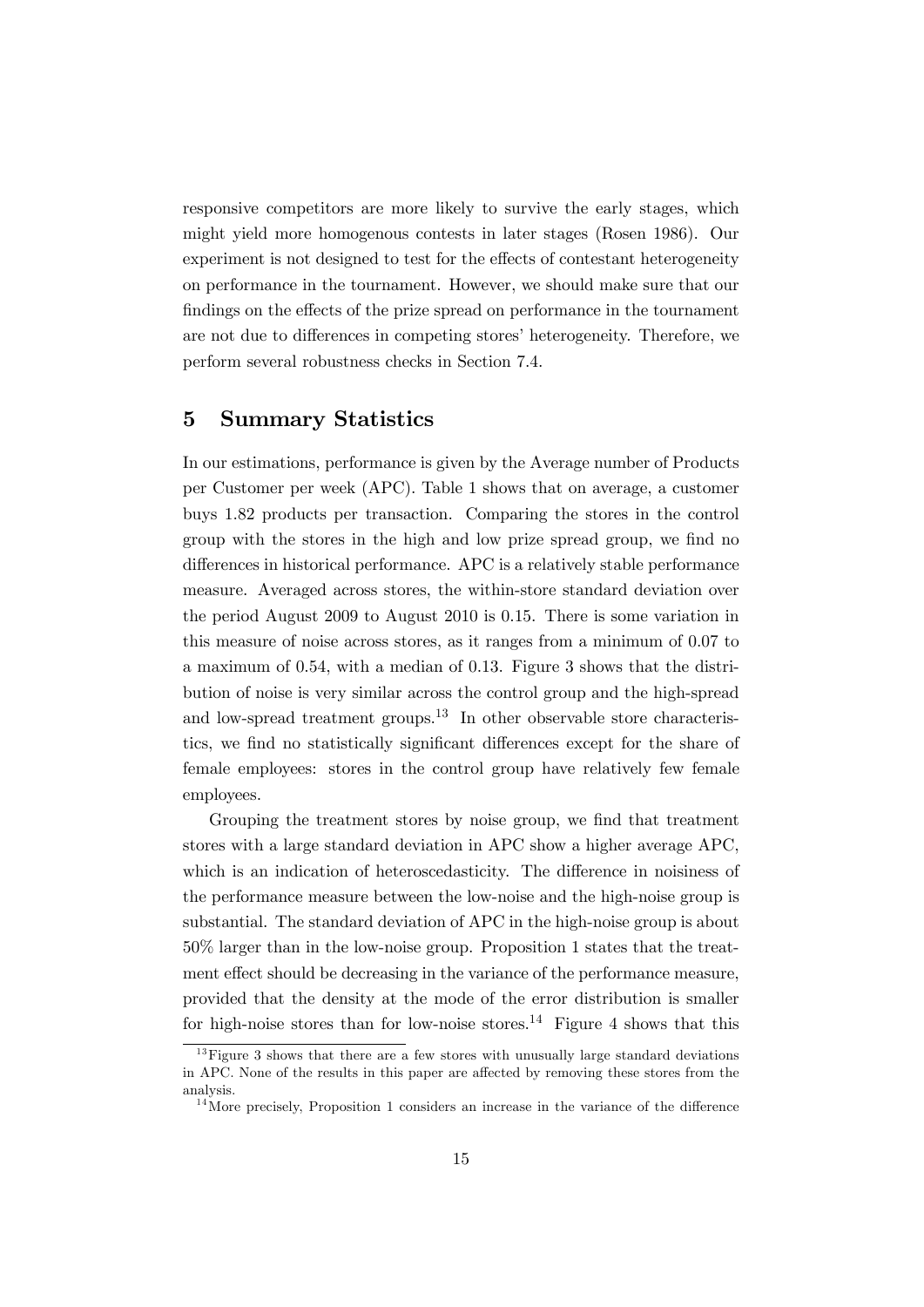responsive competitors are more likely to survive the early stages, which might yield more homogenous contests in later stages (Rosen 1986). Our experiment is not designed to test for the effects of contestant heterogeneity on performance in the tournament. However, we should make sure that our findings on the effects of the prize spread on performance in the tournament are not due to differences in competing stores' heterogeneity. Therefore, we perform several robustness checks in Section 7.4.

# 5 Summary Statistics

In our estimations, performance is given by the Average number of Products per Customer per week (APC). Table 1 shows that on average, a customer buys 1.82 products per transaction. Comparing the stores in the control group with the stores in the high and low prize spread group, we find no differences in historical performance. APC is a relatively stable performance measure. Averaged across stores, the within-store standard deviation over the period August 2009 to August 2010 is 0.15. There is some variation in this measure of noise across stores, as it ranges from a minimum of 0.07 to a maximum of 0.54, with a median of 0.13. Figure 3 shows that the distribution of noise is very similar across the control group and the high-spread and low-spread treatment groups.[13] In other observable store characteristics, we find no statistically significant differences except for the share of female employees: stores in the control group have relatively few female employees.

Grouping the treatment stores by noise group, we find that treatment stores with a large standard deviation in APC show a higher average APC, which is an indication of heteroscedasticity. The difference in noisiness of the performance measure between the low-noise and the high-noise group is substantial. The standard deviation of APC in the high-noise group is about 50% larger than in the low-noise group. Proposition 1 states that the treatment effect should be decreasing in the variance of the performance measure, provided that the density at the mode of the error distribution is smaller for high-noise stores than for low-noise stores.[14] Figure 4 shows that this

[13] Figure 3 shows that there are a few stores with unusually large standard deviations in APC. None of the results in this paper are affected by removing these stores from the analysis.

[14] More precisely, Proposition 1 considers an increase in the variance of the difference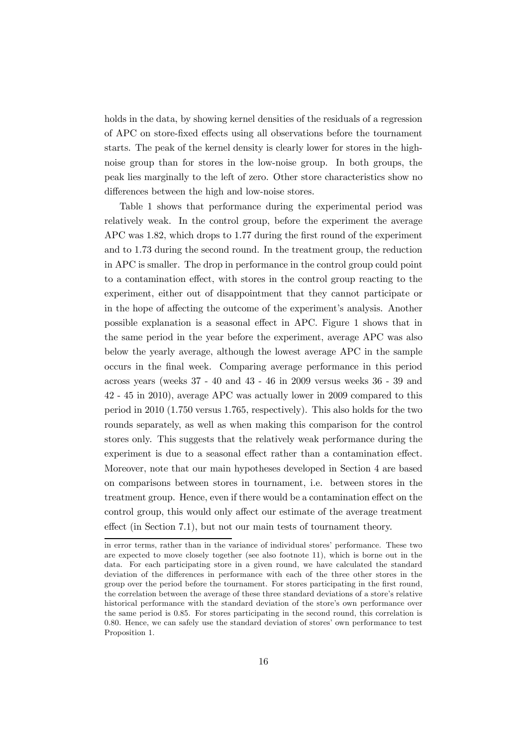holds in the data, by showing kernel densities of the residuals of a regression of APC on store-fixed effects using all observations before the tournament starts. The peak of the kernel density is clearly lower for stores in the high-noise group than for stores in the low-noise group. In both groups, the peak lies marginally to the left of zero. Other store characteristics show no differences between the high and low-noise stores.

Table 1 shows that performance during the experimental period was relatively weak. In the control group, before the experiment the average APC was 1.82, which drops to 1.77 during the first round of the experiment and to 1.73 during the second round. In the treatment group, the reduction in APC is smaller. The drop in performance in the control group could point to a contamination effect, with stores in the control group reacting to the experiment, either out of disappointment that they cannot participate or in the hope of affecting the outcome of the experiment's analysis. Another possible explanation is a seasonal effect in APC. Figure 1 shows that in the same period in the year before the experiment, average APC was also below the yearly average, although the lowest average APC in the sample occurs in the final week. Comparing average performance in this period across years (weeks 37 - 40 and 43 - 46 in 2009 versus weeks 36 - 39 and 42 - 45 in 2010), average APC was actually lower in 2009 compared to this period in 2010 (1.750 versus 1.765, respectively). This also holds for the two rounds separately, as well as when making this comparison for the control stores only. This suggests that the relatively weak performance during the experiment is due to a seasonal effect rather than a contamination effect. Moreover, note that our main hypotheses developed in Section 4 are based on comparisons between stores in tournament, i.e. between stores in the treatment group. Hence, even if there would be a contamination effect on the control group, this would only affect our estimate of the average treatment effect (in Section 7.1), but not our main tests of tournament theory.

in error terms, rather than in the variance of individual stores' performance. These two are expected to move closely together (see also footnote 11), which is borne out in the data. For each participating store in a given round, we have calculated the standard deviation of the differences in performance with each of the three other stores in the group over the period before the tournament. For stores participating in the first round, the correlation between the average of these three standard deviations of a store's relative historical performance with the standard deviation of the store's own performance over the same period is 0.85. For stores participating in the second round, this correlation is 0.80. Hence, we can safely use the standard deviation of stores' own performance to test Proposition 1.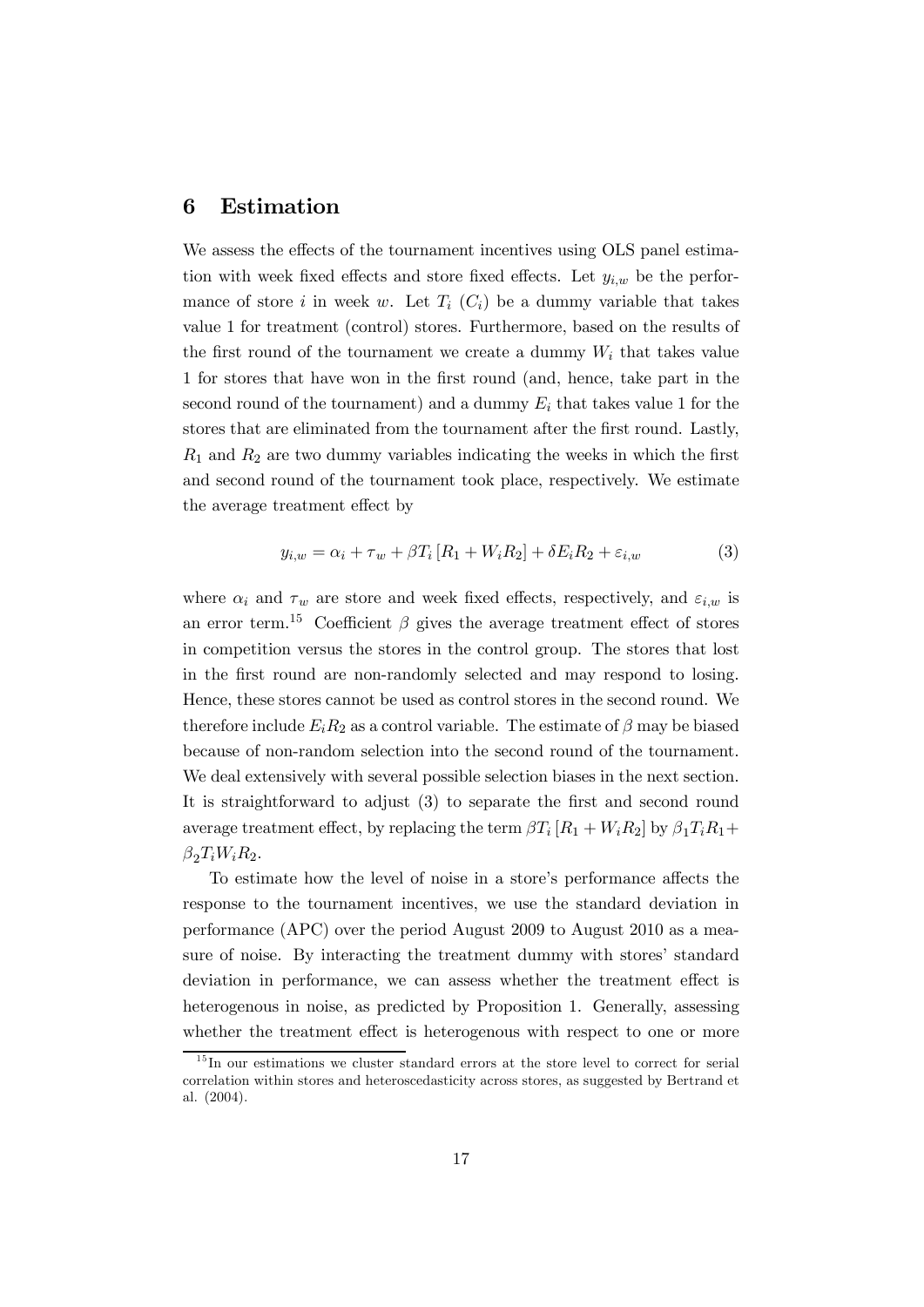# 6 Estimation

We assess the effects of the tournament incentives using OLS panel estimation with week fixed effects and store fixed effects. Let $y_{i,w}$ be the performance of store $i$ in week $w$. Let $T_i$ ($C_i$) be a dummy variable that takes value 1 for treatment (control) stores. Furthermore, based on the results of the first round of the tournament we create a dummy $W_i$ that takes value 1 for stores that have won in the first round (and, hence, take part in the second round of the tournament) and a dummy $E_i$ that takes value 1 for the stores that are eliminated from the tournament after the first round. Lastly, $R_1$ and $R_2$ are two dummy variables indicating the weeks in which the first and second round of the tournament took place, respectively. We estimate the average treatment effect by

$$y_{i,w} = \alpha_i + \tau_w + \beta T_i \left[ R_1 + W_i R_2 \right] + \delta E_i R_2 + \varepsilon_{i,w} \tag{3}$$

where $\alpha_i$ and $\tau_w$ are store and week fixed effects, respectively, and $\varepsilon_{i,w}$ is an error term.[15] Coefficient $\beta$ gives the average treatment effect of stores in competition versus the stores in the control group. The stores that lost in the first round are non-randomly selected and may respond to losing. Hence, these stores cannot be used as control stores in the second round. We therefore include $E_i R_2$ as a control variable. The estimate of $\beta$ may be biased because of non-random selection into the second round of the tournament. We deal extensively with several possible selection biases in the next section. It is straightforward to adjust (3) to separate the first and second round average treatment effect, by replacing the term $\beta T_i \left[ R_1 + W_i R_2 \right]$ by $\beta_1 T_i R_1 + \beta_2 T_i W_i R_2$.

To estimate how the level of noise in a store's performance affects the response to the tournament incentives, we use the standard deviation in performance (APC) over the period August 2009 to August 2010 as a measure of noise. By interacting the treatment dummy with stores' standard deviation in performance, we can assess whether the treatment effect is heterogenous in noise, as predicted by Proposition 1. Generally, assessing whether the treatment effect is heterogenous with respect to one or more

[15] In our estimations we cluster standard errors at the store level to correct for serial correlation within stores and heteroscedasticity across stores, as suggested by Bertrand et al. (2004).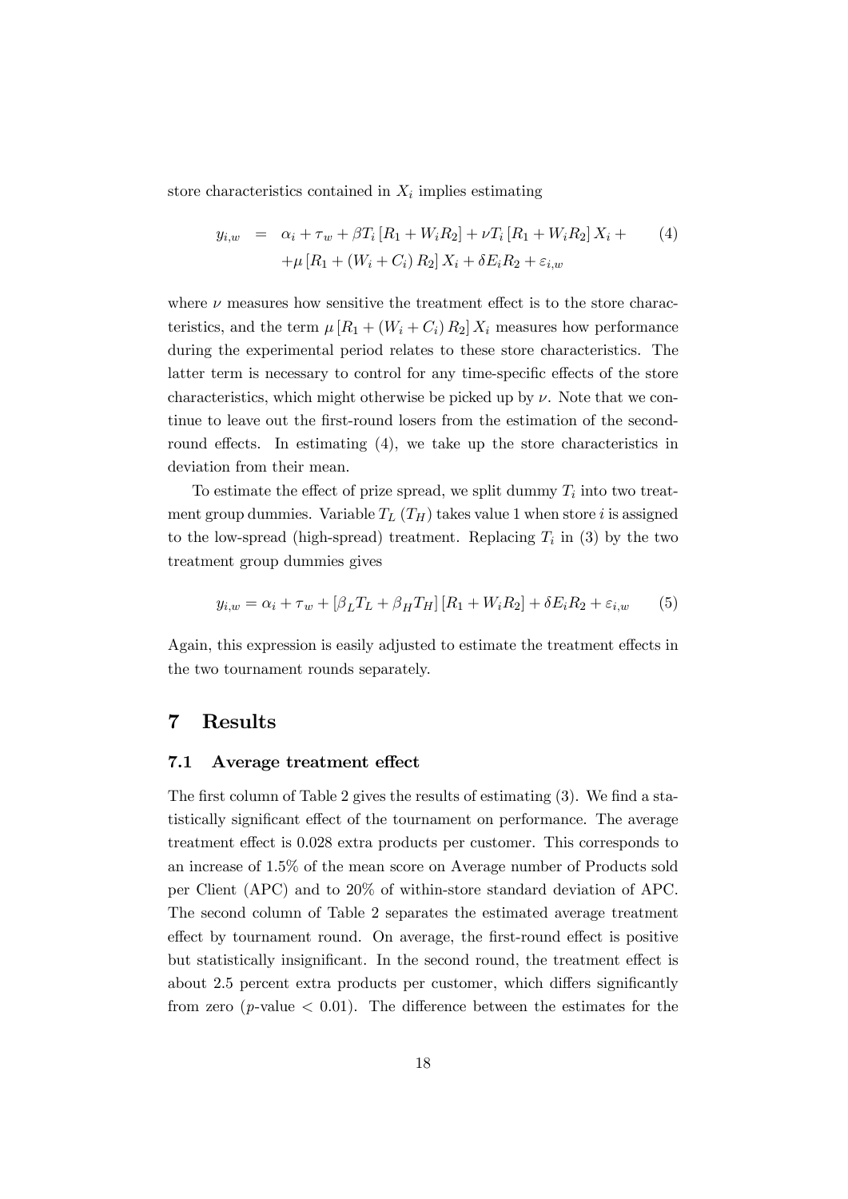store characteristics contained in $X_i$ implies estimating

$$
\begin{aligned}
y_{i,w} \; = \; & \alpha_i + \tau_w + \beta T_i \left[R_1 + W_i R_2\right] + \nu T_i \left[R_1 + W_i R_2\right] X_i + \\
& + \mu \left[R_1 + \left(W_i + C_i\right) R_2\right] X_i + \delta E_i R_2 + \varepsilon_{i,w}
\end{aligned}
\tag{4}
$$

where $\nu$ measures how sensitive the treatment effect is to the store characteristics, and the term $\mu \left[R_1 + \left(W_i + C_i\right) R_2\right] X_i$ measures how performance during the experimental period relates to these store characteristics. The latter term is necessary to control for any time-specific effects of the store characteristics, which might otherwise be picked up by $\nu$. Note that we continue to leave out the first-round losers from the estimation of the second-round effects. In estimating (4), we take up the store characteristics in deviation from their mean.

To estimate the effect of prize spread, we split dummy $T_i$ into two treatment group dummies. Variable $T_L$ ($T_H$) takes value 1 when store $i$ is assigned to the low-spread (high-spread) treatment. Replacing $T_i$ in (3) by the two treatment group dummies gives

$$
y_{i,w} = \alpha_i + \tau_w + \left[\beta_L T_L + \beta_H T_H\right] \left[R_1 + W_i R_2\right] + \delta E_i R_2 + \varepsilon_{i,w} \tag{5}
$$

Again, this expression is easily adjusted to estimate the treatment effects in the two tournament rounds separately.

# 7 Results

## 7.1 Average treatment effect

The first column of Table 2 gives the results of estimating (3). We find a statistically significant effect of the tournament on performance. The average treatment effect is 0.028 extra products per customer. This corresponds to an increase of 1.5% of the mean score on Average number of Products sold per Client (APC) and to 20% of within-store standard deviation of APC. The second column of Table 2 separates the estimated average treatment effect by tournament round. On average, the first-round effect is positive but statistically insignificant. In the second round, the treatment effect is about 2.5 percent extra products per customer, which differs significantly from zero ($p$-value $< 0.01$). The difference between the estimates for the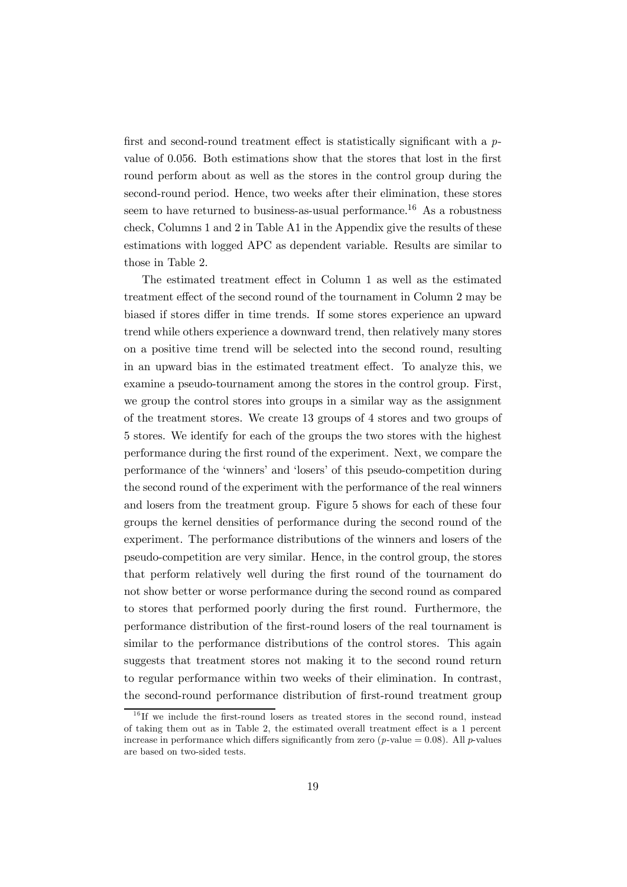first and second-round treatment effect is statistically significant with a $p$-value of 0.056. Both estimations show that the stores that lost in the first round perform about as well as the stores in the control group during the second-round period. Hence, two weeks after their elimination, these stores seem to have returned to business-as-usual performance.[16] As a robustness check, Columns 1 and 2 in Table A1 in the Appendix give the results of these estimations with logged APC as dependent variable. Results are similar to those in Table 2.

The estimated treatment effect in Column 1 as well as the estimated treatment effect of the second round of the tournament in Column 2 may be biased if stores differ in time trends. If some stores experience an upward trend while others experience a downward trend, then relatively many stores on a positive time trend will be selected into the second round, resulting in an upward bias in the estimated treatment effect. To analyze this, we examine a pseudo-tournament among the stores in the control group. First, we group the control stores into groups in a similar way as the assignment of the treatment stores. We create 13 groups of 4 stores and two groups of 5 stores. We identify for each of the groups the two stores with the highest performance during the first round of the experiment. Next, we compare the performance of the 'winners' and 'losers' of this pseudo-competition during the second round of the experiment with the performance of the real winners and losers from the treatment group. Figure 5 shows for each of these four groups the kernel densities of performance during the second round of the experiment. The performance distributions of the winners and losers of the pseudo-competition are very similar. Hence, in the control group, the stores that perform relatively well during the first round of the tournament do not show better or worse performance during the second round as compared to stores that performed poorly during the first round. Furthermore, the performance distribution of the first-round losers of the real tournament is similar to the performance distributions of the control stores. This again suggests that treatment stores not making it to the second round return to regular performance within two weeks of their elimination. In contrast, the second-round performance distribution of first-round treatment group

[16] If we include the first-round losers as treated stores in the second round, instead of taking them out as in Table 2, the estimated overall treatment effect is a 1 percent increase in performance which differs significantly from zero ($p$-value = 0.08). All $p$-values are based on two-sided tests.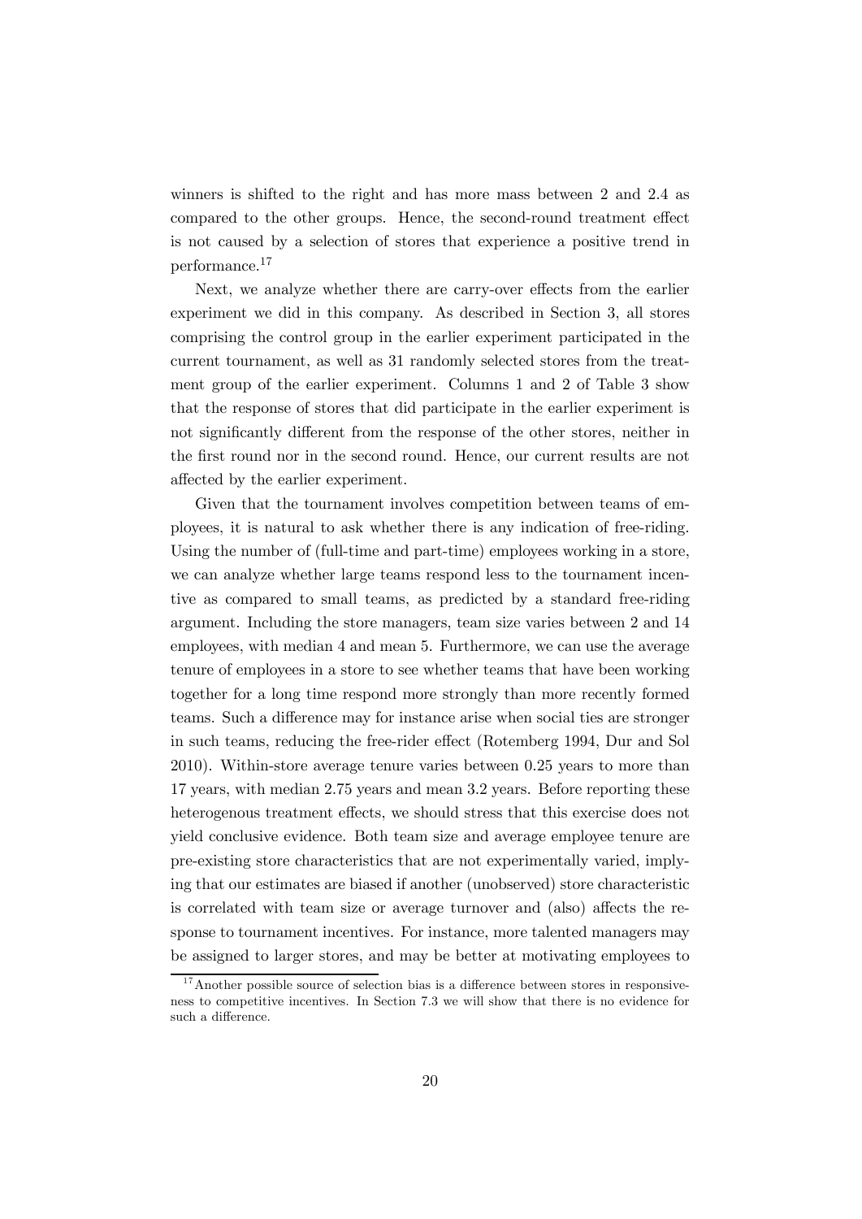winners is shifted to the right and has more mass between 2 and 2.4 as compared to the other groups. Hence, the second-round treatment effect is not caused by a selection of stores that experience a positive trend in performance.[17]

Next, we analyze whether there are carry-over effects from the earlier experiment we did in this company. As described in Section 3, all stores comprising the control group in the earlier experiment participated in the current tournament, as well as 31 randomly selected stores from the treatment group of the earlier experiment. Columns 1 and 2 of Table 3 show that the response of stores that did participate in the earlier experiment is not significantly different from the response of the other stores, neither in the first round nor in the second round. Hence, our current results are not affected by the earlier experiment.

Given that the tournament involves competition between teams of employees, it is natural to ask whether there is any indication of free-riding. Using the number of (full-time and part-time) employees working in a store, we can analyze whether large teams respond less to the tournament incentive as compared to small teams, as predicted by a standard free-riding argument. Including the store managers, team size varies between 2 and 14 employees, with median 4 and mean 5. Furthermore, we can use the average tenure of employees in a store to see whether teams that have been working together for a long time respond more strongly than more recently formed teams. Such a difference may for instance arise when social ties are stronger in such teams, reducing the free-rider effect (Rotemberg 1994, Dur and Sol 2010). Within-store average tenure varies between 0.25 years to more than 17 years, with median 2.75 years and mean 3.2 years. Before reporting these heterogenous treatment effects, we should stress that this exercise does not yield conclusive evidence. Both team size and average employee tenure are pre-existing store characteristics that are not experimentally varied, implying that our estimates are biased if another (unobserved) store characteristic is correlated with team size or average turnover and (also) affects the response to tournament incentives. For instance, more talented managers may be assigned to larger stores, and may be better at motivating employees to

[17] Another possible source of selection bias is a difference between stores in responsiveness to competitive incentives. In Section 7.3 we will show that there is no evidence for such a difference.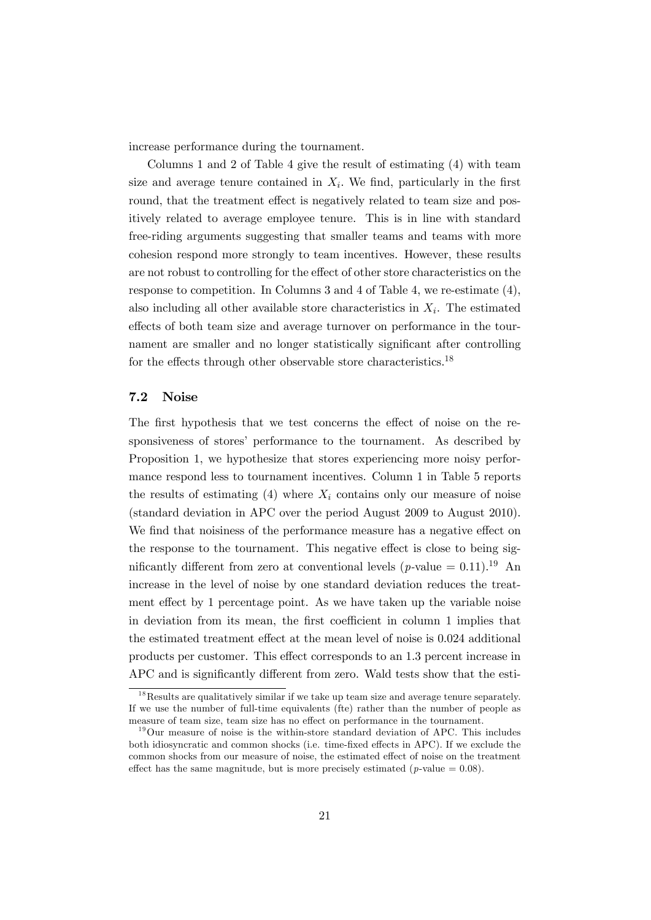increase performance during the tournament.

Columns 1 and 2 of Table 4 give the result of estimating (4) with team size and average tenure contained in $X_i$. We find, particularly in the first round, that the treatment effect is negatively related to team size and positively related to average employee tenure. This is in line with standard free-riding arguments suggesting that smaller teams and teams with more cohesion respond more strongly to team incentives. However, these results are not robust to controlling for the effect of other store characteristics on the response to competition. In Columns 3 and 4 of Table 4, we re-estimate (4), also including all other available store characteristics in $X_i$. The estimated effects of both team size and average turnover on performance in the tournament are smaller and no longer statistically significant after controlling for the effects through other observable store characteristics.[18]

### 7.2 Noise

The first hypothesis that we test concerns the effect of noise on the responsiveness of stores' performance to the tournament. As described by Proposition 1, we hypothesize that stores experiencing more noisy performance respond less to tournament incentives. Column 1 in Table 5 reports the results of estimating (4) where $X_i$ contains only our measure of noise (standard deviation in APC over the period August 2009 to August 2010). We find that noisiness of the performance measure has a negative effect on the response to the tournament. This negative effect is close to being significantly different from zero at conventional levels ($p$-value $= 0.11$).[19] An increase in the level of noise by one standard deviation reduces the treatment effect by 1 percentage point. As we have taken up the variable noise in deviation from its mean, the first coefficient in column 1 implies that the estimated treatment effect at the mean level of noise is 0.024 additional products per customer. This effect corresponds to an 1.3 percent increase in APC and is significantly different from zero. Wald tests show that the esti-

[18] Results are qualitatively similar if we take up team size and average tenure separately. If we use the number of full-time equivalents (fte) rather than the number of people as measure of team size, team size has no effect on performance in the tournament.

[19] Our measure of noise is the within-store standard deviation of APC. This includes both idiosyncratic and common shocks (i.e. time-fixed effects in APC). If we exclude the common shocks from our measure of noise, the estimated effect of noise on the treatment effect has the same magnitude, but is more precisely estimated ($p$-value $= 0.08$).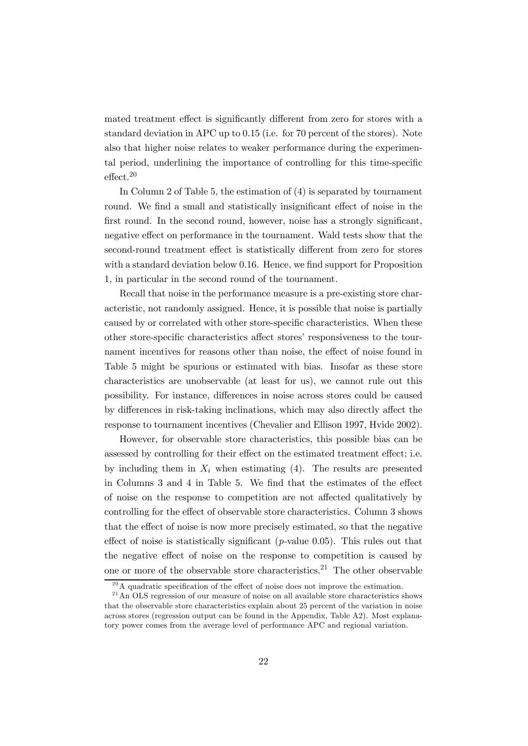mated treatment effect is significantly different from zero for stores with a standard deviation in APC up to 0.15 (i.e. for 70 percent of the stores). Note also that higher noise relates to weaker performance during the experimental period, underlining the importance of controlling for this time-specific effect.[20]

In Column 2 of Table 5, the estimation of (4) is separated by tournament round. We find a small and statistically insignificant effect of noise in the first round. In the second round, however, noise has a strongly significant, negative effect on performance in the tournament. Wald tests show that the second-round treatment effect is statistically different from zero for stores with a standard deviation below 0.16. Hence, we find support for Proposition 1, in particular in the second round of the tournament.

Recall that noise in the performance measure is a pre-existing store characteristic, not randomly assigned. Hence, it is possible that noise is partially caused by or correlated with other store-specific characteristics. When these other store-specific characteristics affect stores' responsiveness to the tournament incentives for reasons other than noise, the effect of noise found in Table 5 might be spurious or estimated with bias. Insofar as these store characteristics are unobservable (at least for us), we cannot rule out this possibility. For instance, differences in noise across stores could be caused by differences in risk-taking inclinations, which may also directly affect the response to tournament incentives (Chevalier and Ellison 1997, Hvide 2002).

However, for observable store characteristics, this possible bias can be assessed by controlling for their effect on the estimated treatment effect; i.e. by including them in $X_i$ when estimating (4). The results are presented in Columns 3 and 4 in Table 5. We find that the estimates of the effect of noise on the response to competition are not affected qualitatively by controlling for the effect of observable store characteristics. Column 3 shows that the effect of noise is now more precisely estimated, so that the negative effect of noise is statistically significant ($p$-value 0.05). This rules out that the negative effect of noise on the response to competition is caused by one or more of the observable store characteristics.[21] The other observable

[20] A quadratic specification of the effect of noise does not improve the estimation.

[21] An OLS regression of our measure of noise on all available store characteristics shows that the observable store characteristics explain about 25 percent of the variation in noise across stores (regression output can be found in the Appendix, Table A2). Most explanatory power comes from the average level of performance APC and regional variation.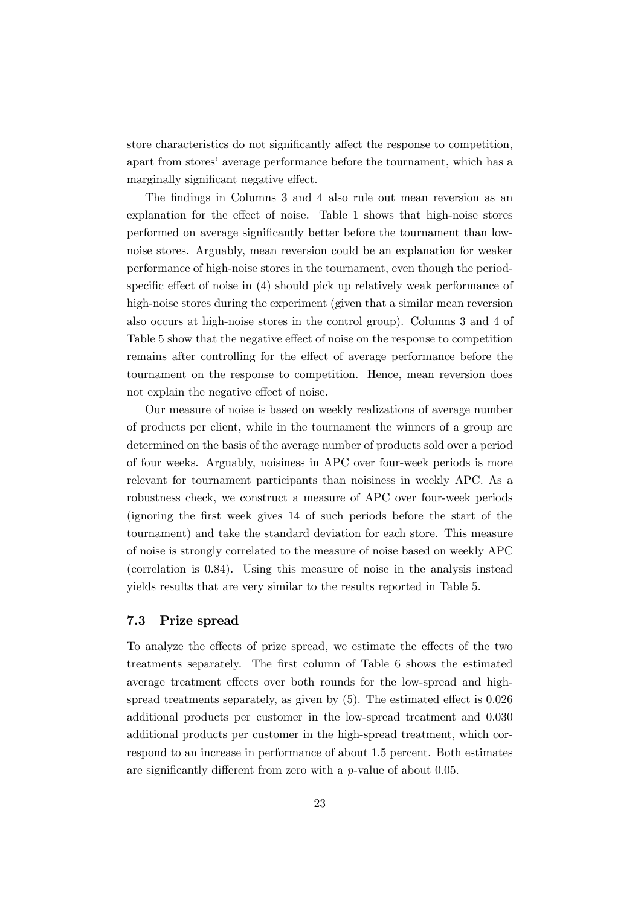store characteristics do not significantly affect the response to competition, apart from stores' average performance before the tournament, which has a marginally significant negative effect.

The findings in Columns 3 and 4 also rule out mean reversion as an explanation for the effect of noise. Table 1 shows that high-noise stores performed on average significantly better before the tournament than low-noise stores. Arguably, mean reversion could be an explanation for weaker performance of high-noise stores in the tournament, even though the period-specific effect of noise in (4) should pick up relatively weak performance of high-noise stores during the experiment (given that a similar mean reversion also occurs at high-noise stores in the control group). Columns 3 and 4 of Table 5 show that the negative effect of noise on the response to competition remains after controlling for the effect of average performance before the tournament on the response to competition. Hence, mean reversion does not explain the negative effect of noise.

Our measure of noise is based on weekly realizations of average number of products per client, while in the tournament the winners of a group are determined on the basis of the average number of products sold over a period of four weeks. Arguably, noisiness in APC over four-week periods is more relevant for tournament participants than noisiness in weekly APC. As a robustness check, we construct a measure of APC over four-week periods (ignoring the first week gives 14 of such periods before the start of the tournament) and take the standard deviation for each store. This measure of noise is strongly correlated to the measure of noise based on weekly APC (correlation is 0.84). Using this measure of noise in the analysis instead yields results that are very similar to the results reported in Table 5.

### 7.3 Prize spread

To analyze the effects of prize spread, we estimate the effects of the two treatments separately. The first column of Table 6 shows the estimated average treatment effects over both rounds for the low-spread and high-spread treatments separately, as given by (5). The estimated effect is 0.026 additional products per customer in the low-spread treatment and 0.030 additional products per customer in the high-spread treatment, which correspond to an increase in performance of about 1.5 percent. Both estimates are significantly different from zero with a $p$-value of about 0.05.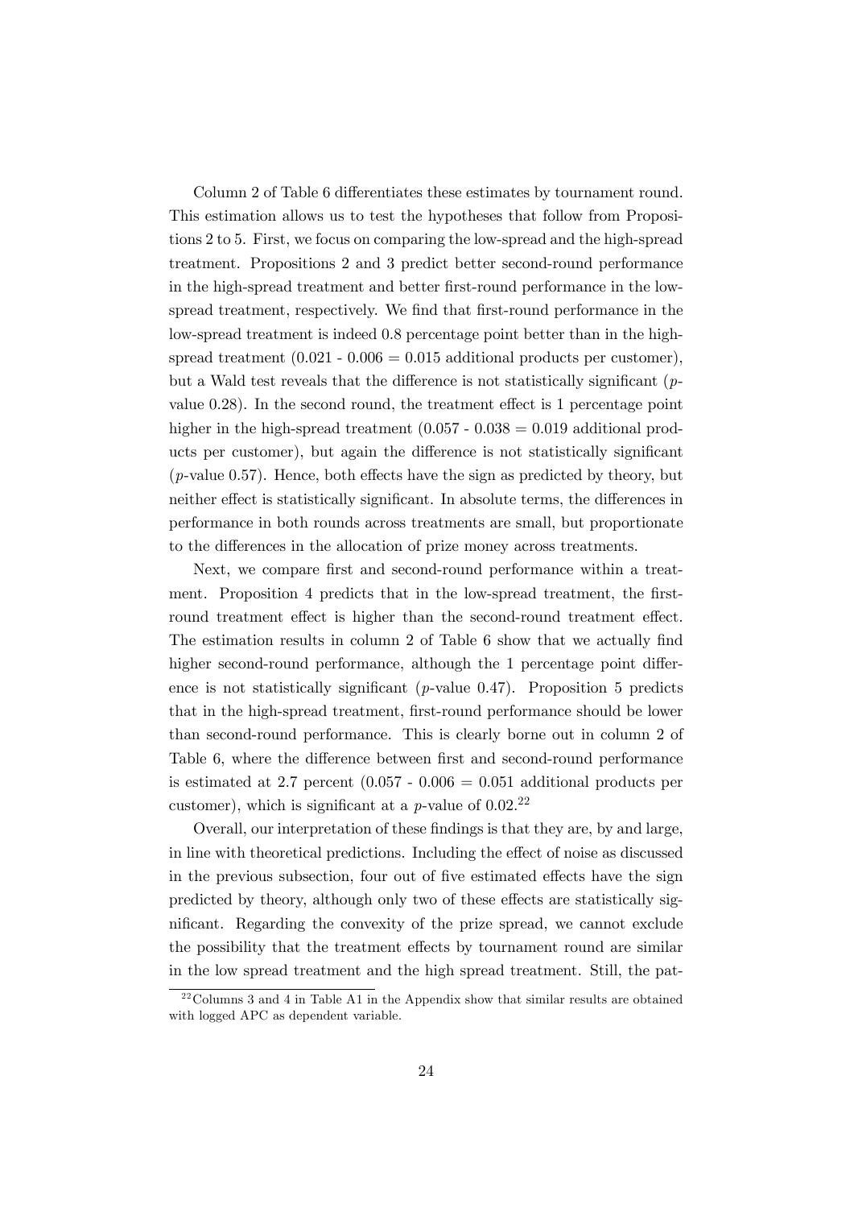Column 2 of Table 6 differentiates these estimates by tournament round. This estimation allows us to test the hypotheses that follow from Propositions 2 to 5. First, we focus on comparing the low-spread and the high-spread treatment. Propositions 2 and 3 predict better second-round performance in the high-spread treatment and better first-round performance in the low-spread treatment, respectively. We find that first-round performance in the low-spread treatment is indeed 0.8 percentage point better than in the high-spread treatment (0.021 - 0.006 = 0.015 additional products per customer), but a Wald test reveals that the difference is not statistically significant ($p$-value 0.28). In the second round, the treatment effect is 1 percentage point higher in the high-spread treatment (0.057 - 0.038 = 0.019 additional products per customer), but again the difference is not statistically significant ($p$-value 0.57). Hence, both effects have the sign as predicted by theory, but neither effect is statistically significant. In absolute terms, the differences in performance in both rounds across treatments are small, but proportionate to the differences in the allocation of prize money across treatments.

Next, we compare first and second-round performance within a treatment. Proposition 4 predicts that in the low-spread treatment, the first-round treatment effect is higher than the second-round treatment effect. The estimation results in column 2 of Table 6 show that we actually find higher second-round performance, although the 1 percentage point difference is not statistically significant ($p$-value 0.47). Proposition 5 predicts that in the high-spread treatment, first-round performance should be lower than second-round performance. This is clearly borne out in column 2 of Table 6, where the difference between first and second-round performance is estimated at 2.7 percent (0.057 - 0.006 = 0.051 additional products per customer), which is significant at a $p$-value of 0.02.[22]

Overall, our interpretation of these findings is that they are, by and large, in line with theoretical predictions. Including the effect of noise as discussed in the previous subsection, four out of five estimated effects have the sign predicted by theory, although only two of these effects are statistically significant. Regarding the convexity of the prize spread, we cannot exclude the possibility that the treatment effects by tournament round are similar in the low spread treatment and the high spread treatment. Still, the pat-

[22] Columns 3 and 4 in Table A1 in the Appendix show that similar results are obtained with logged APC as dependent variable.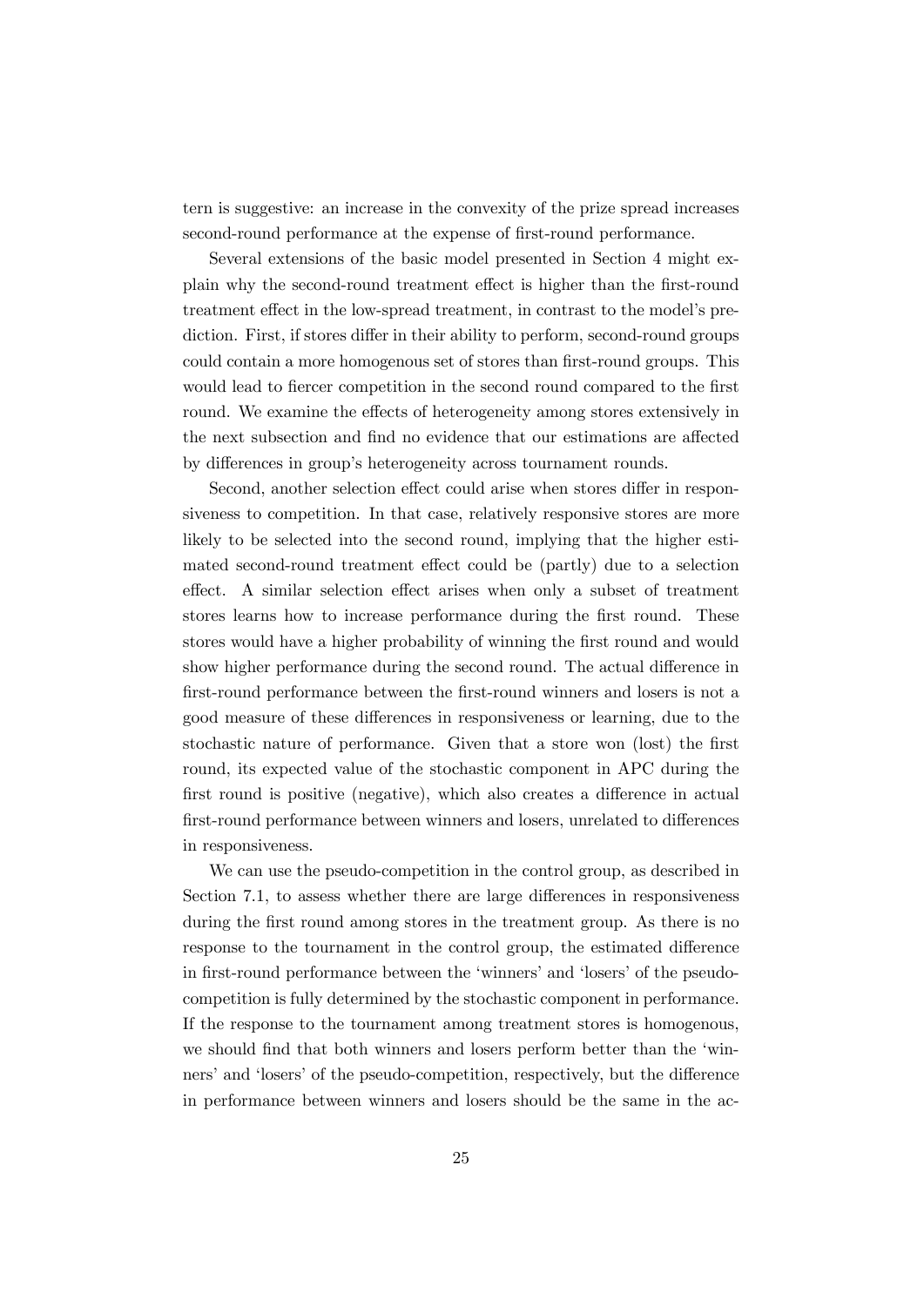tern is suggestive: an increase in the convexity of the prize spread increases second-round performance at the expense of first-round performance.

Several extensions of the basic model presented in Section 4 might explain why the second-round treatment effect is higher than the first-round treatment effect in the low-spread treatment, in contrast to the model's prediction. First, if stores differ in their ability to perform, second-round groups could contain a more homogenous set of stores than first-round groups. This would lead to fiercer competition in the second round compared to the first round. We examine the effects of heterogeneity among stores extensively in the next subsection and find no evidence that our estimations are affected by differences in group's heterogeneity across tournament rounds.

Second, another selection effect could arise when stores differ in responsiveness to competition. In that case, relatively responsive stores are more likely to be selected into the second round, implying that the higher estimated second-round treatment effect could be (partly) due to a selection effect. A similar selection effect arises when only a subset of treatment stores learns how to increase performance during the first round. These stores would have a higher probability of winning the first round and would show higher performance during the second round. The actual difference in first-round performance between the first-round winners and losers is not a good measure of these differences in responsiveness or learning, due to the stochastic nature of performance. Given that a store won (lost) the first round, its expected value of the stochastic component in APC during the first round is positive (negative), which also creates a difference in actual first-round performance between winners and losers, unrelated to differences in responsiveness.

We can use the pseudo-competition in the control group, as described in Section 7.1, to assess whether there are large differences in responsiveness during the first round among stores in the treatment group. As there is no response to the tournament in the control group, the estimated difference in first-round performance between the 'winners' and 'losers' of the pseudo-competition is fully determined by the stochastic component in performance. If the response to the tournament among treatment stores is homogenous, we should find that both winners and losers perform better than the 'winners' and 'losers' of the pseudo-competition, respectively, but the difference in performance between winners and losers should be the same in the ac-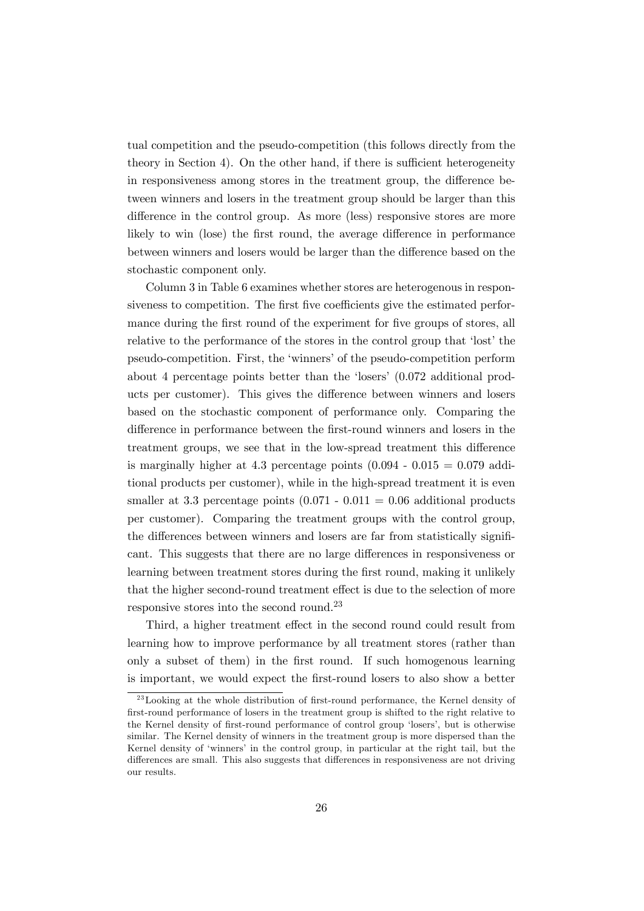tual competition and the pseudo-competition (this follows directly from the theory in Section 4). On the other hand, if there is sufficient heterogeneity in responsiveness among stores in the treatment group, the difference between winners and losers in the treatment group should be larger than this difference in the control group. As more (less) responsive stores are more likely to win (lose) the first round, the average difference in performance between winners and losers would be larger than the difference based on the stochastic component only.

Column 3 in Table 6 examines whether stores are heterogenous in responsiveness to competition. The first five coefficients give the estimated performance during the first round of the experiment for five groups of stores, all relative to the performance of the stores in the control group that 'lost' the pseudo-competition. First, the 'winners' of the pseudo-competition perform about 4 percentage points better than the 'losers' (0.072 additional products per customer). This gives the difference between winners and losers based on the stochastic component of performance only. Comparing the difference in performance between the first-round winners and losers in the treatment groups, we see that in the low-spread treatment this difference is marginally higher at 4.3 percentage points (0.094 - 0.015 = 0.079 additional products per customer), while in the high-spread treatment it is even smaller at 3.3 percentage points (0.071 - 0.011 = 0.06 additional products per customer). Comparing the treatment groups with the control group, the differences between winners and losers are far from statistically significant. This suggests that there are no large differences in responsiveness or learning between treatment stores during the first round, making it unlikely that the higher second-round treatment effect is due to the selection of more responsive stores into the second round.[23]

Third, a higher treatment effect in the second round could result from learning how to improve performance by all treatment stores (rather than only a subset of them) in the first round. If such homogenous learning is important, we would expect the first-round losers to also show a better

[23] Looking at the whole distribution of first-round performance, the Kernel density of first-round performance of losers in the treatment group is shifted to the right relative to the Kernel density of first-round performance of control group 'losers', but is otherwise similar. The Kernel density of winners in the treatment group is more dispersed than the Kernel density of 'winners' in the control group, in particular at the right tail, but the differences are small. This also suggests that differences in responsiveness are not driving our results.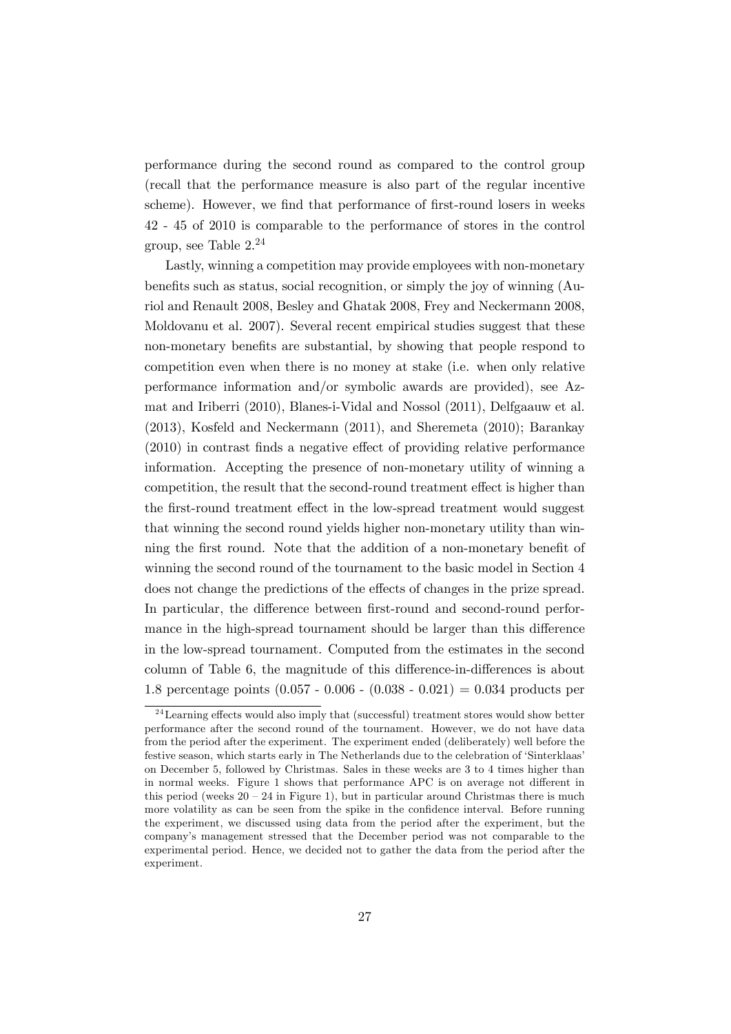performance during the second round as compared to the control group (recall that the performance measure is also part of the regular incentive scheme). However, we find that performance of first-round losers in weeks 42 - 45 of 2010 is comparable to the performance of stores in the control group, see Table 2.[24]

Lastly, winning a competition may provide employees with non-monetary benefits such as status, social recognition, or simply the joy of winning (Auriol and Renault 2008, Besley and Ghatak 2008, Frey and Neckermann 2008, Moldovanu et al. 2007). Several recent empirical studies suggest that these non-monetary benefits are substantial, by showing that people respond to competition even when there is no money at stake (i.e. when only relative performance information and/or symbolic awards are provided), see Azmat and Iriberri (2010), Blanes-i-Vidal and Nossol (2011), Delfgaauw et al. (2013), Kosfeld and Neckermann (2011), and Sheremeta (2010); Barankay (2010) in contrast finds a negative effect of providing relative performance information. Accepting the presence of non-monetary utility of winning a competition, the result that the second-round treatment effect is higher than the first-round treatment effect in the low-spread treatment would suggest that winning the second round yields higher non-monetary utility than winning the first round. Note that the addition of a non-monetary benefit of winning the second round of the tournament to the basic model in Section 4 does not change the predictions of the effects of changes in the prize spread. In particular, the difference between first-round and second-round performance in the high-spread tournament should be larger than this difference in the low-spread tournament. Computed from the estimates in the second column of Table 6, the magnitude of this difference-in-differences is about 1.8 percentage points (0.057 - 0.006 - (0.038 - 0.021) = 0.034 products per

[24] Learning effects would also imply that (successful) treatment stores would show better performance after the second round of the tournament. However, we do not have data from the period after the experiment. The experiment ended (deliberately) well before the festive season, which starts early in The Netherlands due to the celebration of 'Sinterklaas' on December 5, followed by Christmas. Sales in these weeks are 3 to 4 times higher than in normal weeks. Figure 1 shows that performance APC is on average not different in this period (weeks 20 – 24 in Figure 1), but in particular around Christmas there is much more volatility as can be seen from the spike in the confidence interval. Before running the experiment, we discussed using data from the period after the experiment, but the company's management stressed that the December period was not comparable to the experimental period. Hence, we decided not to gather the data from the period after the experiment.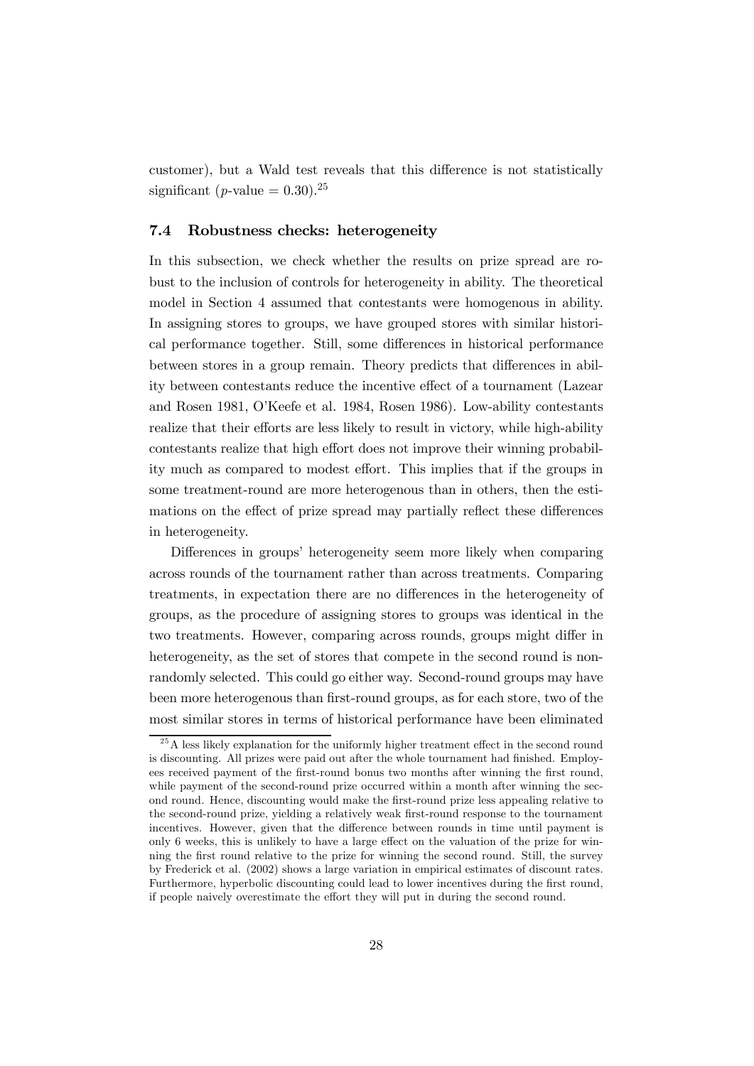customer), but a Wald test reveals that this difference is not statistically significant ($p$-value = 0.30).[25]

### 7.4 Robustness checks: heterogeneity

In this subsection, we check whether the results on prize spread are robust to the inclusion of controls for heterogeneity in ability. The theoretical model in Section 4 assumed that contestants were homogenous in ability. In assigning stores to groups, we have grouped stores with similar historical performance together. Still, some differences in historical performance between stores in a group remain. Theory predicts that differences in ability between contestants reduce the incentive effect of a tournament (Lazear and Rosen 1981, O'Keefe et al. 1984, Rosen 1986). Low-ability contestants realize that their efforts are less likely to result in victory, while high-ability contestants realize that high effort does not improve their winning probability much as compared to modest effort. This implies that if the groups in some treatment-round are more heterogenous than in others, then the estimations on the effect of prize spread may partially reflect these differences in heterogeneity.

Differences in groups' heterogeneity seem more likely when comparing across rounds of the tournament rather than across treatments. Comparing treatments, in expectation there are no differences in the heterogeneity of groups, as the procedure of assigning stores to groups was identical in the two treatments. However, comparing across rounds, groups might differ in heterogeneity, as the set of stores that compete in the second round is non-randomly selected. This could go either way. Second-round groups may have been more heterogenous than first-round groups, as for each store, two of the most similar stores in terms of historical performance have been eliminated

[25] A less likely explanation for the uniformly higher treatment effect in the second round is discounting. All prizes were paid out after the whole tournament had finished. Employees received payment of the first-round bonus two months after winning the first round, while payment of the second-round prize occurred within a month after winning the second round. Hence, discounting would make the first-round prize less appealing relative to the second-round prize, yielding a relatively weak first-round response to the tournament incentives. However, given that the difference between rounds in time until payment is only 6 weeks, this is unlikely to have a large effect on the valuation of the prize for winning the first round relative to the prize for winning the second round. Still, the survey by Frederick et al. (2002) shows a large variation in empirical estimates of discount rates. Furthermore, hyperbolic discounting could lead to lower incentives during the first round, if people naively overestimate the effort they will put in during the second round.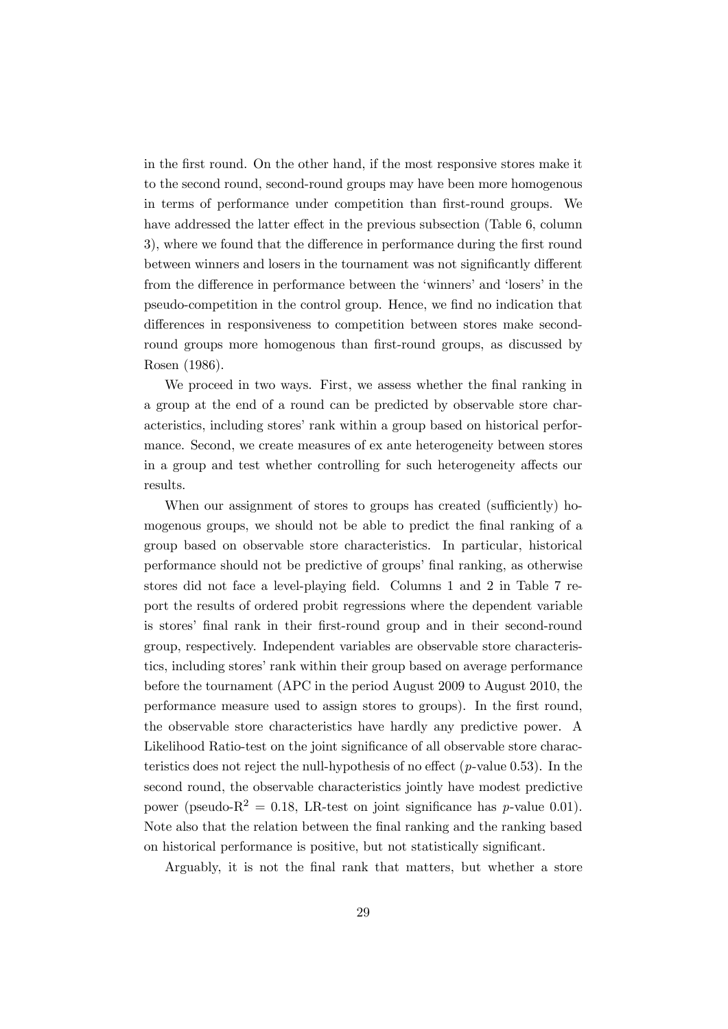in the first round. On the other hand, if the most responsive stores make it to the second round, second-round groups may have been more homogenous in terms of performance under competition than first-round groups. We have addressed the latter effect in the previous subsection (Table 6, column 3), where we found that the difference in performance during the first round between winners and losers in the tournament was not significantly different from the difference in performance between the 'winners' and 'losers' in the pseudo-competition in the control group. Hence, we find no indication that differences in responsiveness to competition between stores make second-round groups more homogenous than first-round groups, as discussed by Rosen (1986).

We proceed in two ways. First, we assess whether the final ranking in a group at the end of a round can be predicted by observable store characteristics, including stores' rank within a group based on historical performance. Second, we create measures of ex ante heterogeneity between stores in a group and test whether controlling for such heterogeneity affects our results.

When our assignment of stores to groups has created (sufficiently) homogenous groups, we should not be able to predict the final ranking of a group based on observable store characteristics. In particular, historical performance should not be predictive of groups' final ranking, as otherwise stores did not face a level-playing field. Columns 1 and 2 in Table 7 report the results of ordered probit regressions where the dependent variable is stores' final rank in their first-round group and in their second-round group, respectively. Independent variables are observable store characteristics, including stores' rank within their group based on average performance before the tournament (APC in the period August 2009 to August 2010, the performance measure used to assign stores to groups). In the first round, the observable store characteristics have hardly any predictive power. A Likelihood Ratio-test on the joint significance of all observable store characteristics does not reject the null-hypothesis of no effect ($p$-value 0.53). In the second round, the observable characteristics jointly have modest predictive power (pseudo-$R^2$ = 0.18, LR-test on joint significance has $p$-value 0.01). Note also that the relation between the final ranking and the ranking based on historical performance is positive, but not statistically significant.

Arguably, it is not the final rank that matters, but whether a store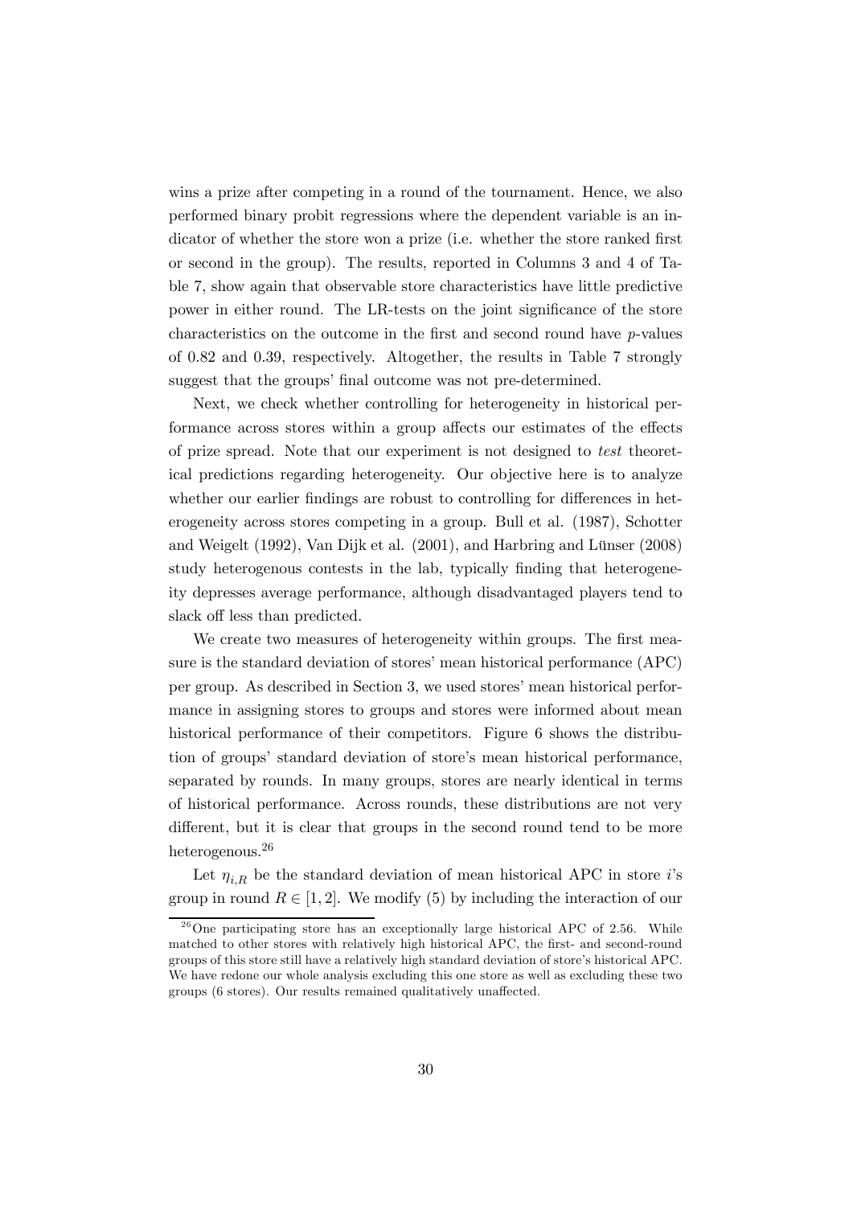wins a prize after competing in a round of the tournament. Hence, we also performed binary probit regressions where the dependent variable is an indicator of whether the store won a prize (i.e. whether the store ranked first or second in the group). The results, reported in Columns 3 and 4 of Table 7, show again that observable store characteristics have little predictive power in either round. The LR-tests on the joint significance of the store characteristics on the outcome in the first and second round have $p$-values of 0.82 and 0.39, respectively. Altogether, the results in Table 7 strongly suggest that the groups' final outcome was not pre-determined.

Next, we check whether controlling for heterogeneity in historical performance across stores within a group affects our estimates of the effects of prize spread. Note that our experiment is not designed to *test* theoretical predictions regarding heterogeneity. Our objective here is to analyze whether our earlier findings are robust to controlling for differences in heterogeneity across stores competing in a group. Bull et al. (1987), Schotter and Weigelt (1992), Van Dijk et al. (2001), and Harbring and Lünser (2008) study heterogenous contests in the lab, typically finding that heterogeneity depresses average performance, although disadvantaged players tend to slack off less than predicted.

We create two measures of heterogeneity within groups. The first measure is the standard deviation of stores' mean historical performance (APC) per group. As described in Section 3, we used stores' mean historical performance in assigning stores to groups and stores were informed about mean historical performance of their competitors. Figure 6 shows the distribution of groups' standard deviation of store's mean historical performance, separated by rounds. In many groups, stores are nearly identical in terms of historical performance. Across rounds, these distributions are not very different, but it is clear that groups in the second round tend to be more heterogenous.[26]

Let $\eta_{i,R}$ be the standard deviation of mean historical APC in store $i$'s group in round $R \in [1, 2]$. We modify (5) by including the interaction of our

[26] One participating store has an exceptionally large historical APC of 2.56. While matched to other stores with relatively high historical APC, the first- and second-round groups of this store still have a relatively high standard deviation of store's historical APC. We have redone our whole analysis excluding this one store as well as excluding these two groups (6 stores). Our results remained qualitatively unaffected.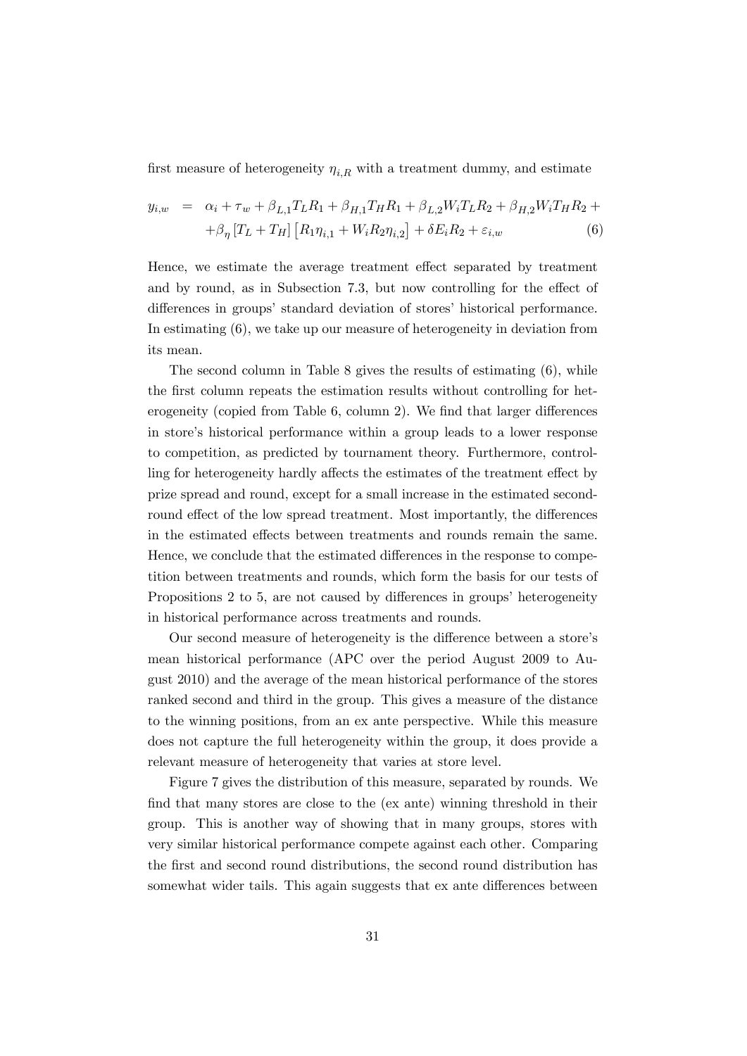first measure of heterogeneity $\eta_{i,R}$ with a treatment dummy, and estimate

$$
\begin{aligned}
y_{i,w} &= \alpha_i + \tau_w + \beta_{L,1} T_L R_1 + \beta_{H,1} T_H R_1 + \beta_{L,2} W_i T_L R_2 + \beta_{H,2} W_i T_H R_2 + \\
&\quad + \beta_\eta \left[ T_L + T_H \right] \left[ R_1 \eta_{i,1} + W_i R_2 \eta_{i,2} \right] + \delta E_i R_2 + \varepsilon_{i,w} \qquad (6)
\end{aligned}
$$

Hence, we estimate the average treatment effect separated by treatment and by round, as in Subsection 7.3, but now controlling for the effect of differences in groups' standard deviation of stores' historical performance. In estimating (6), we take up our measure of heterogeneity in deviation from its mean.

The second column in Table 8 gives the results of estimating (6), while the first column repeats the estimation results without controlling for heterogeneity (copied from Table 6, column 2). We find that larger differences in store's historical performance within a group leads to a lower response to competition, as predicted by tournament theory. Furthermore, controlling for heterogeneity hardly affects the estimates of the treatment effect by prize spread and round, except for a small increase in the estimated second-round effect of the low spread treatment. Most importantly, the differences in the estimated effects between treatments and rounds remain the same. Hence, we conclude that the estimated differences in the response to competition between treatments and rounds, which form the basis for our tests of Propositions 2 to 5, are not caused by differences in groups' heterogeneity in historical performance across treatments and rounds.

Our second measure of heterogeneity is the difference between a store's mean historical performance (APC over the period August 2009 to August 2010) and the average of the mean historical performance of the stores ranked second and third in the group. This gives a measure of the distance to the winning positions, from an ex ante perspective. While this measure does not capture the full heterogeneity within the group, it does provide a relevant measure of heterogeneity that varies at store level.

Figure 7 gives the distribution of this measure, separated by rounds. We find that many stores are close to the (ex ante) winning threshold in their group. This is another way of showing that in many groups, stores with very similar historical performance compete against each other. Comparing the first and second round distributions, the second round distribution has somewhat wider tails. This again suggests that ex ante differences between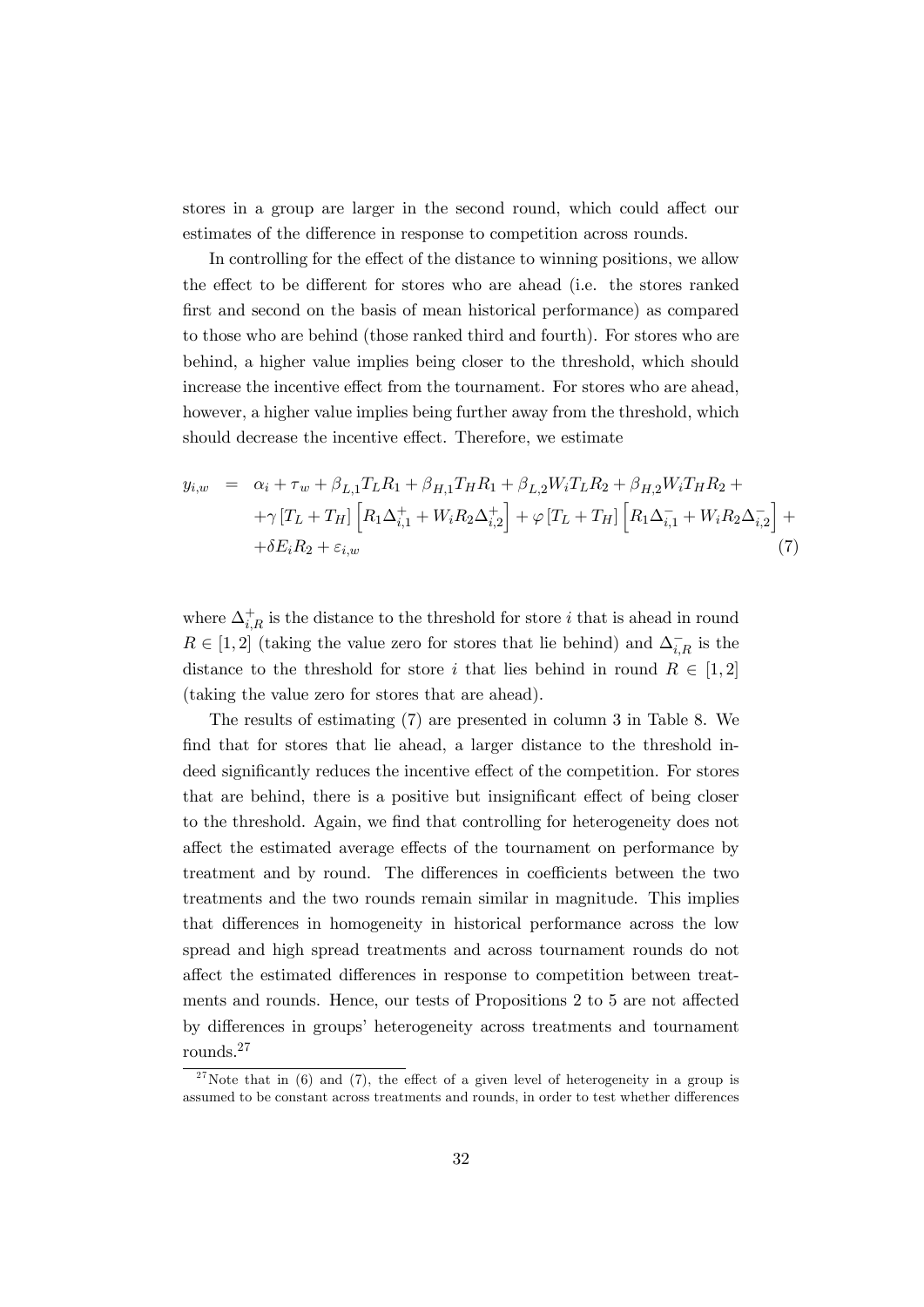stores in a group are larger in the second round, which could affect our estimates of the difference in response to competition across rounds.

In controlling for the effect of the distance to winning positions, we allow the effect to be different for stores who are ahead (i.e. the stores ranked first and second on the basis of mean historical performance) as compared to those who are behind (those ranked third and fourth). For stores who are behind, a higher value implies being closer to the threshold, which should increase the incentive effect from the tournament. For stores who are ahead, however, a higher value implies being further away from the threshold, which should decrease the incentive effect. Therefore, we estimate

$$
\begin{aligned}
y_{i,w} &= \alpha_i + \tau_w + \beta_{L,1} T_L R_1 + \beta_{H,1} T_H R_1 + \beta_{L,2} W_i T_L R_2 + \beta_{H,2} W_i T_H R_2 + \\
&\quad + \gamma \left[ T_L + T_H \right] \left[ R_1 \Delta^{+}_{i,1} + W_i R_2 \Delta^{+}_{i,2} \right] + \varphi \left[ T_L + T_H \right] \left[ R_1 \Delta^{-}_{i,1} + W_i R_2 \Delta^{-}_{i,2} \right] + \\
&\quad + \delta E_i R_2 + \varepsilon_{i,w} \qquad (7)
\end{aligned}
$$

where $\Delta^{+}_{i,R}$ is the distance to the threshold for store $i$ that is ahead in round $R \in [1, 2]$ (taking the value zero for stores that lie behind) and $\Delta^{-}_{i,R}$ is the distance to the threshold for store $i$ that lies behind in round $R \in [1, 2]$ (taking the value zero for stores that are ahead).

The results of estimating (7) are presented in column 3 in Table 8. We find that for stores that lie ahead, a larger distance to the threshold indeed significantly reduces the incentive effect of the competition. For stores that are behind, there is a positive but insignificant effect of being closer to the threshold. Again, we find that controlling for heterogeneity does not affect the estimated average effects of the tournament on performance by treatment and by round. The differences in coefficients between the two treatments and the two rounds remain similar in magnitude. This implies that differences in homogeneity in historical performance across the low spread and high spread treatments and across tournament rounds do not affect the estimated differences in response to competition between treatments and rounds. Hence, our tests of Propositions 2 to 5 are not affected by differences in groups' heterogeneity across treatments and tournament rounds.[27]

[27] Note that in (6) and (7), the effect of a given level of heterogeneity in a group is assumed to be constant across treatments and rounds, in order to test whether differences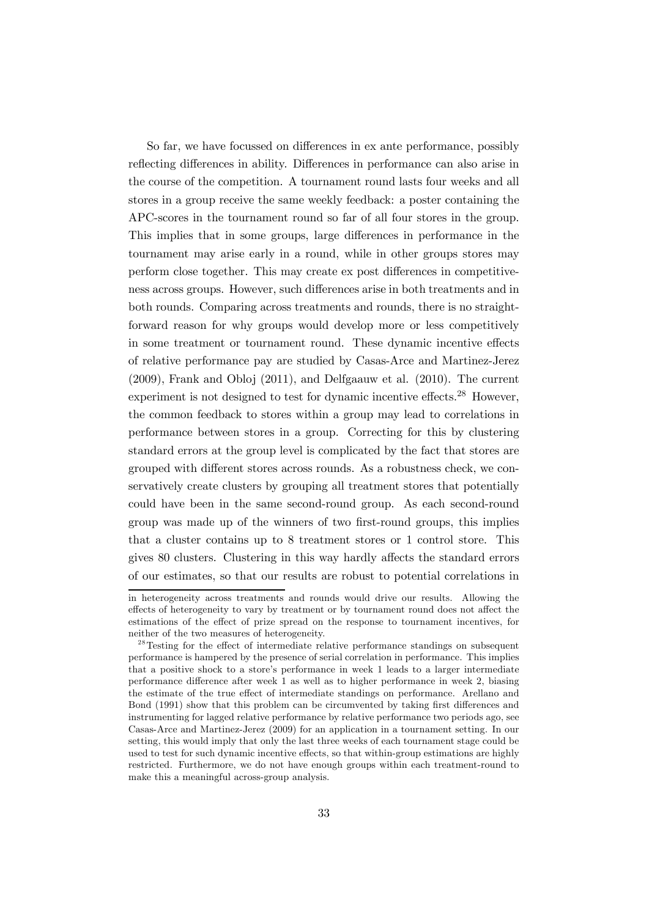So far, we have focussed on differences in ex ante performance, possibly reflecting differences in ability. Differences in performance can also arise in the course of the competition. A tournament round lasts four weeks and all stores in a group receive the same weekly feedback: a poster containing the APC-scores in the tournament round so far of all four stores in the group. This implies that in some groups, large differences in performance in the tournament may arise early in a round, while in other groups stores may perform close together. This may create ex post differences in competitiveness across groups. However, such differences arise in both treatments and in both rounds. Comparing across treatments and rounds, there is no straightforward reason for why groups would develop more or less competitively in some treatment or tournament round. These dynamic incentive effects of relative performance pay are studied by Casas-Arce and Martinez-Jerez (2009), Frank and Obloj (2011), and Delfgaauw et al. (2010). The current experiment is not designed to test for dynamic incentive effects.[28] However, the common feedback to stores within a group may lead to correlations in performance between stores in a group. Correcting for this by clustering standard errors at the group level is complicated by the fact that stores are grouped with different stores across rounds. As a robustness check, we conservatively create clusters by grouping all treatment stores that potentially could have been in the same second-round group. As each second-round group was made up of the winners of two first-round groups, this implies that a cluster contains up to 8 treatment stores or 1 control store. This gives 80 clusters. Clustering in this way hardly affects the standard errors of our estimates, so that our results are robust to potential correlations in

in heterogeneity across treatments and rounds would drive our results. Allowing the effects of heterogeneity to vary by treatment or by tournament round does not affect the estimations of the effect of prize spread on the response to tournament incentives, for neither of the two measures of heterogeneity.

[28] Testing for the effect of intermediate relative performance standings on subsequent performance is hampered by the presence of serial correlation in performance. This implies that a positive shock to a store's performance in week 1 leads to a larger intermediate performance difference after week 1 as well as to higher performance in week 2, biasing the estimate of the true effect of intermediate standings on performance. Arellano and Bond (1991) show that this problem can be circumvented by taking first differences and instrumenting for lagged relative performance by relative performance two periods ago, see Casas-Arce and Martinez-Jerez (2009) for an application in a tournament setting. In our setting, this would imply that only the last three weeks of each tournament stage could be used to test for such dynamic incentive effects, so that within-group estimations are highly restricted. Furthermore, we do not have enough groups within each treatment-round to make this a meaningful across-group analysis.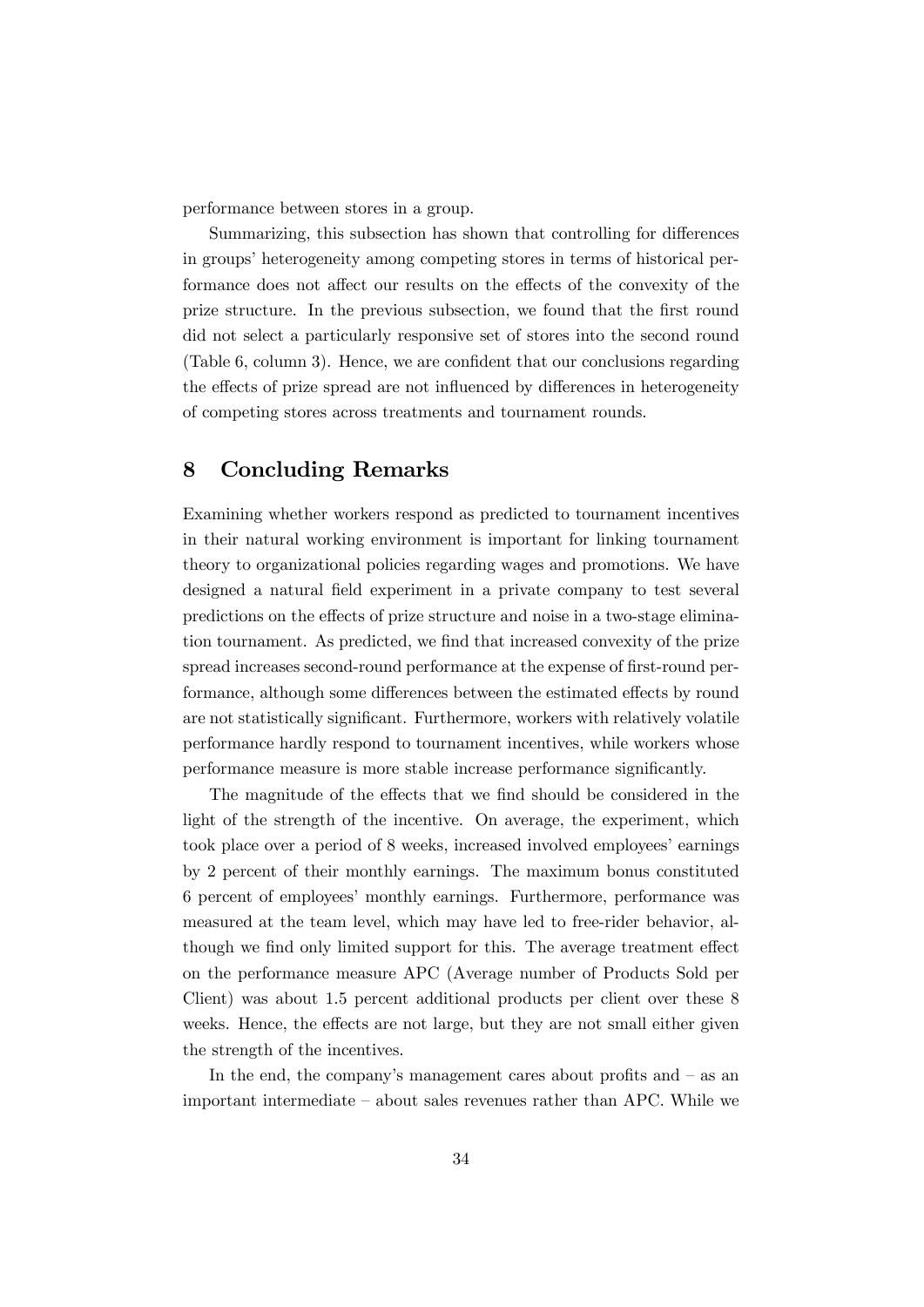performance between stores in a group.

Summarizing, this subsection has shown that controlling for differences in groups' heterogeneity among competing stores in terms of historical performance does not affect our results on the effects of the convexity of the prize structure. In the previous subsection, we found that the first round did not select a particularly responsive set of stores into the second round (Table 6, column 3). Hence, we are confident that our conclusions regarding the effects of prize spread are not influenced by differences in heterogeneity of competing stores across treatments and tournament rounds.

# 8 Concluding Remarks

Examining whether workers respond as predicted to tournament incentives in their natural working environment is important for linking tournament theory to organizational policies regarding wages and promotions. We have designed a natural field experiment in a private company to test several predictions on the effects of prize structure and noise in a two-stage elimination tournament. As predicted, we find that increased convexity of the prize spread increases second-round performance at the expense of first-round performance, although some differences between the estimated effects by round are not statistically significant. Furthermore, workers with relatively volatile performance hardly respond to tournament incentives, while workers whose performance measure is more stable increase performance significantly.

The magnitude of the effects that we find should be considered in the light of the strength of the incentive. On average, the experiment, which took place over a period of 8 weeks, increased involved employees' earnings by 2 percent of their monthly earnings. The maximum bonus constituted 6 percent of employees' monthly earnings. Furthermore, performance was measured at the team level, which may have led to free-rider behavior, although we find only limited support for this. The average treatment effect on the performance measure APC (Average number of Products Sold per Client) was about 1.5 percent additional products per client over these 8 weeks. Hence, the effects are not large, but they are not small either given the strength of the incentives.

In the end, the company's management cares about profits and – as an important intermediate – about sales revenues rather than APC. While we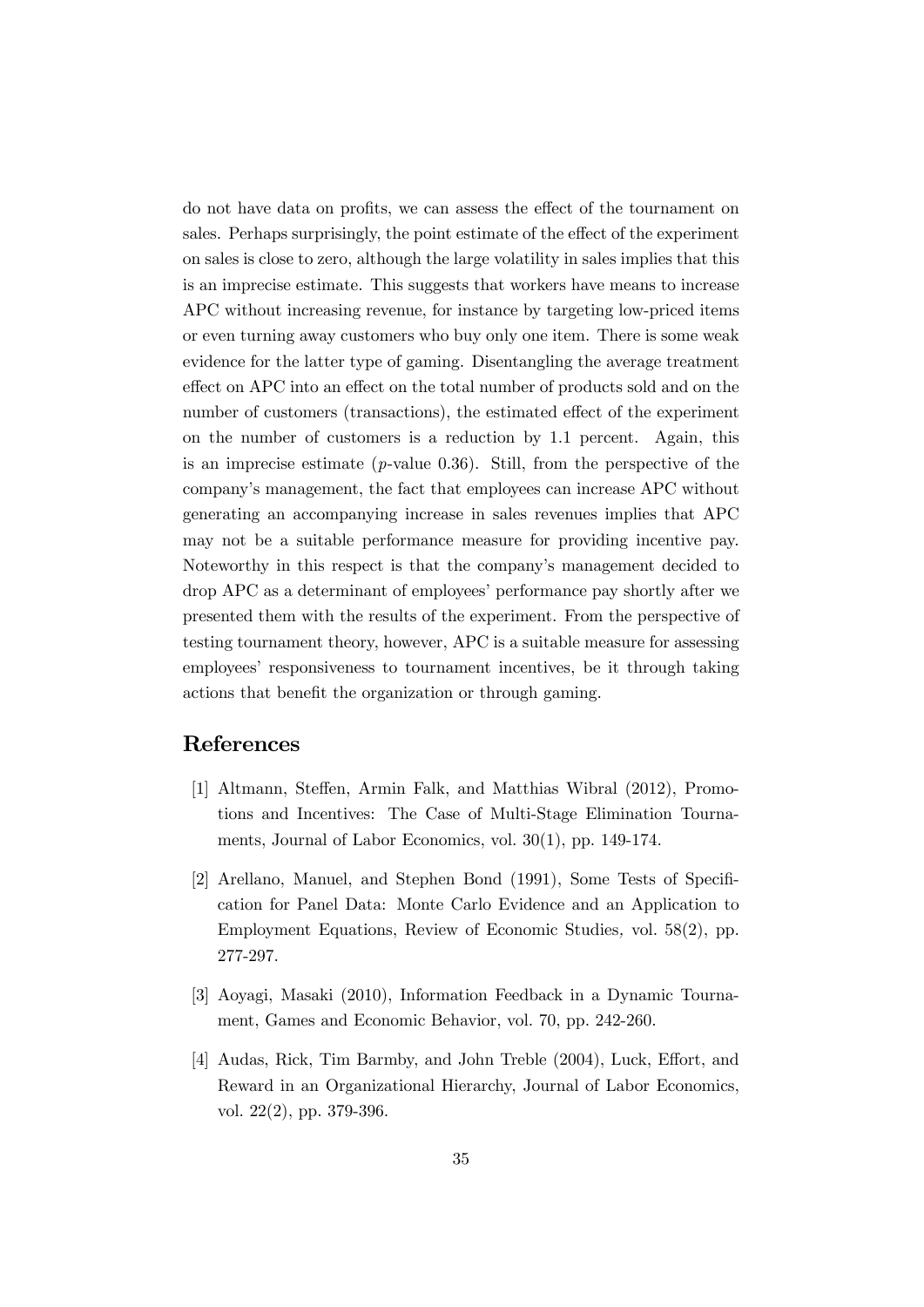do not have data on profits, we can assess the effect of the tournament on sales. Perhaps surprisingly, the point estimate of the effect of the experiment on sales is close to zero, although the large volatility in sales implies that this is an imprecise estimate. This suggests that workers have means to increase APC without increasing revenue, for instance by targeting low-priced items or even turning away customers who buy only one item. There is some weak evidence for the latter type of gaming. Disentangling the average treatment effect on APC into an effect on the total number of products sold and on the number of customers (transactions), the estimated effect of the experiment on the number of customers is a reduction by 1.1 percent. Again, this is an imprecise estimate ($p$-value 0.36). Still, from the perspective of the company's management, the fact that employees can increase APC without generating an accompanying increase in sales revenues implies that APC may not be a suitable performance measure for providing incentive pay. Noteworthy in this respect is that the company's management decided to drop APC as a determinant of employees' performance pay shortly after we presented them with the results of the experiment. From the perspective of testing tournament theory, however, APC is a suitable measure for assessing employees' responsiveness to tournament incentives, be it through taking actions that benefit the organization or through gaming.

## References

[1] Altmann, Steffen, Armin Falk, and Matthias Wibral (2012), Promotions and Incentives: The Case of Multi-Stage Elimination Tournaments, Journal of Labor Economics, vol. 30(1), pp. 149-174.

[2] Arellano, Manuel, and Stephen Bond (1991), Some Tests of Specification for Panel Data: Monte Carlo Evidence and an Application to Employment Equations, Review of Economic Studies, vol. 58(2), pp. 277-297.

[3] Aoyagi, Masaki (2010), Information Feedback in a Dynamic Tournament, Games and Economic Behavior, vol. 70, pp. 242-260.

[4] Audas, Rick, Tim Barmby, and John Treble (2004), Luck, Effort, and Reward in an Organizational Hierarchy, Journal of Labor Economics, vol. 22(2), pp. 379-396.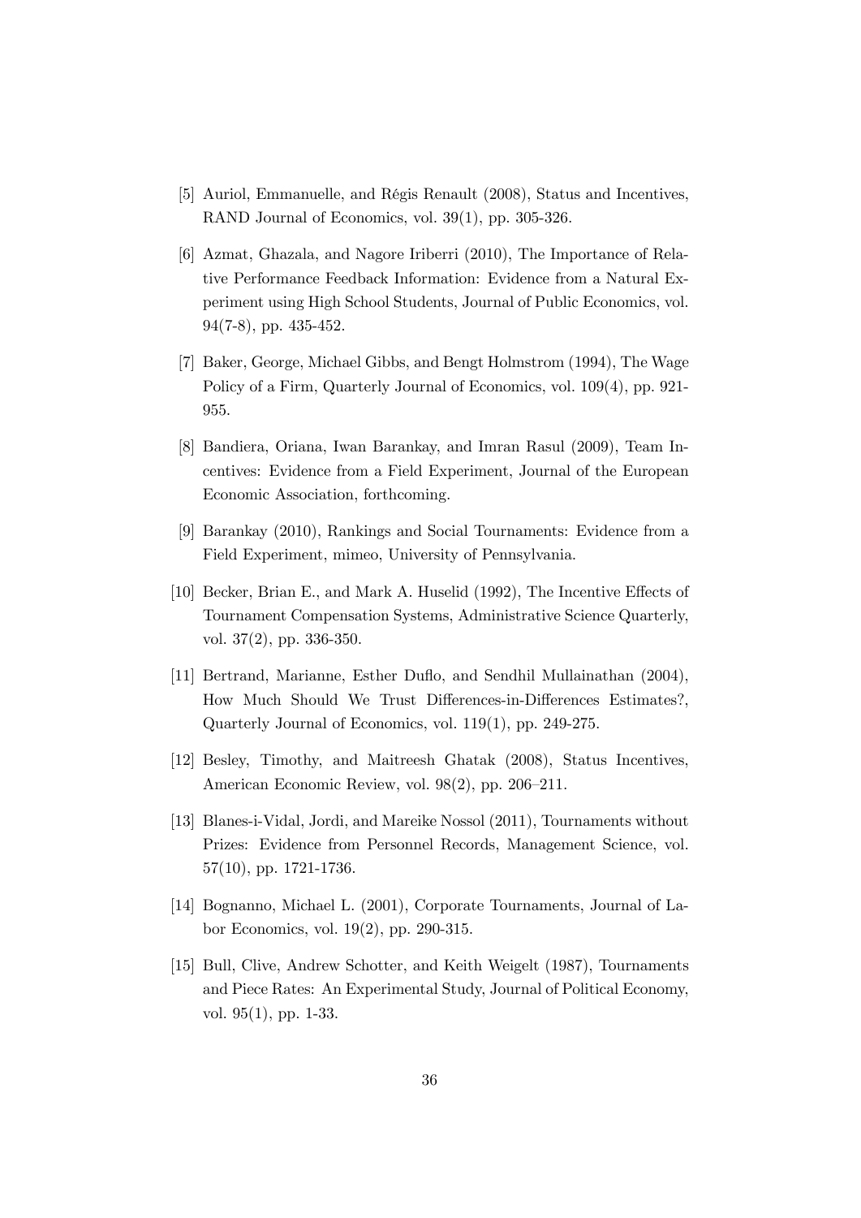[5] Auriol, Emmanuelle, and Régis Renault (2008), Status and Incentives, RAND Journal of Economics, vol. 39(1), pp. 305-326.

[6] Azmat, Ghazala, and Nagore Iriberri (2010), The Importance of Relative Performance Feedback Information: Evidence from a Natural Experiment using High School Students, Journal of Public Economics, vol. 94(7-8), pp. 435-452.

[7] Baker, George, Michael Gibbs, and Bengt Holmstrom (1994), The Wage Policy of a Firm, Quarterly Journal of Economics, vol. 109(4), pp. 921-955.

[8] Bandiera, Oriana, Iwan Barankay, and Imran Rasul (2009), Team Incentives: Evidence from a Field Experiment, Journal of the European Economic Association, forthcoming.

[9] Barankay (2010), Rankings and Social Tournaments: Evidence from a Field Experiment, mimeo, University of Pennsylvania.

[10] Becker, Brian E., and Mark A. Huselid (1992), The Incentive Effects of Tournament Compensation Systems, Administrative Science Quarterly, vol. 37(2), pp. 336-350.

[11] Bertrand, Marianne, Esther Duflo, and Sendhil Mullainathan (2004), How Much Should We Trust Differences-in-Differences Estimates?, Quarterly Journal of Economics, vol. 119(1), pp. 249-275.

[12] Besley, Timothy, and Maitreesh Ghatak (2008), Status Incentives, American Economic Review, vol. 98(2), pp. 206–211.

[13] Blanes-i-Vidal, Jordi, and Mareike Nossol (2011), Tournaments without Prizes: Evidence from Personnel Records, Management Science, vol. 57(10), pp. 1721-1736.

[14] Bognanno, Michael L. (2001), Corporate Tournaments, Journal of Labor Economics, vol. 19(2), pp. 290-315.

[15] Bull, Clive, Andrew Schotter, and Keith Weigelt (1987), Tournaments and Piece Rates: An Experimental Study, Journal of Political Economy, vol. 95(1), pp. 1-33.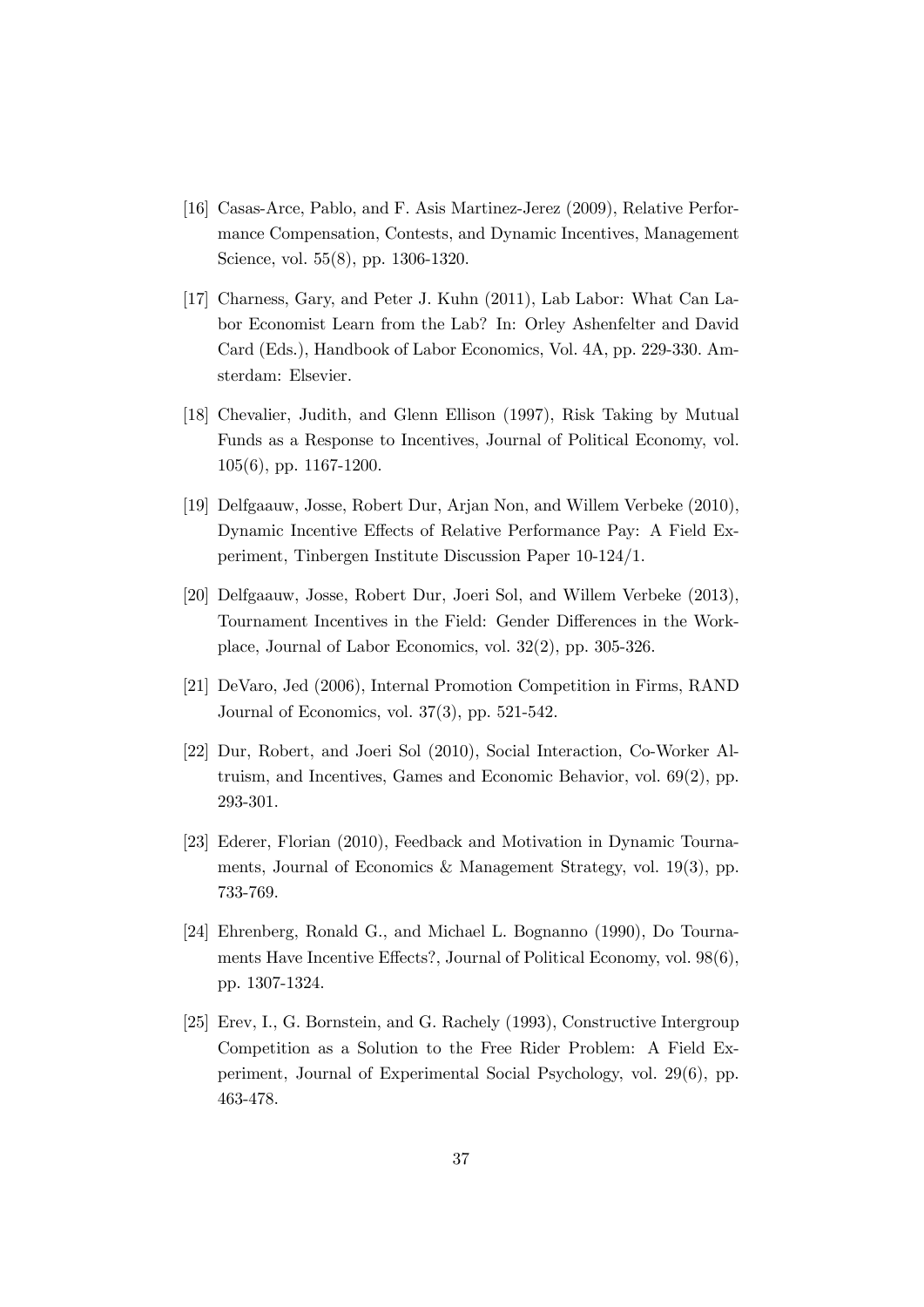[16] Casas-Arce, Pablo, and F. Asis Martinez-Jerez (2009), Relative Performance Compensation, Contests, and Dynamic Incentives, Management Science, vol. 55(8), pp. 1306-1320.

[17] Charness, Gary, and Peter J. Kuhn (2011), Lab Labor: What Can Labor Economist Learn from the Lab? In: Orley Ashenfelter and David Card (Eds.), Handbook of Labor Economics, Vol. 4A, pp. 229-330. Amsterdam: Elsevier.

[18] Chevalier, Judith, and Glenn Ellison (1997), Risk Taking by Mutual Funds as a Response to Incentives, Journal of Political Economy, vol. 105(6), pp. 1167-1200.

[19] Delfgaauw, Josse, Robert Dur, Arjan Non, and Willem Verbeke (2010), Dynamic Incentive Effects of Relative Performance Pay: A Field Experiment, Tinbergen Institute Discussion Paper 10-124/1.

[20] Delfgaauw, Josse, Robert Dur, Joeri Sol, and Willem Verbeke (2013), Tournament Incentives in the Field: Gender Differences in the Workplace, Journal of Labor Economics, vol. 32(2), pp. 305-326.

[21] DeVaro, Jed (2006), Internal Promotion Competition in Firms, RAND Journal of Economics, vol. 37(3), pp. 521-542.

[22] Dur, Robert, and Joeri Sol (2010), Social Interaction, Co-Worker Altruism, and Incentives, Games and Economic Behavior, vol. 69(2), pp. 293-301.

[23] Ederer, Florian (2010), Feedback and Motivation in Dynamic Tournaments, Journal of Economics & Management Strategy, vol. 19(3), pp. 733-769.

[24] Ehrenberg, Ronald G., and Michael L. Bognanno (1990), Do Tournaments Have Incentive Effects?, Journal of Political Economy, vol. 98(6), pp. 1307-1324.

[25] Erev, I., G. Bornstein, and G. Rachely (1993), Constructive Intergroup Competition as a Solution to the Free Rider Problem: A Field Experiment, Journal of Experimental Social Psychology, vol. 29(6), pp. 463-478.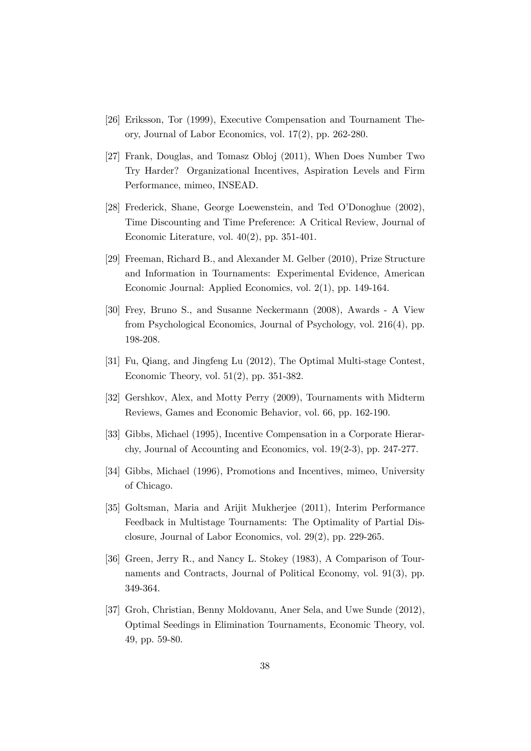[26] Eriksson, Tor (1999), Executive Compensation and Tournament Theory, Journal of Labor Economics, vol. 17(2), pp. 262-280.

[27] Frank, Douglas, and Tomasz Obloj (2011), When Does Number Two Try Harder? Organizational Incentives, Aspiration Levels and Firm Performance, mimeo, INSEAD.

[28] Frederick, Shane, George Loewenstein, and Ted O'Donoghue (2002), Time Discounting and Time Preference: A Critical Review, Journal of Economic Literature, vol. 40(2), pp. 351-401.

[29] Freeman, Richard B., and Alexander M. Gelber (2010), Prize Structure and Information in Tournaments: Experimental Evidence, American Economic Journal: Applied Economics, vol. 2(1), pp. 149-164.

[30] Frey, Bruno S., and Susanne Neckermann (2008), Awards - A View from Psychological Economics, Journal of Psychology, vol. 216(4), pp. 198-208.

[31] Fu, Qiang, and Jingfeng Lu (2012), The Optimal Multi-stage Contest, Economic Theory, vol. 51(2), pp. 351-382.

[32] Gershkov, Alex, and Motty Perry (2009), Tournaments with Midterm Reviews, Games and Economic Behavior, vol. 66, pp. 162-190.

[33] Gibbs, Michael (1995), Incentive Compensation in a Corporate Hierarchy, Journal of Accounting and Economics, vol. 19(2-3), pp. 247-277.

[34] Gibbs, Michael (1996), Promotions and Incentives, mimeo, University of Chicago.

[35] Goltsman, Maria and Arijit Mukherjee (2011), Interim Performance Feedback in Multistage Tournaments: The Optimality of Partial Disclosure, Journal of Labor Economics, vol. 29(2), pp. 229-265.

[36] Green, Jerry R., and Nancy L. Stokey (1983), A Comparison of Tournaments and Contracts, Journal of Political Economy, vol. 91(3), pp. 349-364.

[37] Groh, Christian, Benny Moldovanu, Aner Sela, and Uwe Sunde (2012), Optimal Seedings in Elimination Tournaments, Economic Theory, vol. 49, pp. 59-80.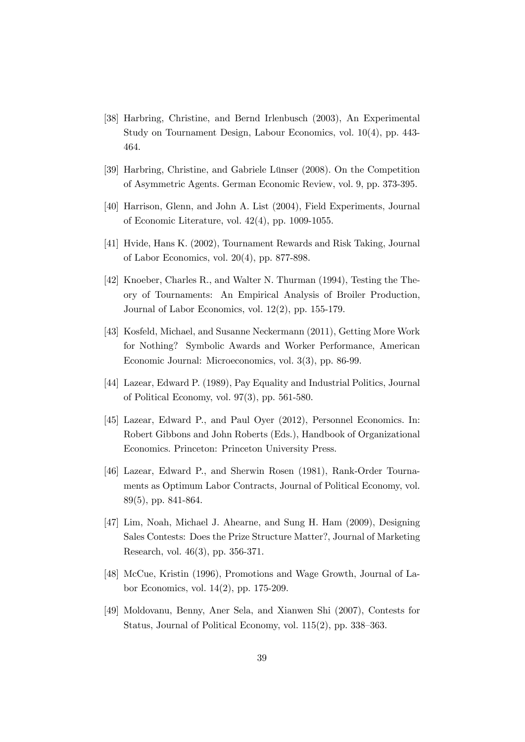[38] Harbring, Christine, and Bernd Irlenbusch (2003), An Experimental Study on Tournament Design, Labour Economics, vol. 10(4), pp. 443-464.

[39] Harbring, Christine, and Gabriele Lünser (2008). On the Competition of Asymmetric Agents. German Economic Review, vol. 9, pp. 373-395.

[40] Harrison, Glenn, and John A. List (2004), Field Experiments, Journal of Economic Literature, vol. 42(4), pp. 1009-1055.

[41] Hvide, Hans K. (2002), Tournament Rewards and Risk Taking, Journal of Labor Economics, vol. 20(4), pp. 877-898.

[42] Knoeber, Charles R., and Walter N. Thurman (1994), Testing the Theory of Tournaments: An Empirical Analysis of Broiler Production, Journal of Labor Economics, vol. 12(2), pp. 155-179.

[43] Kosfeld, Michael, and Susanne Neckermann (2011), Getting More Work for Nothing? Symbolic Awards and Worker Performance, American Economic Journal: Microeconomics, vol. 3(3), pp. 86-99.

[44] Lazear, Edward P. (1989), Pay Equality and Industrial Politics, Journal of Political Economy, vol. 97(3), pp. 561-580.

[45] Lazear, Edward P., and Paul Oyer (2012), Personnel Economics. In: Robert Gibbons and John Roberts (Eds.), Handbook of Organizational Economics. Princeton: Princeton University Press.

[46] Lazear, Edward P., and Sherwin Rosen (1981), Rank-Order Tournaments as Optimum Labor Contracts, Journal of Political Economy, vol. 89(5), pp. 841-864.

[47] Lim, Noah, Michael J. Ahearne, and Sung H. Ham (2009), Designing Sales Contests: Does the Prize Structure Matter?, Journal of Marketing Research, vol. 46(3), pp. 356-371.

[48] McCue, Kristin (1996), Promotions and Wage Growth, Journal of Labor Economics, vol. 14(2), pp. 175-209.

[49] Moldovanu, Benny, Aner Sela, and Xianwen Shi (2007), Contests for Status, Journal of Political Economy, vol. 115(2), pp. 338–363.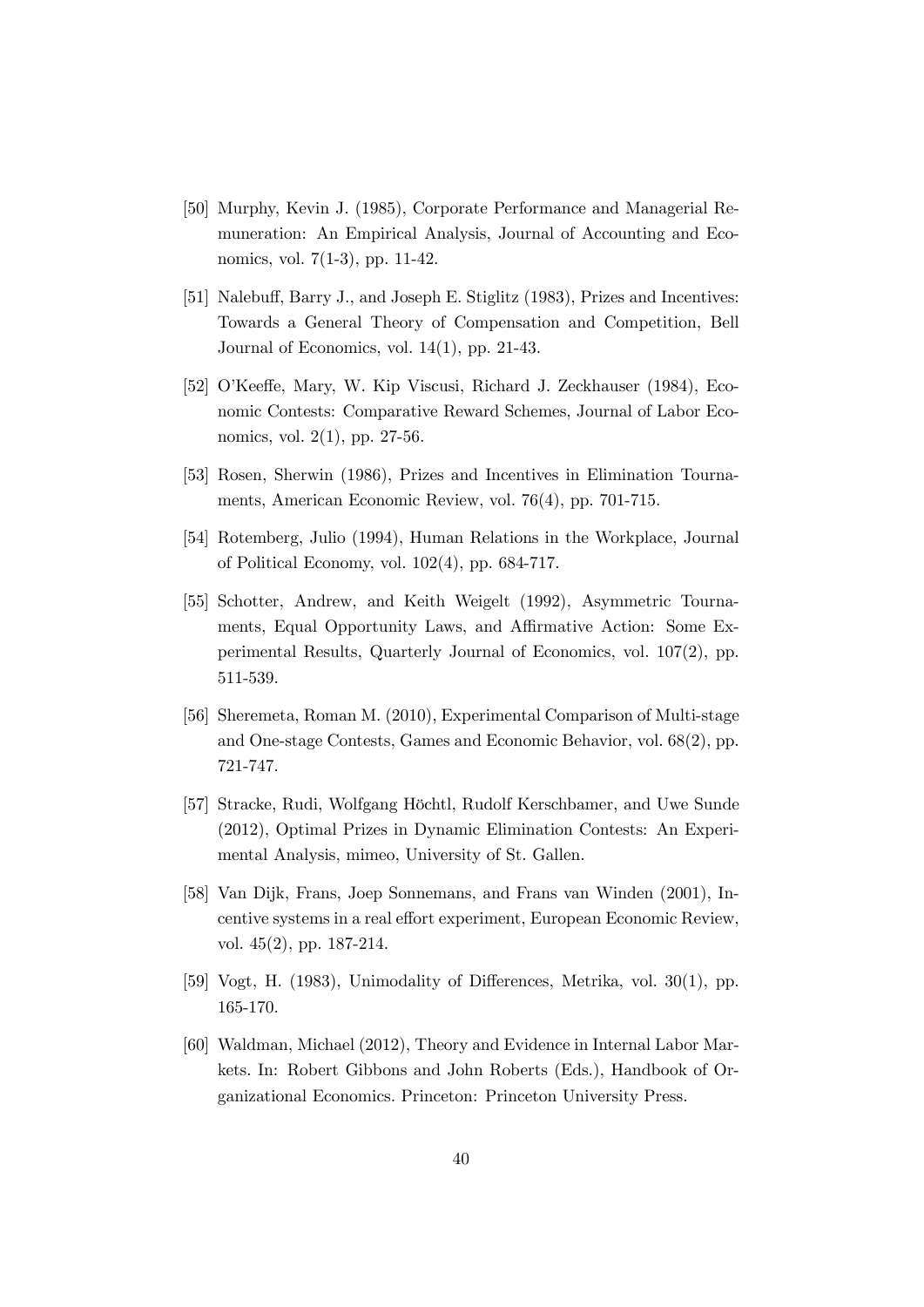[50] Murphy, Kevin J. (1985), Corporate Performance and Managerial Remuneration: An Empirical Analysis, Journal of Accounting and Economics, vol. 7(1-3), pp. 11-42.

[51] Nalebuff, Barry J., and Joseph E. Stiglitz (1983), Prizes and Incentives: Towards a General Theory of Compensation and Competition, Bell Journal of Economics, vol. 14(1), pp. 21-43.

[52] O'Keeffe, Mary, W. Kip Viscusi, Richard J. Zeckhauser (1984), Economic Contests: Comparative Reward Schemes, Journal of Labor Economics, vol. 2(1), pp. 27-56.

[53] Rosen, Sherwin (1986), Prizes and Incentives in Elimination Tournaments, American Economic Review, vol. 76(4), pp. 701-715.

[54] Rotemberg, Julio (1994), Human Relations in the Workplace, Journal of Political Economy, vol. 102(4), pp. 684-717.

[55] Schotter, Andrew, and Keith Weigelt (1992), Asymmetric Tournaments, Equal Opportunity Laws, and Affirmative Action: Some Experimental Results, Quarterly Journal of Economics, vol. 107(2), pp. 511-539.

[56] Sheremeta, Roman M. (2010), Experimental Comparison of Multi-stage and One-stage Contests, Games and Economic Behavior, vol. 68(2), pp. 721-747.

[57] Stracke, Rudi, Wolfgang Höchtl, Rudolf Kerschbamer, and Uwe Sunde (2012), Optimal Prizes in Dynamic Elimination Contests: An Experimental Analysis, mimeo, University of St. Gallen.

[58] Van Dijk, Frans, Joep Sonnemans, and Frans van Winden (2001), Incentive systems in a real effort experiment, European Economic Review, vol. 45(2), pp. 187-214.

[59] Vogt, H. (1983), Unimodality of Differences, Metrika, vol. 30(1), pp. 165-170.

[60] Waldman, Michael (2012), Theory and Evidence in Internal Labor Markets. In: Robert Gibbons and John Roberts (Eds.), Handbook of Organizational Economics. Princeton: Princeton University Press.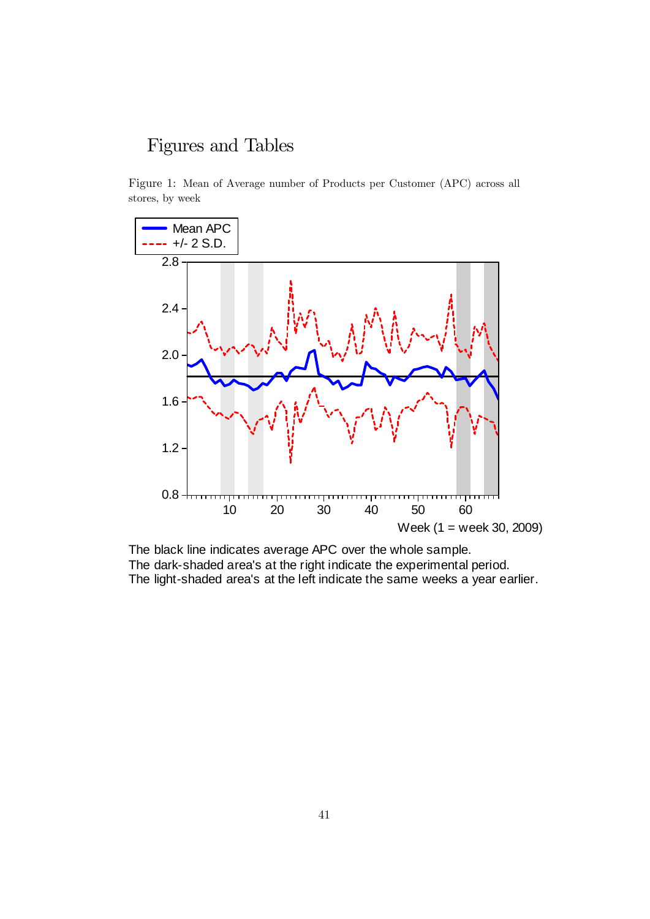# Figures and Tables

Figure 1: Mean of Average number of Products per Customer (APC) across all stores, by week

The black line indicates average APC over the whole sample.
The dark-shaded area's at the right indicate the experimental period.
The light-shaded area's at the left indicate the same weeks a year earlier.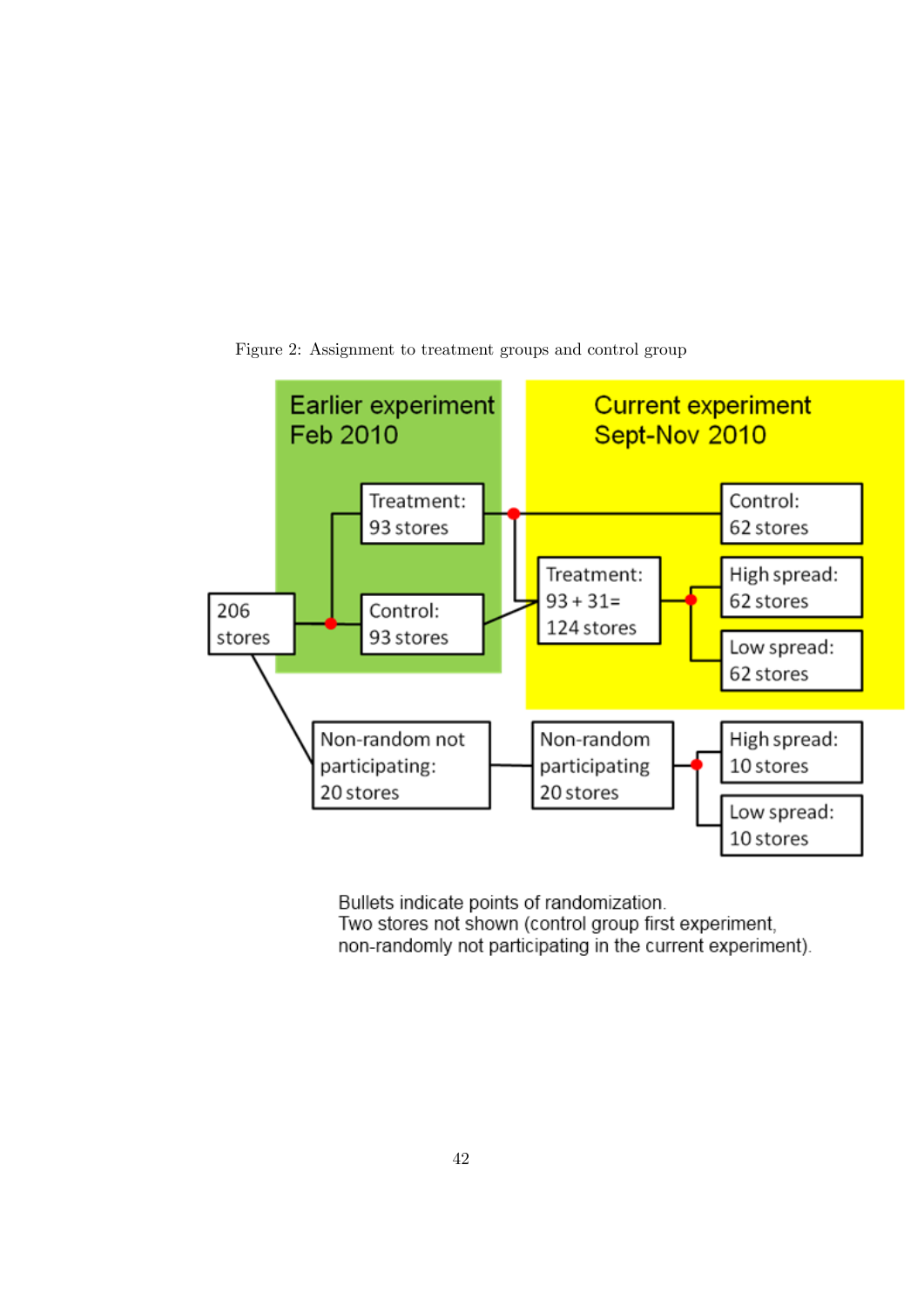Figure 2: Assignment to treatment groups and control group

Earlier experiment
Feb 2010

Current experiment
Sept-Nov 2010

206 stores

Treatment: 93 stores

Control: 93 stores

Control: 62 stores

Treatment: 93 + 31= 124 stores

High spread: 62 stores

Low spread: 62 stores

Non-random not participating: 20 stores

Non-random participating 20 stores

High spread: 10 stores

Low spread: 10 stores

Bullets indicate points of randomization.
Two stores not shown (control group first experiment, non-randomly not participating in the current experiment).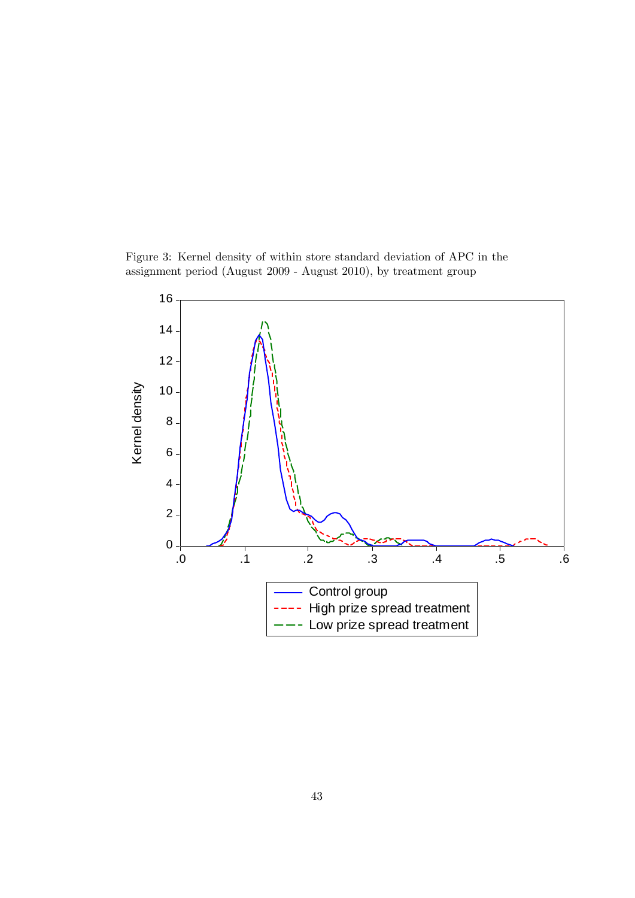Figure 3: Kernel density of within store standard deviation of APC in the assignment period (August 2009 - August 2010), by treatment group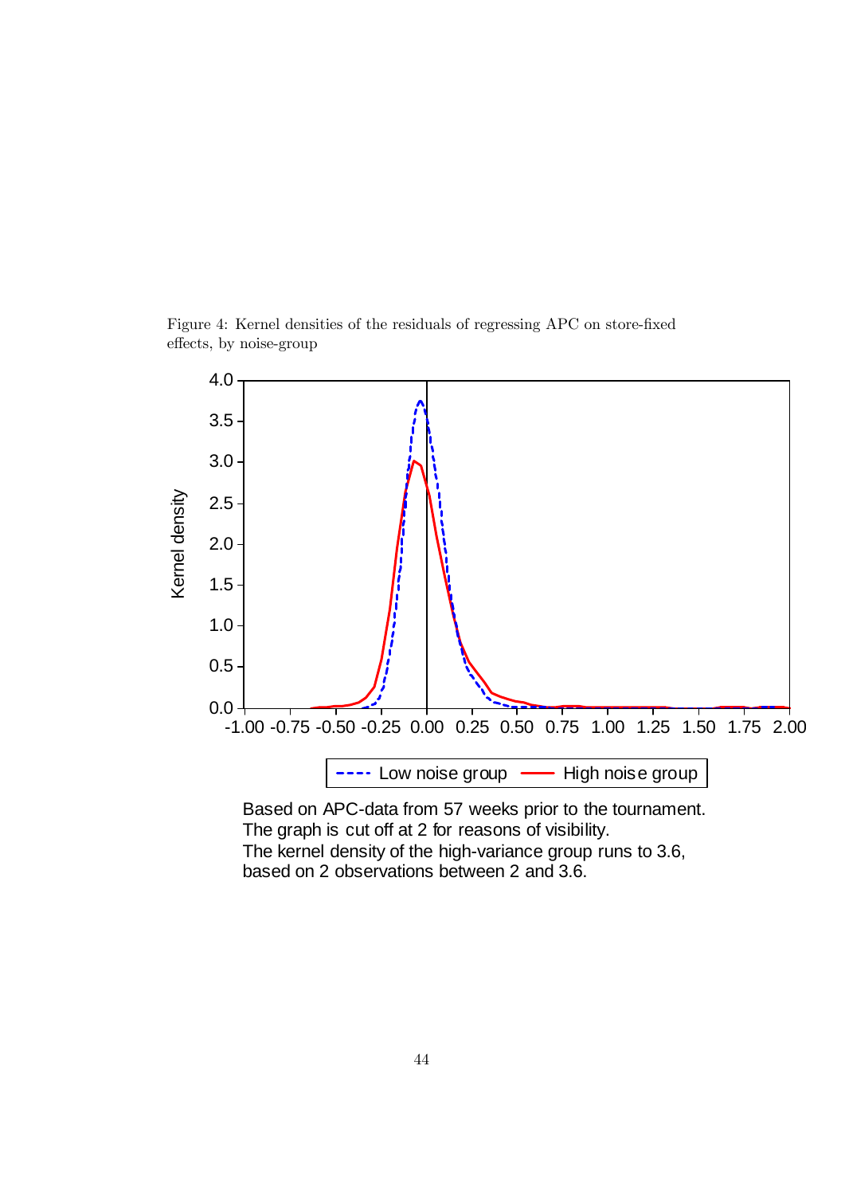Figure 4: Kernel densities of the residuals of regressing APC on store-fixed effects, by noise-group

Based on APC-data from 57 weeks prior to the tournament.
The graph is cut off at 2 for reasons of visibility.
The kernel density of the high-variance group runs to 3.6,
based on 2 observations between 2 and 3.6.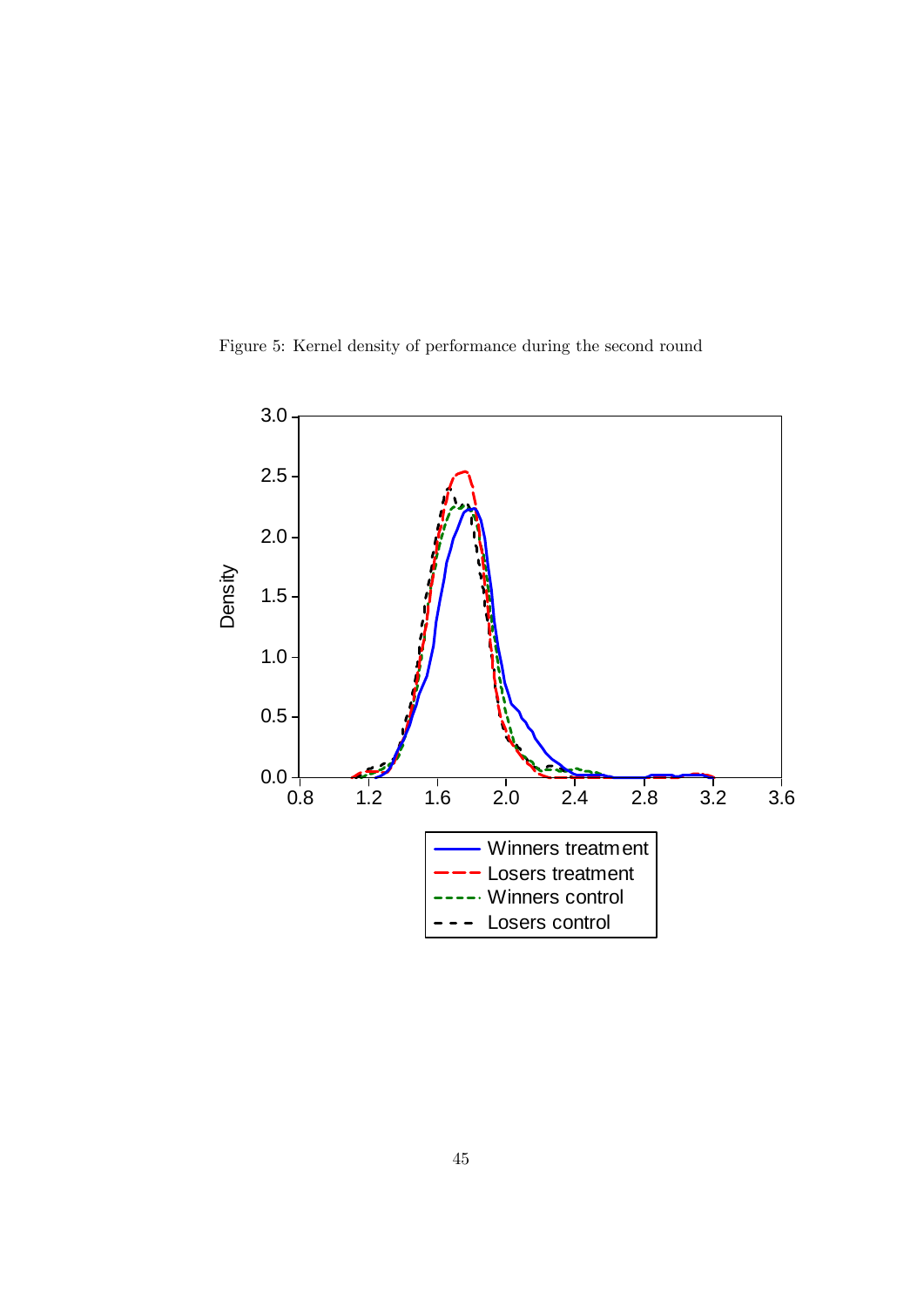Figure 5: Kernel density of performance during the second round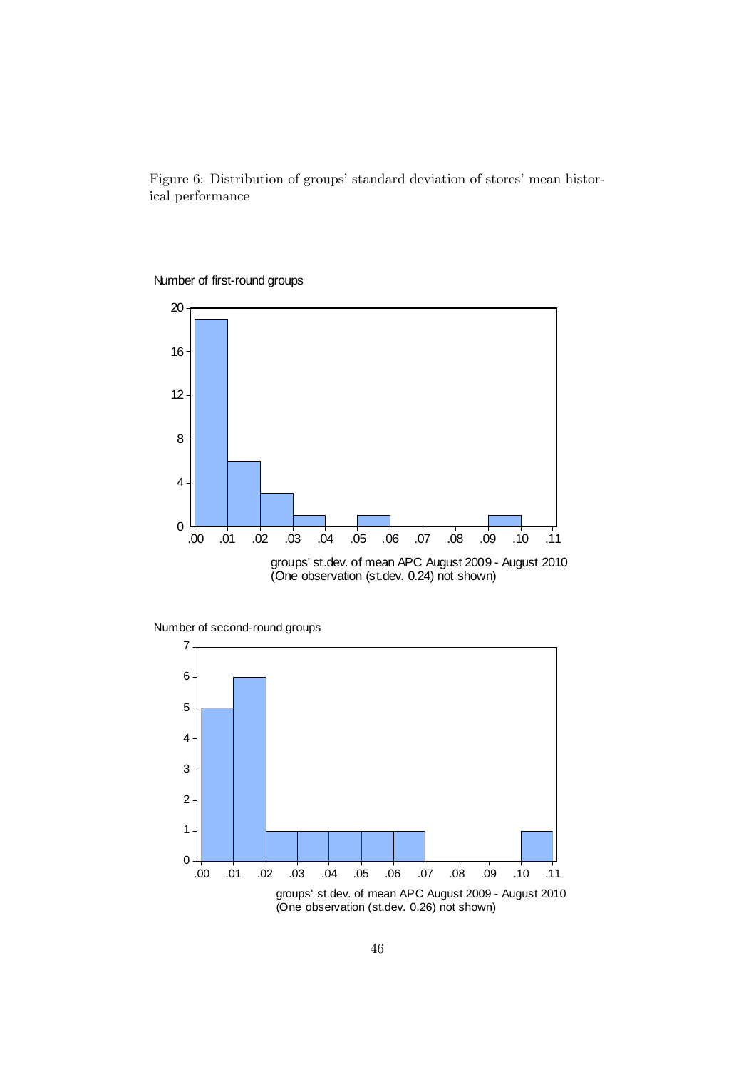Figure 6: Distribution of groups' standard deviation of stores' mean historical performance

Number of first-round groups

groups' st.dev. of mean APC August 2009 - August 2010
(One observation (st.dev. 0.24) not shown)

Number of second-round groups

groups' st.dev. of mean APC August 2009 - August 2010
(One observation (st.dev. 0.26) not shown)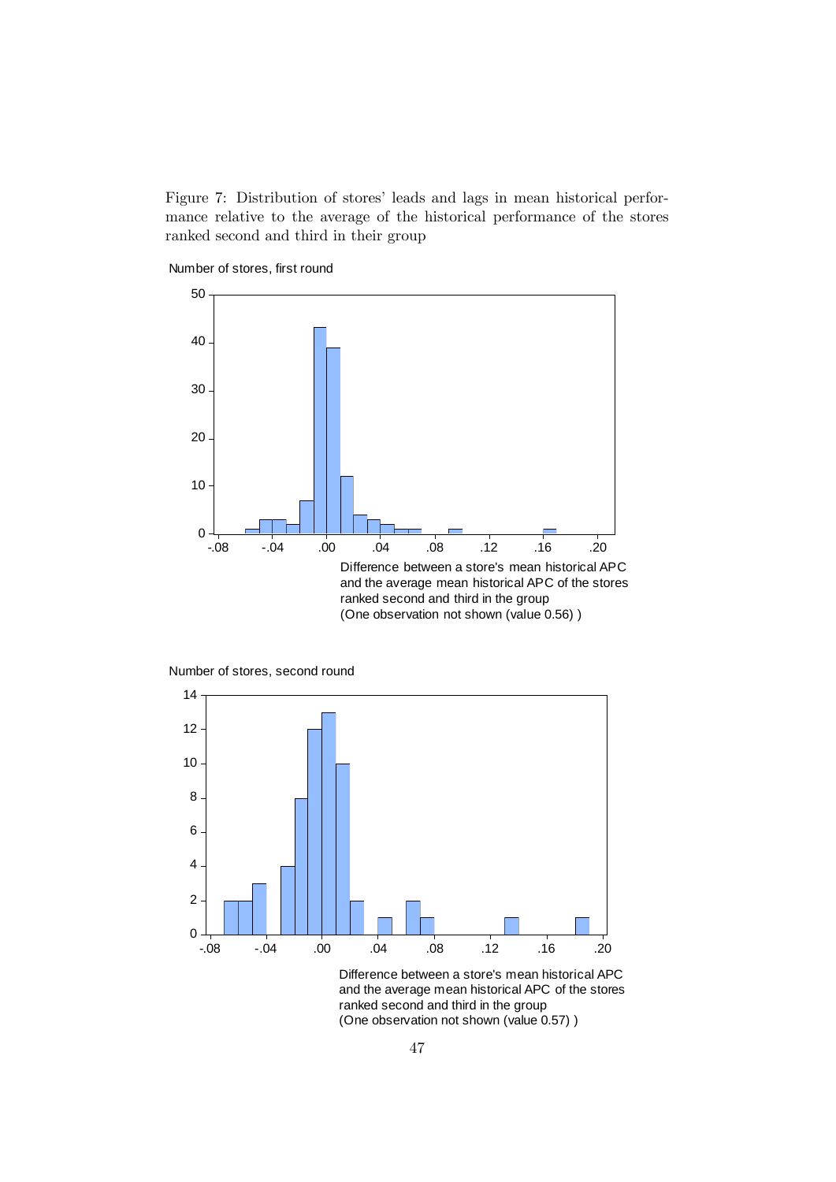Figure 7: Distribution of stores' leads and lags in mean historical performance relative to the average of the historical performance of the stores ranked second and third in their group

Number of stores, first round

Difference between a store's mean historical APC and the average mean historical APC of the stores ranked second and third in the group
(One observation not shown (value 0.56) )

Number of stores, second round

Difference between a store's mean historical APC and the average mean historical APC of the stores ranked second and third in the group
(One observation not shown (value 0.57) )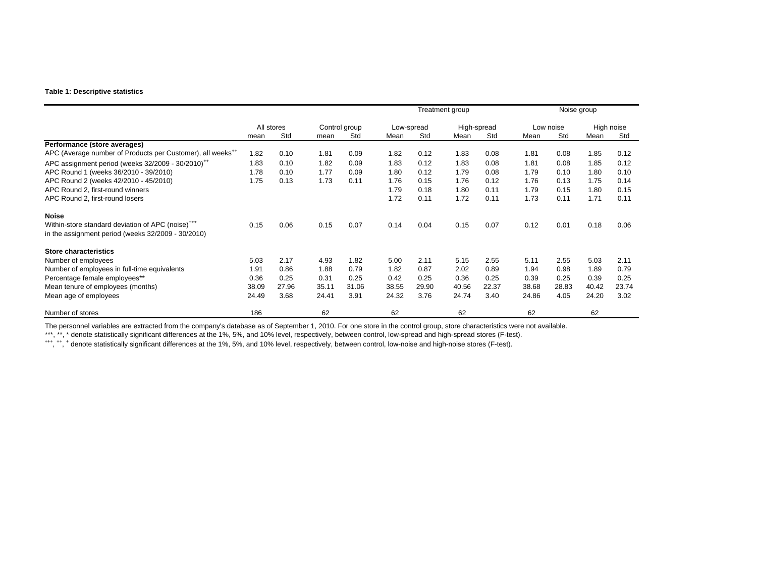**Table 1: Descriptive statistics**

| | All stores | | Control group | | Treatment group | | | | Noise group | | | |
|---|---|---|---|---|---|---|---|---|---|---|---|---|
| | | | | | Low-spread | | High-spread | | Low noise | | High noise | |
| | mean | Std | mean | Std | Mean | Std | Mean | Std | Mean | Std | Mean | Std |
| **Performance (store averages)** | | | | | | | | | | | | |
| APC (Average number of Products per Customer), all weeks$^{++}$ | 1.82 | 0.10 | 1.81 | 0.09 | 1.82 | 0.12 | 1.83 | 0.08 | 1.81 | 0.08 | 1.85 | 0.12 |
| APC assignment period (weeks 32/2009 - 30/2010)$^{++}$ | 1.83 | 0.10 | 1.82 | 0.09 | 1.83 | 0.12 | 1.83 | 0.08 | 1.81 | 0.08 | 1.85 | 0.12 |
| APC Round 1 (weeks 36/2010 - 39/2010) | 1.78 | 0.10 | 1.77 | 0.09 | 1.80 | 0.12 | 1.79 | 0.08 | 1.79 | 0.10 | 1.80 | 0.10 |
| APC Round 2 (weeks 42/2010 - 45/2010) | 1.75 | 0.13 | 1.73 | 0.11 | 1.76 | 0.15 | 1.76 | 0.12 | 1.76 | 0.13 | 1.75 | 0.14 |
| APC Round 2, first-round winners | | | | | 1.79 | 0.18 | 1.80 | 0.11 | 1.79 | 0.15 | 1.80 | 0.15 |
| APC Round 2, first-round losers | | | | | 1.72 | 0.11 | 1.72 | 0.11 | 1.73 | 0.11 | 1.71 | 0.11 |
| **Noise** | | | | | | | | | | | | |
| Within-store standard deviation of APC (noise)$^{+++}$ in the assignment period (weeks 32/2009 - 30/2010) | 0.15 | 0.06 | 0.15 | 0.07 | 0.14 | 0.04 | 0.15 | 0.07 | 0.12 | 0.01 | 0.18 | 0.06 |
| **Store characteristics** | | | | | | | | | | | | |
| Number of employees | 5.03 | 2.17 | 4.93 | 1.82 | 5.00 | 2.11 | 5.15 | 2.55 | 5.11 | 2.55 | 5.03 | 2.11 |
| Number of employees in full-time equivalents | 1.91 | 0.86 | 1.88 | 0.79 | 1.82 | 0.87 | 2.02 | 0.89 | 1.94 | 0.98 | 1.89 | 0.79 |
| Percentage female employees** | 0.36 | 0.25 | 0.31 | 0.25 | 0.42 | 0.25 | 0.36 | 0.25 | 0.39 | 0.25 | 0.39 | 0.25 |
| Mean tenure of employees (months) | 38.09 | 27.96 | 35.11 | 31.06 | 38.55 | 29.90 | 40.56 | 22.37 | 38.68 | 28.83 | 40.42 | 23.74 |
| Mean age of employees | 24.49 | 3.68 | 24.41 | 3.91 | 24.32 | 3.76 | 24.74 | 3.40 | 24.86 | 4.05 | 24.20 | 3.02 |
| Number of stores | 186 | | 62 | | 62 | | 62 | | 62 | | 62 | |

The personnel variables are extracted from the company's database as of September 1, 2010. For one store in the control group, store characteristics were not available.

***, **, * denote statistically significant differences at the 1%, 5%, and 10% level, respectively, between control, low-spread and high-spread stores (F-test).

$^{+++}$, $^{++}$, $^{+}$ denote statistically significant differences at the 1%, 5%, and 10% level, respectively, between control, low-noise and high-noise stores (F-test).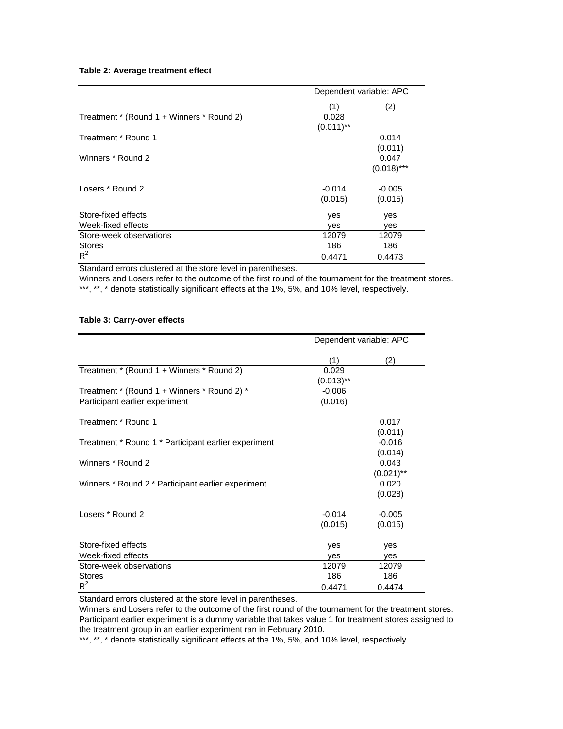**Table 2: Average treatment effect**

| | Dependent variable: APC | |
|---|---|---|
| | (1) | (2) |
| Treatment * (Round 1 + Winners * Round 2) | 0.028 | |
| | (0.011)** | |
| Treatment * Round 1 | | 0.014 |
| | | (0.011) |
| Winners * Round 2 | | 0.047 |
| | | (0.018)*** |
| Losers * Round 2 | -0.014 | -0.005 |
| | (0.015) | (0.015) |
| Store-fixed effects | yes | yes |
| Week-fixed effects | yes | yes |
| Store-week observations | 12079 | 12079 |
| Stores | 186 | 186 |
| $R^2$ | 0.4471 | 0.4473 |

Standard errors clustered at the store level in parentheses.
Winners and Losers refer to the outcome of the first round of the tournament for the treatment stores.
***, **, * denote statistically significant effects at the 1%, 5%, and 10% level, respectively.

**Table 3: Carry-over effects**

| | Dependent variable: APC | |
|---|---|---|
| | (1) | (2) |
| Treatment * (Round 1 + Winners * Round 2) | 0.029 | |
| | (0.013)** | |
| Treatment * (Round 1 + Winners * Round 2) * Participant earlier experiment | -0.006 | |
| | (0.016) | |
| Treatment * Round 1 | | 0.017 |
| | | (0.011) |
| Treatment * Round 1 * Participant earlier experiment | | -0.016 |
| | | (0.014) |
| Winners * Round 2 | | 0.043 |
| | | (0.021)** |
| Winners * Round 2 * Participant earlier experiment | | 0.020 |
| | | (0.028) |
| Losers * Round 2 | -0.014 | -0.005 |
| | (0.015) | (0.015) |
| Store-fixed effects | yes | yes |
| Week-fixed effects | yes | yes |
| Store-week observations | 12079 | 12079 |
| Stores | 186 | 186 |
| $R^2$ | 0.4471 | 0.4474 |

Standard errors clustered at the store level in parentheses.
Winners and Losers refer to the outcome of the first round of the tournament for the treatment stores.
Participant earlier experiment is a dummy variable that takes value 1 for treatment stores assigned to the treatment group in an earlier experiment ran in February 2010.
***, **, * denote statistically significant effects at the 1%, 5%, and 10% level, respectively.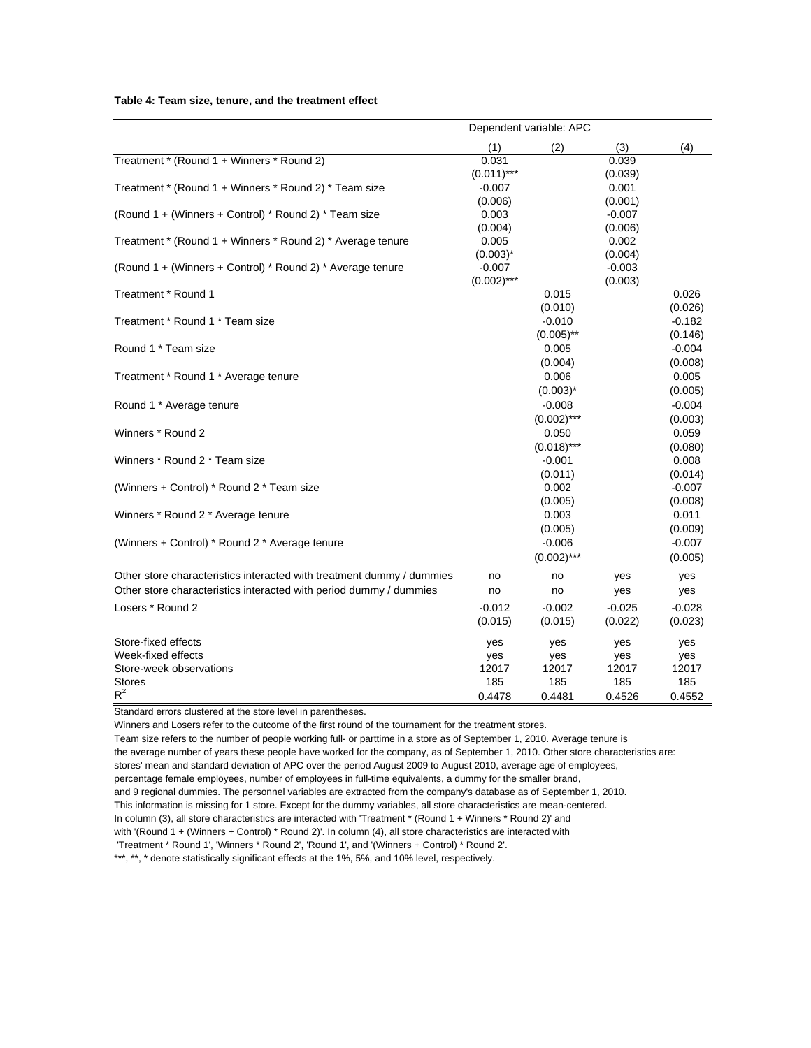**Table 4: Team size, tenure, and the treatment effect**

| | Dependent variable: APC | | | |
|---|---|---|---|---|
| | (1) | (2) | (3) | (4) |
| Treatment * (Round 1 + Winners * Round 2) | 0.031 | | 0.039 | |
| | (0.011)*** | | (0.039) | |
| Treatment * (Round 1 + Winners * Round 2) * Team size | -0.007 | | 0.001 | |
| | (0.006) | | (0.001) | |
| (Round 1 + (Winners + Control) * Round 2) * Team size | 0.003 | | -0.007 | |
| | (0.004) | | (0.006) | |
| Treatment * (Round 1 + Winners * Round 2) * Average tenure | 0.005 | | 0.002 | |
| | (0.003)* | | (0.004) | |
| (Round 1 + (Winners + Control) * Round 2) * Average tenure | -0.007 | | -0.003 | |
| | (0.002)*** | | (0.003) | |
| Treatment * Round 1 | | 0.015 | | 0.026 |
| | | (0.010) | | (0.026) |
| Treatment * Round 1 * Team size | | -0.010 | | -0.182 |
| | | (0.005)** | | (0.146) |
| Round 1 * Team size | | 0.005 | | -0.004 |
| | | (0.004) | | (0.008) |
| Treatment * Round 1 * Average tenure | | 0.006 | | 0.005 |
| | | (0.003)* | | (0.005) |
| Round 1 * Average tenure | | -0.008 | | -0.004 |
| | | (0.002)*** | | (0.003) |
| Winners * Round 2 | | 0.050 | | 0.059 |
| | | (0.018)*** | | (0.080) |
| Winners * Round 2 * Team size | | -0.001 | | 0.008 |
| | | (0.011) | | (0.014) |
| (Winners + Control) * Round 2 * Team size | | 0.002 | | -0.007 |
| | | (0.005) | | (0.008) |
| Winners * Round 2 * Average tenure | | 0.003 | | 0.011 |
| | | (0.005) | | (0.009) |
| (Winners + Control) * Round 2 * Average tenure | | -0.006 | | -0.007 |
| | | (0.002)*** | | (0.005) |
| Other store characteristics interacted with treatment dummy / dummies | no | no | yes | yes |
| Other store characteristics interacted with period dummy / dummies | no | no | yes | yes |
| Losers * Round 2 | -0.012 | -0.002 | -0.025 | -0.028 |
| | (0.015) | (0.015) | (0.022) | (0.023) |
| Store-fixed effects | yes | yes | yes | yes |
| Week-fixed effects | yes | yes | yes | yes |
| Store-week observations | 12017 | 12017 | 12017 | 12017 |
| Stores | 185 | 185 | 185 | 185 |
| $R^2$ | 0.4478 | 0.4481 | 0.4526 | 0.4552 |

Standard errors clustered at the store level in parentheses.

Winners and Losers refer to the outcome of the first round of the tournament for the treatment stores.

Team size refers to the number of people working full- or parttime in a store as of September 1, 2010. Average tenure is the average number of years these people have worked for the company, as of September 1, 2010. Other store characteristics are: stores' mean and standard deviation of APC over the period August 2009 to August 2010, average age of employees, percentage female employees, number of employees in full-time equivalents, a dummy for the smaller brand, and 9 regional dummies. The personnel variables are extracted from the company's database as of September 1, 2010. This information is missing for 1 store. Except for the dummy variables, all store characteristics are mean-centered. In column (3), all store characteristics are interacted with 'Treatment * (Round 1 + Winners * Round 2)' and with '(Round 1 + (Winners + Control) * Round 2)'. In column (4), all store characteristics are interacted with 'Treatment * Round 1', 'Winners * Round 2', 'Round 1', and '(Winners + Control) * Round 2'.

***, **, * denote statistically significant effects at the 1%, 5%, and 10% level, respectively.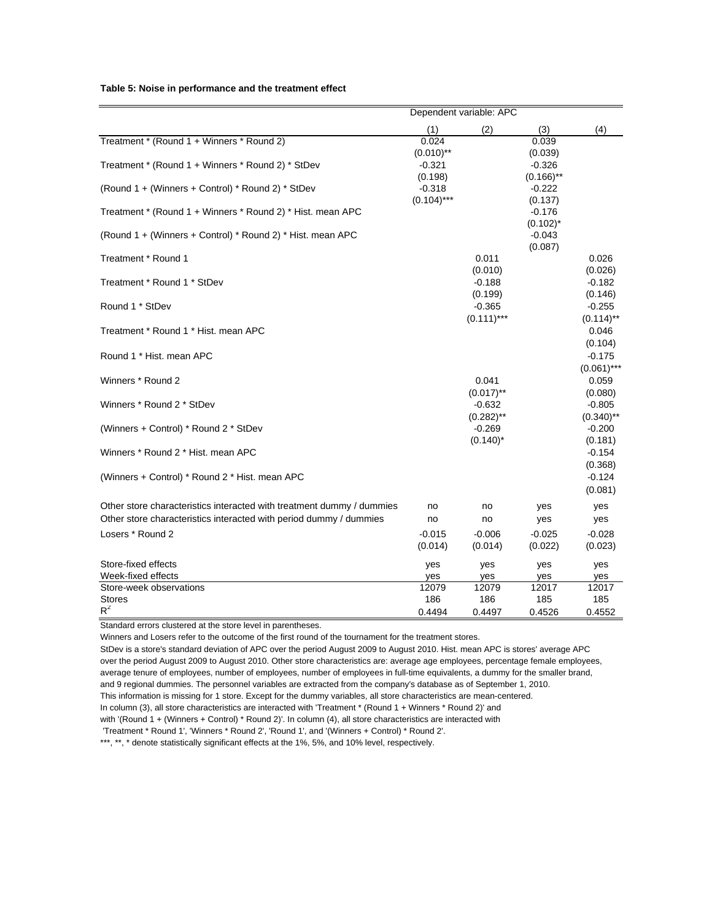**Table 5: Noise in performance and the treatment effect**

| | Dependent variable: APC | | | |
|---|---|---|---|---|
| | (1) | (2) | (3) | (4) |
| Treatment * (Round 1 + Winners * Round 2) | 0.024 | | 0.039 | |
| | (0.010)** | | (0.039) | |
| Treatment * (Round 1 + Winners * Round 2) * StDev | -0.321 | | -0.326 | |
| | (0.198) | | (0.166)** | |
| (Round 1 + (Winners + Control) * Round 2) * StDev | -0.318 | | -0.222 | |
| | (0.104)*** | | (0.137) | |
| Treatment * (Round 1 + Winners * Round 2) * Hist. mean APC | | | -0.176 | |
| | | | (0.102)* | |
| (Round 1 + (Winners + Control) * Round 2) * Hist. mean APC | | | -0.043 | |
| | | | (0.087) | |
| Treatment * Round 1 | | 0.011 | | 0.026 |
| | | (0.010) | | (0.026) |
| Treatment * Round 1 * StDev | | -0.188 | | -0.182 |
| | | (0.199) | | (0.146) |
| Round 1 * StDev | | -0.365 | | -0.255 |
| | | (0.111)*** | | (0.114)** |
| Treatment * Round 1 * Hist. mean APC | | | | 0.046 |
| | | | | (0.104) |
| Round 1 * Hist. mean APC | | | | -0.175 |
| | | | | (0.061)*** |
| Winners * Round 2 | | 0.041 | | 0.059 |
| | | (0.017)** | | (0.080) |
| Winners * Round 2 * StDev | | -0.632 | | -0.805 |
| | | (0.282)** | | (0.340)** |
| (Winners + Control) * Round 2 * StDev | | -0.269 | | -0.200 |
| | | (0.140)* | | (0.181) |
| Winners * Round 2 * Hist. mean APC | | | | -0.154 |
| | | | | (0.368) |
| (Winners + Control) * Round 2 * Hist. mean APC | | | | -0.124 |
| | | | | (0.081) |
| Other store characteristics interacted with treatment dummy / dummies | no | no | yes | yes |
| Other store characteristics interacted with period dummy / dummies | no | no | yes | yes |
| Losers * Round 2 | -0.015 | -0.006 | -0.025 | -0.028 |
| | (0.014) | (0.014) | (0.022) | (0.023) |
| Store-fixed effects | yes | yes | yes | yes |
| Week-fixed effects | yes | yes | yes | yes |
| Store-week observations | 12079 | 12079 | 12017 | 12017 |
| Stores | 186 | 186 | 185 | 185 |
| $R^2$ | 0.4494 | 0.4497 | 0.4526 | 0.4552 |

Standard errors clustered at the store level in parentheses.

Winners and Losers refer to the outcome of the first round of the tournament for the treatment stores.

StDev is a store's standard deviation of APC over the period August 2009 to August 2010. Hist. mean APC is stores' average APC over the period August 2009 to August 2010. Other store characteristics are: average age employees, percentage female employees, average tenure of employees, number of employees, number of employees in full-time equivalents, a dummy for the smaller brand, and 9 regional dummies. The personnel variables are extracted from the company's database as of September 1, 2010. This information is missing for 1 store. Except for the dummy variables, all store characteristics are mean-centered. In column (3), all store characteristics are interacted with 'Treatment * (Round 1 + Winners * Round 2)' and with '(Round 1 + (Winners + Control) * Round 2)'. In column (4), all store characteristics are interacted with 'Treatment * Round 1', 'Winners * Round 2', 'Round 1', and '(Winners + Control) * Round 2'.

***, **, * denote statistically significant effects at the 1%, 5%, and 10% level, respectively.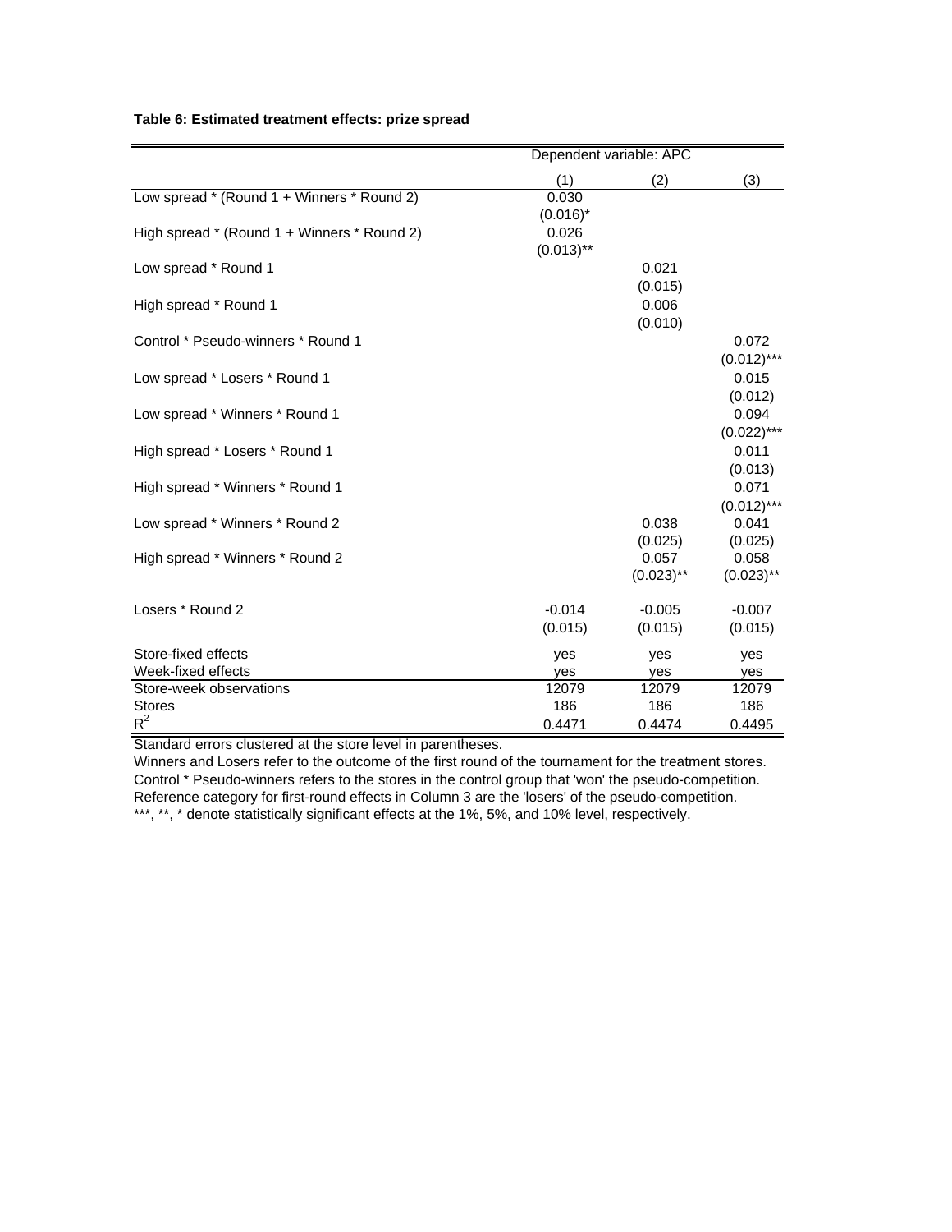**Table 6: Estimated treatment effects: prize spread**

| | Dependent variable: APC | | |
|---|---|---|---|
| | (1) | (2) | (3) |
| Low spread * (Round 1 + Winners * Round 2) | 0.030 | | |
| | (0.016)* | | |
| High spread * (Round 1 + Winners * Round 2) | 0.026 | | |
| | (0.013)** | | |
| Low spread * Round 1 | | 0.021 | |
| | | (0.015) | |
| High spread * Round 1 | | 0.006 | |
| | | (0.010) | |
| Control * Pseudo-winners * Round 1 | | | 0.072 |
| | | | (0.012)*** |
| Low spread * Losers * Round 1 | | | 0.015 |
| | | | (0.012) |
| Low spread * Winners * Round 1 | | | 0.094 |
| | | | (0.022)*** |
| High spread * Losers * Round 1 | | | 0.011 |
| | | | (0.013) |
| High spread * Winners * Round 1 | | | 0.071 |
| | | | (0.012)*** |
| Low spread * Winners * Round 2 | | 0.038 | 0.041 |
| | | (0.025) | (0.025) |
| High spread * Winners * Round 2 | | 0.057 | 0.058 |
| | | (0.023)** | (0.023)** |
| Losers * Round 2 | -0.014 | -0.005 | -0.007 |
| | (0.015) | (0.015) | (0.015) |
| Store-fixed effects | yes | yes | yes |
| Week-fixed effects | yes | yes | yes |
| Store-week observations | 12079 | 12079 | 12079 |
| Stores | 186 | 186 | 186 |
| $R^2$ | 0.4471 | 0.4474 | 0.4495 |

Standard errors clustered at the store level in parentheses.
Winners and Losers refer to the outcome of the first round of the tournament for the treatment stores.
Control * Pseudo-winners refers to the stores in the control group that 'won' the pseudo-competition.
Reference category for first-round effects in Column 3 are the 'losers' of the pseudo-competition.
***, **, * denote statistically significant effects at the 1%, 5%, and 10% level, respectively.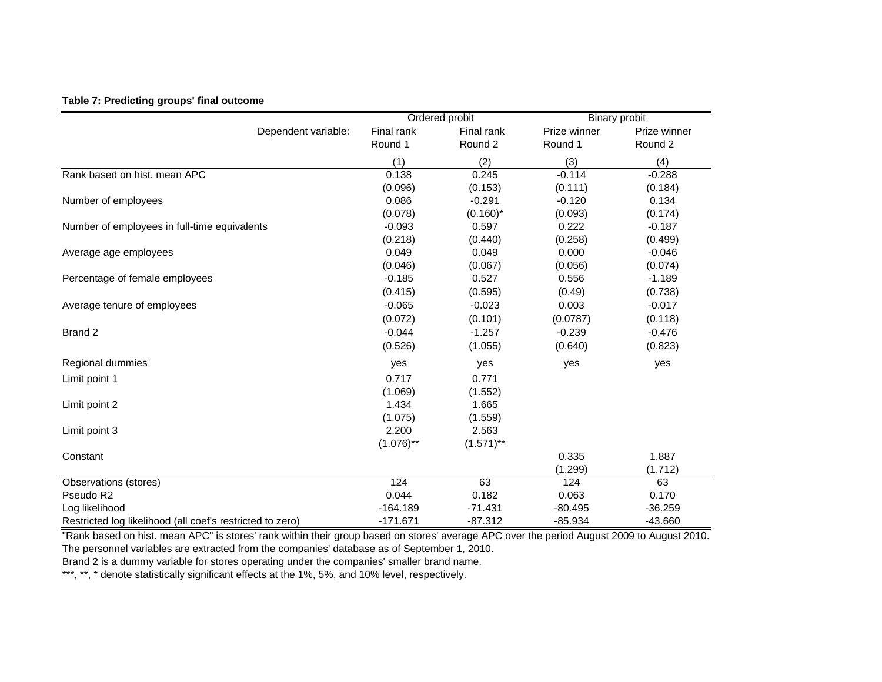**Table 7: Predicting groups' final outcome**

| | Ordered probit | | Binary probit | |
|---|---|---|---|---|
| Dependent variable: | Final rank Round 1 | Final rank Round 2 | Prize winner Round 1 | Prize winner Round 2 |
| | (1) | (2) | (3) | (4) |
| Rank based on hist. mean APC | 0.138 | 0.245 | -0.114 | -0.288 |
| | (0.096) | (0.153) | (0.111) | (0.184) |
| Number of employees | 0.086 | -0.291 | -0.120 | 0.134 |
| | (0.078) | (0.160)* | (0.093) | (0.174) |
| Number of employees in full-time equivalents | -0.093 | 0.597 | 0.222 | -0.187 |
| | (0.218) | (0.440) | (0.258) | (0.499) |
| Average age employees | 0.049 | 0.049 | 0.000 | -0.046 |
| | (0.046) | (0.067) | (0.056) | (0.074) |
| Percentage of female employees | -0.185 | 0.527 | 0.556 | -1.189 |
| | (0.415) | (0.595) | (0.49) | (0.738) |
| Average tenure of employees | -0.065 | -0.023 | 0.003 | -0.017 |
| | (0.072) | (0.101) | (0.0787) | (0.118) |
| Brand 2 | -0.044 | -1.257 | -0.239 | -0.476 |
| | (0.526) | (1.055) | (0.640) | (0.823) |
| Regional dummies | yes | yes | yes | yes |
| Limit point 1 | 0.717 | 0.771 | | |
| | (1.069) | (1.552) | | |
| Limit point 2 | 1.434 | 1.665 | | |
| | (1.075) | (1.559) | | |
| Limit point 3 | 2.200 | 2.563 | | |
| | (1.076)** | (1.571)** | | |
| Constant | | | 0.335 | 1.887 |
| | | | (1.299) | (1.712) |
| Observations (stores) | 124 | 63 | 124 | 63 |
| Pseudo R2 | 0.044 | 0.182 | 0.063 | 0.170 |
| Log likelihood | -164.189 | -71.431 | -80.495 | -36.259 |
| Restricted log likelihood (all coef's restricted to zero) | -171.671 | -87.312 | -85.934 | -43.660 |

"Rank based on hist. mean APC" is stores' rank within their group based on stores' average APC over the period August 2009 to August 2010.
The personnel variables are extracted from the companies' database as of September 1, 2010.
Brand 2 is a dummy variable for stores operating under the companies' smaller brand name.
***, **, * denote statistically significant effects at the 1%, 5%, and 10% level, respectively.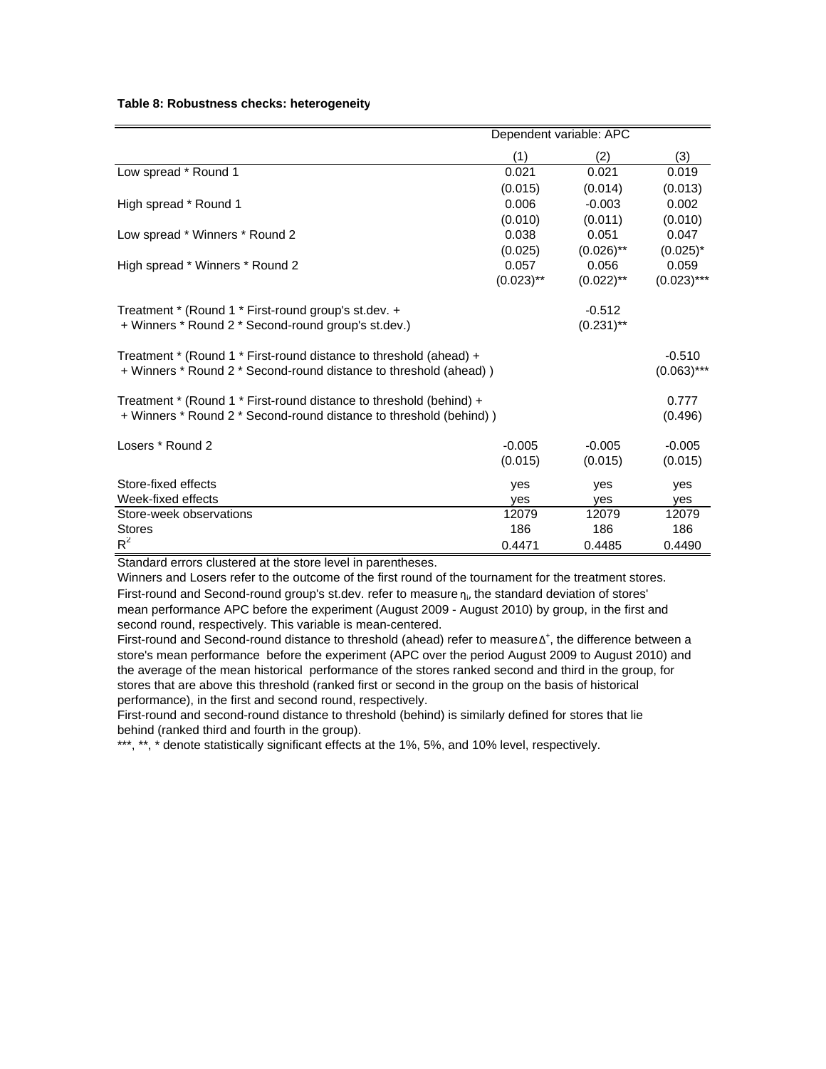**Table 8: Robustness checks: heterogeneity**

| | Dependent variable: APC | | |
|---|---|---|---|
| | (1) | (2) | (3) |
| Low spread * Round 1 | 0.021 | 0.021 | 0.019 |
| | (0.015) | (0.014) | (0.013) |
| High spread * Round 1 | 0.006 | -0.003 | 0.002 |
| | (0.010) | (0.011) | (0.010) |
| Low spread * Winners * Round 2 | 0.038 | 0.051 | 0.047 |
| | (0.025) | (0.026)** | (0.025)* |
| High spread * Winners * Round 2 | 0.057 | 0.056 | 0.059 |
| | (0.023)** | (0.022)** | (0.023)*** |
| Treatment * (Round 1 * First-round group's st.dev. + + Winners * Round 2 * Second-round group's st.dev.) | | -0.512 | |
| | | (0.231)** | |
| Treatment * (Round 1 * First-round distance to threshold (ahead) + + Winners * Round 2 * Second-round distance to threshold (ahead) ) | | | -0.510 |
| | | | (0.063)*** |
| Treatment * (Round 1 * First-round distance to threshold (behind) + + Winners * Round 2 * Second-round distance to threshold (behind) ) | | | 0.777 |
| | | | (0.496) |
| Losers * Round 2 | -0.005 | -0.005 | -0.005 |
| | (0.015) | (0.015) | (0.015) |
| Store-fixed effects | yes | yes | yes |
| Week-fixed effects | yes | yes | yes |
| Store-week observations | 12079 | 12079 | 12079 |
| Stores | 186 | 186 | 186 |
| $R^2$ | 0.4471 | 0.4485 | 0.4490 |

Standard errors clustered at the store level in parentheses.

Winners and Losers refer to the outcome of the first round of the tournament for the treatment stores.

First-round and Second-round group's st.dev. refer to measure $\eta_i$, the standard deviation of stores' mean performance APC before the experiment (August 2009 - August 2010) by group, in the first and second round, respectively. This variable is mean-centered.

First-round and Second-round distance to threshold (ahead) refer to measure $\Delta^+$, the difference between a store's mean performance before the experiment (APC over the period August 2009 to August 2010) and the average of the mean historical performance of the stores ranked second and third in the group, for stores that are above this threshold (ranked first or second in the group on the basis of historical performance), in the first and second round, respectively.

First-round and second-round distance to threshold (behind) is similarly defined for stores that lie behind (ranked third and fourth in the group).

***, **, * denote statistically significant effects at the 1%, 5%, and 10% level, respectively.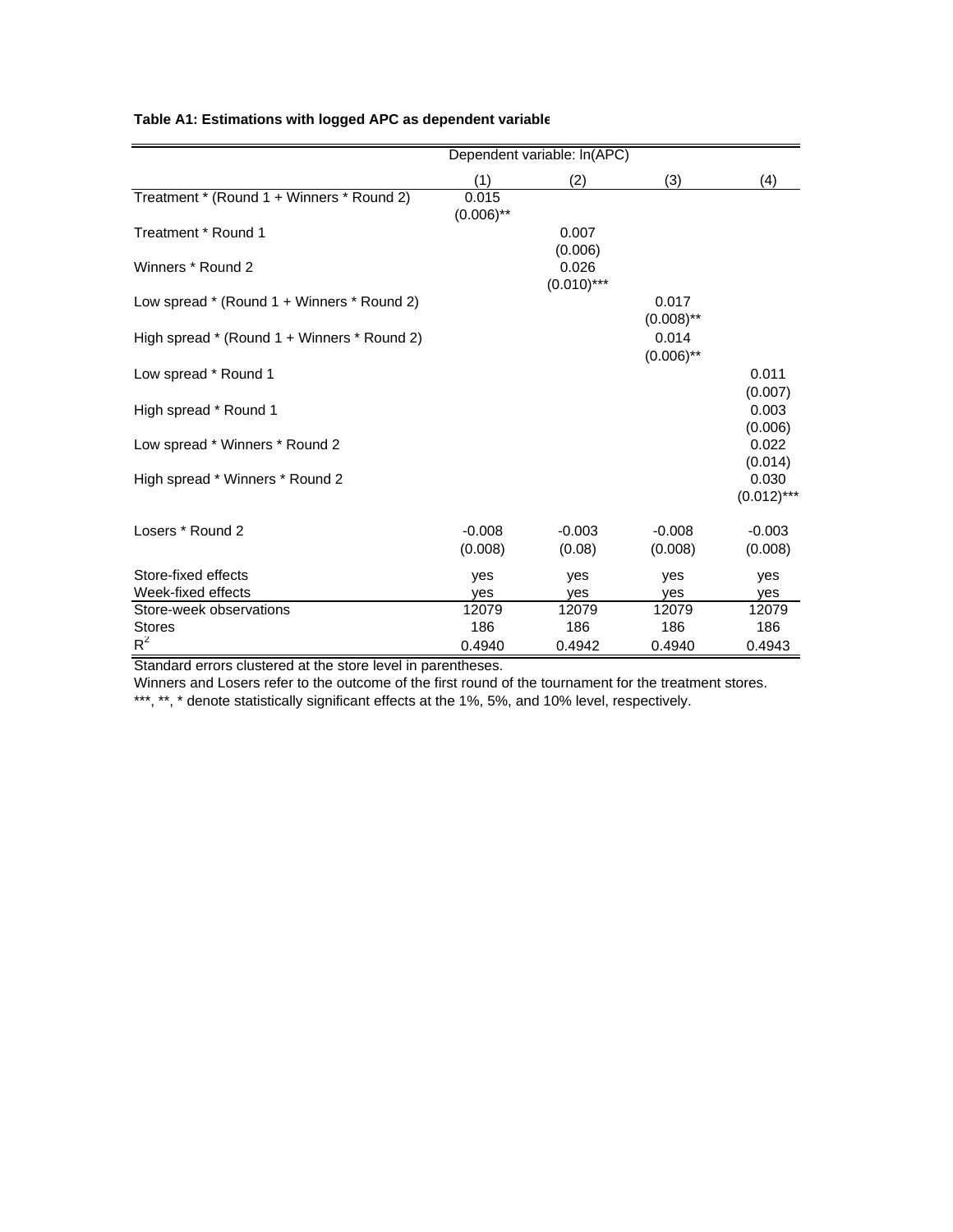**Table A1: Estimations with logged APC as dependent variable**

| | Dependent variable: ln(APC) | | | |
|---|---|---|---|---|
| | (1) | (2) | (3) | (4) |
| Treatment * (Round 1 + Winners * Round 2) | 0.015 | | | |
| | (0.006)** | | | |
| Treatment * Round 1 | | 0.007 | | |
| | | (0.006) | | |
| Winners * Round 2 | | 0.026 | | |
| | | (0.010)*** | | |
| Low spread * (Round 1 + Winners * Round 2) | | | 0.017 | |
| | | | (0.008)** | |
| High spread * (Round 1 + Winners * Round 2) | | | 0.014 | |
| | | | (0.006)** | |
| Low spread * Round 1 | | | | 0.011 |
| | | | | (0.007) |
| High spread * Round 1 | | | | 0.003 |
| | | | | (0.006) |
| Low spread * Winners * Round 2 | | | | 0.022 |
| | | | | (0.014) |
| High spread * Winners * Round 2 | | | | 0.030 |
| | | | | (0.012)*** |
| Losers * Round 2 | -0.008 | -0.003 | -0.008 | -0.003 |
| | (0.008) | (0.08) | (0.008) | (0.008) |
| Store-fixed effects | yes | yes | yes | yes |
| Week-fixed effects | yes | yes | yes | yes |
| Store-week observations | 12079 | 12079 | 12079 | 12079 |
| Stores | 186 | 186 | 186 | 186 |
| $R^2$ | 0.4940 | 0.4942 | 0.4940 | 0.4943 |

Standard errors clustered at the store level in parentheses.
Winners and Losers refer to the outcome of the first round of the tournament for the treatment stores.
***, **, * denote statistically significant effects at the 1%, 5%, and 10% level, respectively.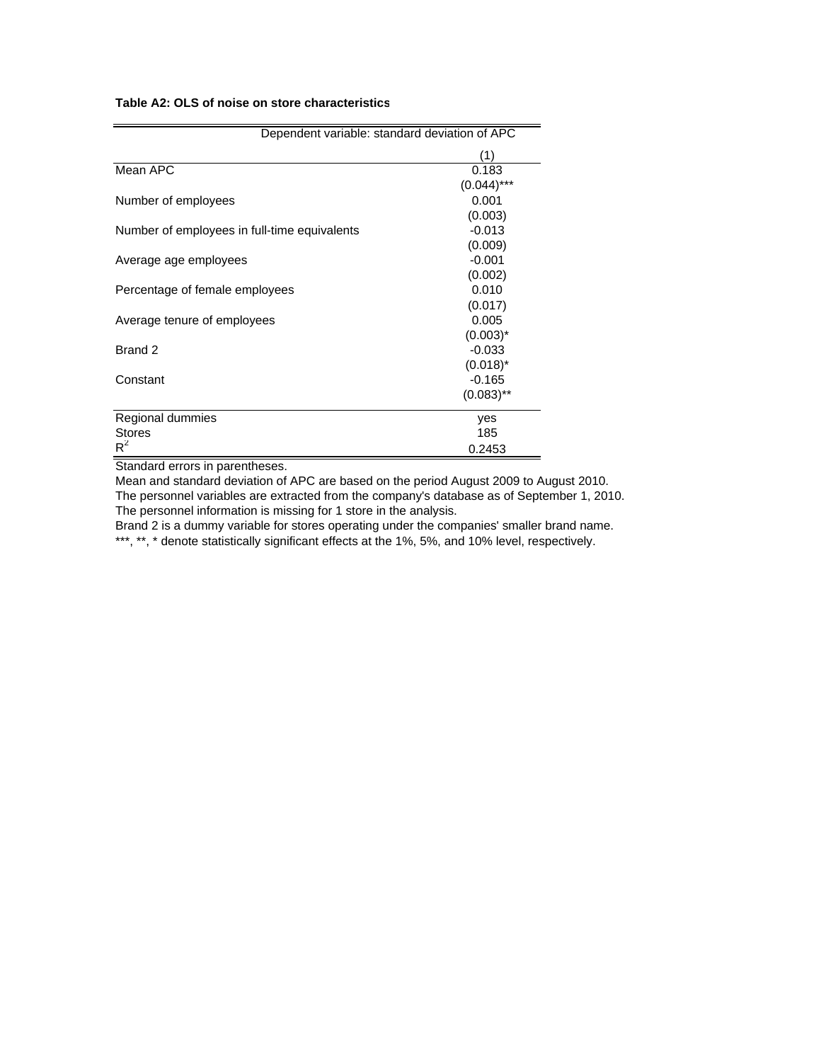**Table A2: OLS of noise on store characteristics**

| Dependent variable: standard deviation of APC | (1) |
|---|---|
| Mean APC | 0.183 |
| | (0.044)*** |
| Number of employees | 0.001 |
| | (0.003) |
| Number of employees in full-time equivalents | -0.013 |
| | (0.009) |
| Average age employees | -0.001 |
| | (0.002) |
| Percentage of female employees | 0.010 |
| | (0.017) |
| Average tenure of employees | 0.005 |
| | (0.003)* |
| Brand 2 | -0.033 |
| | (0.018)* |
| Constant | -0.165 |
| | (0.083)** |
| Regional dummies | yes |
| Stores | 185 |
| $R^2$ | 0.2453 |

Standard errors in parentheses.
Mean and standard deviation of APC are based on the period August 2009 to August 2010.
The personnel variables are extracted from the company's database as of September 1, 2010.
The personnel information is missing for 1 store in the analysis.
Brand 2 is a dummy variable for stores operating under the companies' smaller brand name.
***, **, * denote statistically significant effects at the 1%, 5%, and 10% level, respectively.